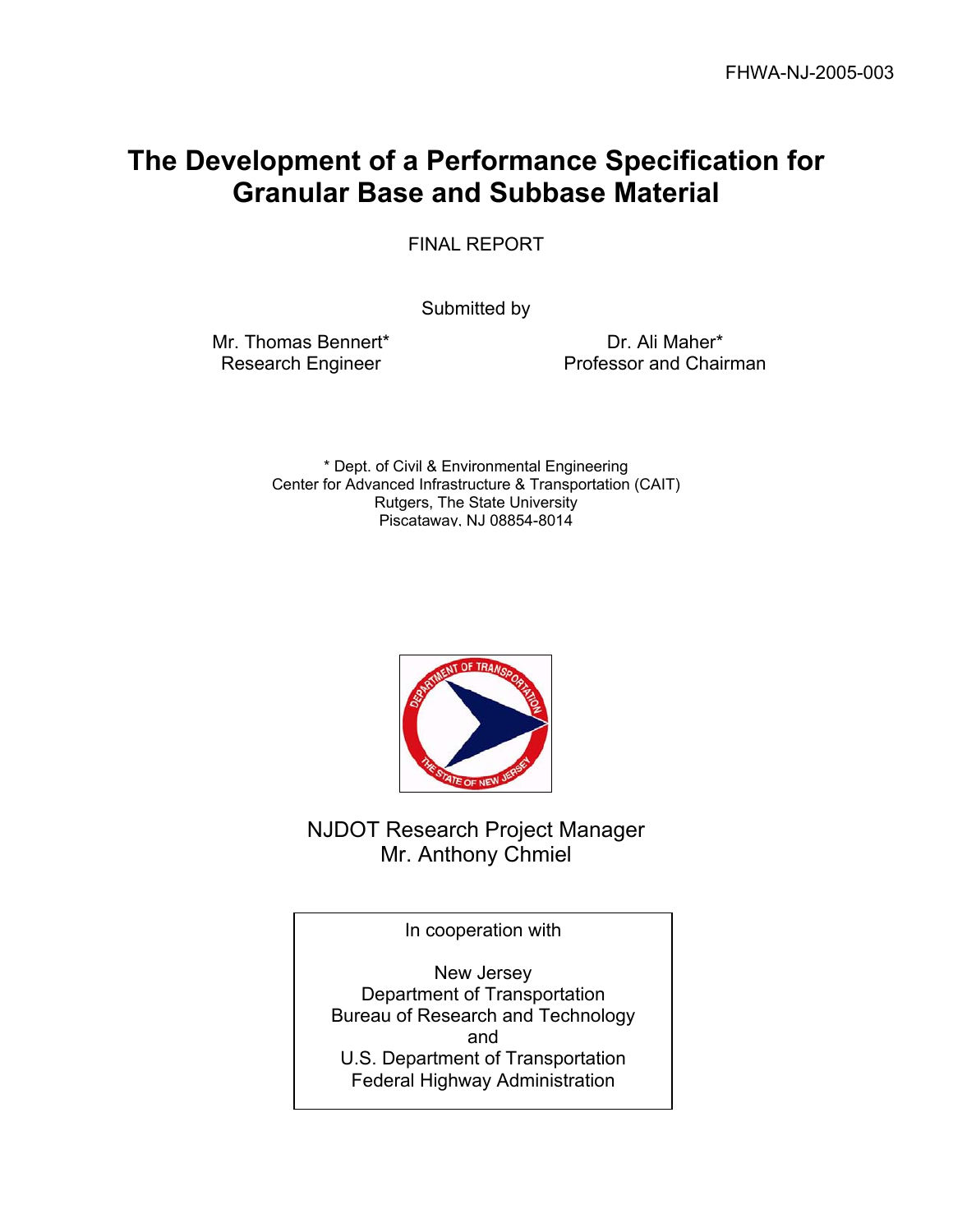FHWA-NJ-2005-003

# The Development of a Performance Specification for Granular Base and Subbase Material

FINAL REPORT

Submitted by

Mr. Thomas Bennert*
Research Engineer

Dr. Ali Maher*
Professor and Chairman

\* Dept. of Civil & Environmental Engineering
Center for Advanced Infrastructure & Transportation (CAIT)
Rutgers, The State University
Piscataway, NJ 08854-8014

NJDOT Research Project Manager
Mr. Anthony Chmiel

In cooperation with

New Jersey
Department of Transportation
Bureau of Research and Technology
and
U.S. Department of Transportation
Federal Highway Administration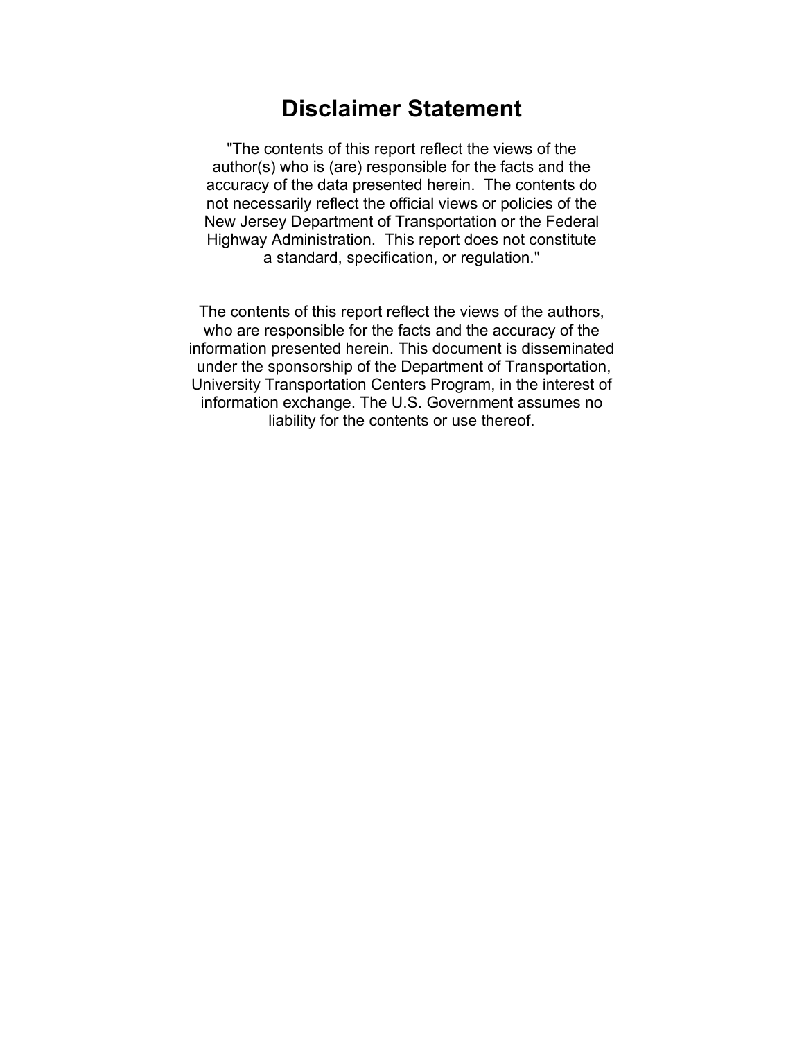# Disclaimer Statement

"The contents of this report reflect the views of the author(s) who is (are) responsible for the facts and the accuracy of the data presented herein. The contents do not necessarily reflect the official views or policies of the New Jersey Department of Transportation or the Federal Highway Administration. This report does not constitute a standard, specification, or regulation."

The contents of this report reflect the views of the authors, who are responsible for the facts and the accuracy of the information presented herein. This document is disseminated under the sponsorship of the Department of Transportation, University Transportation Centers Program, in the interest of information exchange. The U.S. Government assumes no liability for the contents or use thereof.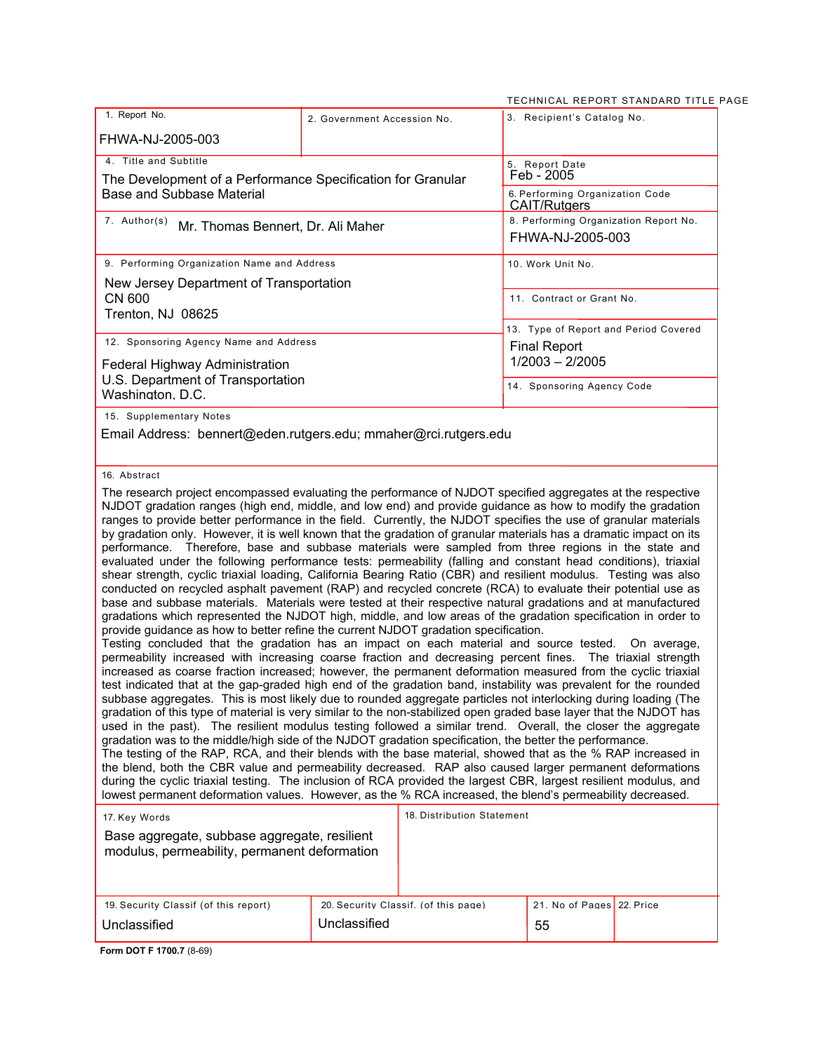TECHNICAL REPORT STANDARD TITLE PAGE

| 1. Report No. | 2. Government Accession No. | 3. Recipient's Catalog No. |
|---|---|---|
| FHWA-NJ-2005-003 | | |

| 4. Title and Subtitle | 5. Report Date |
|---|---|
| The Development of a Performance Specification for Granular Base and Subbase Material | Feb - 2005 |
| | 6. Performing Organization Code: CAIT/Rutgers |
| 7. Author(s): Mr. Thomas Bennert, Dr. Ali Maher | 8. Performing Organization Report No.: FHWA-NJ-2005-003 |
| 9. Performing Organization Name and Address: New Jersey Department of Transportation, CN 600, Trenton, NJ 08625 | 10. Work Unit No. |
| | 11. Contract or Grant No. |
| 12. Sponsoring Agency Name and Address: Federal Highway Administration, U.S. Department of Transportation, Washington, D.C. | 13. Type of Report and Period Covered: Final Report, 1/2003 – 2/2005 |
| | 14. Sponsoring Agency Code |

15. Supplementary Notes

Email Address: bennert@eden.rutgers.edu; mmaher@rci.rutgers.edu

16. Abstract

The research project encompassed evaluating the performance of NJDOT specified aggregates at the respective NJDOT gradation ranges (high end, middle, and low end) and provide guidance as how to modify the gradation ranges to provide better performance in the field. Currently, the NJDOT specifies the use of granular materials by gradation only. However, it is well known that the gradation of granular materials has a dramatic impact on its performance. Therefore, base and subbase materials were sampled from three regions in the state and evaluated under the following performance tests: permeability (falling and constant head conditions), triaxial shear strength, cyclic triaxial loading, California Bearing Ratio (CBR) and resilient modulus. Testing was also conducted on recycled asphalt pavement (RAP) and recycled concrete (RCA) to evaluate their potential use as base and subbase materials. Materials were tested at their respective natural gradations and at manufactured gradations which represented the NJDOT high, middle, and low areas of the gradation specification in order to provide guidance as how to better refine the current NJDOT gradation specification.
Testing concluded that the gradation has an impact on each material and source tested. On average, permeability increased with increasing coarse fraction and decreasing percent fines. The triaxial strength increased as coarse fraction increased; however, the permanent deformation measured from the cyclic triaxial test indicated that at the gap-graded high end of the gradation band, instability was prevalent for the rounded subbase aggregates. This is most likely due to rounded aggregate particles not interlocking during loading (The gradation of this type of material is very similar to the non-stabilized open graded base layer that the NJDOT has used in the past). The resilient modulus testing followed a similar trend. Overall, the closer the aggregate gradation was to the middle/high side of the NJDOT gradation specification, the better the performance.
The testing of the RAP, RCA, and their blends with the base material, showed that as the % RAP increased in the blend, both the CBR value and permeability decreased. RAP also caused larger permanent deformations during the cyclic triaxial testing. The inclusion of RCA provided the largest CBR, largest resilient modulus, and lowest permanent deformation values. However, as the % RCA increased, the blend's permeability decreased.

| 17. Key Words | 18. Distribution Statement |
|---|---|
| Base aggregate, subbase aggregate, resilient modulus, permeability, permanent deformation | |

| 19. Security Classif (of this report) | 20. Security Classif. (of this page) | 21. No of Pages | 22. Price |
|---|---|---|---|
| Unclassified | Unclassified | 55 | |

**Form DOT F 1700.7** (8-69)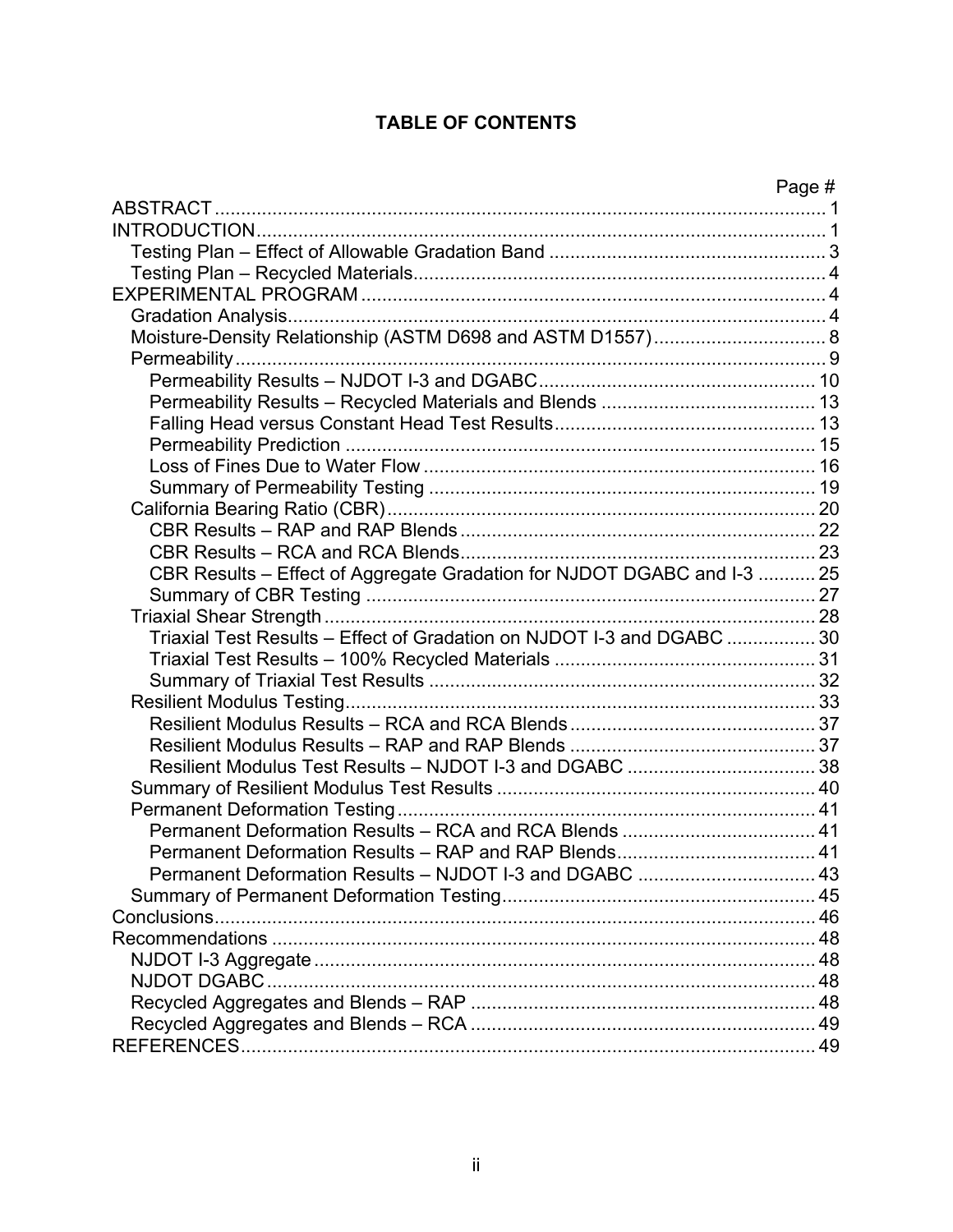**TABLE OF CONTENTS**

| | Page # |
|---|---|
| ABSTRACT | 1 |
| INTRODUCTION | 1 |
| Testing Plan – Effect of Allowable Gradation Band | 3 |
| Testing Plan – Recycled Materials | 4 |
| EXPERIMENTAL PROGRAM | 4 |
| Gradation Analysis | 4 |
| Moisture-Density Relationship (ASTM D698 and ASTM D1557) | 8 |
| Permeability | 9 |
| Permeability Results – NJDOT I-3 and DGABC | 10 |
| Permeability Results – Recycled Materials and Blends | 13 |
| Falling Head versus Constant Head Test Results | 13 |
| Permeability Prediction | 15 |
| Loss of Fines Due to Water Flow | 16 |
| Summary of Permeability Testing | 19 |
| California Bearing Ratio (CBR) | 20 |
| CBR Results – RAP and RAP Blends | 22 |
| CBR Results – RCA and RCA Blends | 23 |
| CBR Results – Effect of Aggregate Gradation for NJDOT DGABC and I-3 | 25 |
| Summary of CBR Testing | 27 |
| Triaxial Shear Strength | 28 |
| Triaxial Test Results – Effect of Gradation on NJDOT I-3 and DGABC | 30 |
| Triaxial Test Results – 100% Recycled Materials | 31 |
| Summary of Triaxial Test Results | 32 |
| Resilient Modulus Testing | 33 |
| Resilient Modulus Results – RCA and RCA Blends | 37 |
| Resilient Modulus Results – RAP and RAP Blends | 37 |
| Resilient Modulus Test Results – NJDOT I-3 and DGABC | 38 |
| Summary of Resilient Modulus Test Results | 40 |
| Permanent Deformation Testing | 41 |
| Permanent Deformation Results – RCA and RCA Blends | 41 |
| Permanent Deformation Results – RAP and RAP Blends | 41 |
| Permanent Deformation Results – NJDOT I-3 and DGABC | 43 |
| Summary of Permanent Deformation Testing | 45 |
| Conclusions | 46 |
| Recommendations | 48 |
| NJDOT I-3 Aggregate | 48 |
| NJDOT DGABC | 48 |
| Recycled Aggregates and Blends – RAP | 48 |
| Recycled Aggregates and Blends – RCA | 49 |
| REFERENCES | 49 |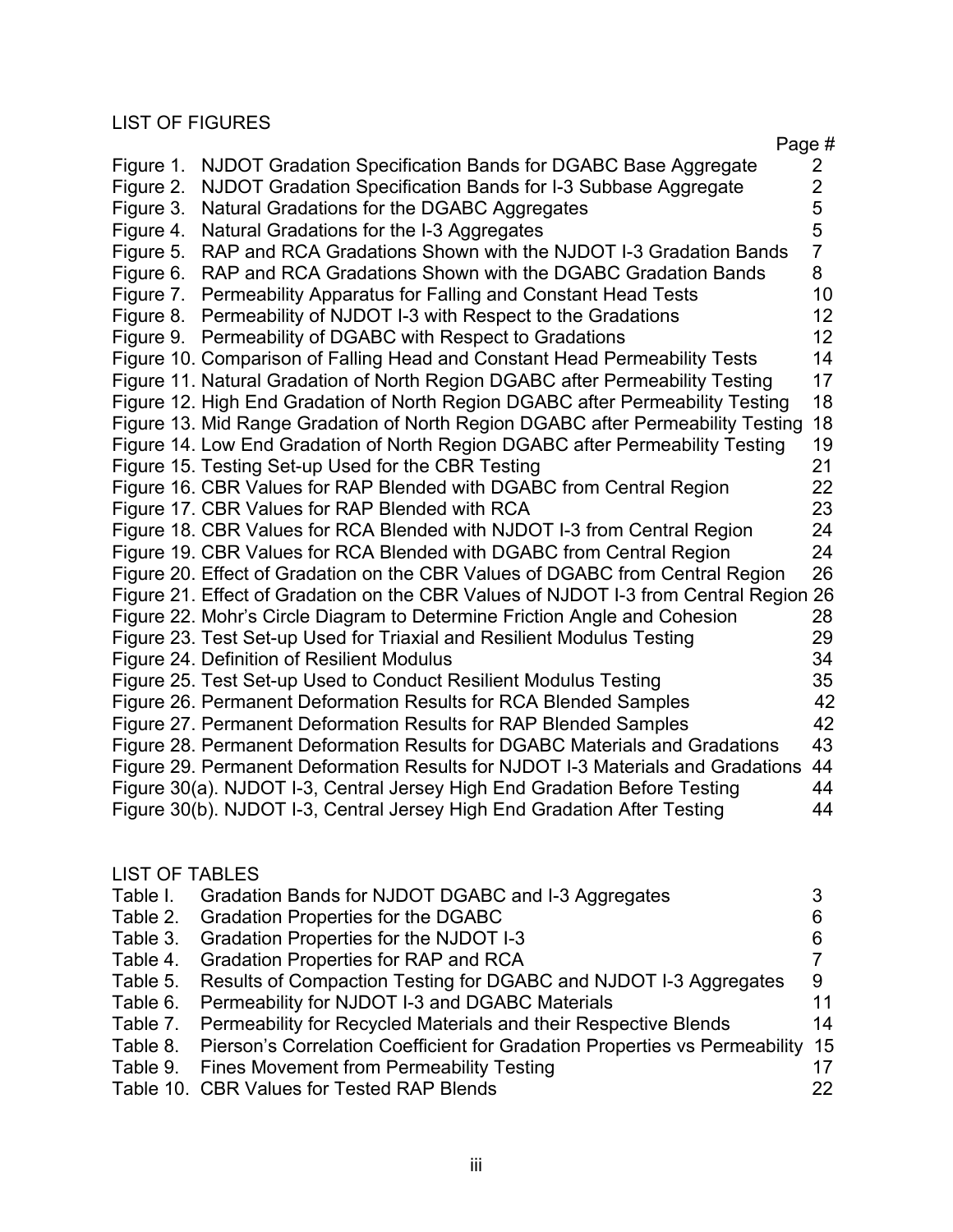## LIST OF FIGURES

| | | Page # |
|---|---|---|
| Figure 1. | NJDOT Gradation Specification Bands for DGABC Base Aggregate | 2 |
| Figure 2. | NJDOT Gradation Specification Bands for I-3 Subbase Aggregate | 2 |
| Figure 3. | Natural Gradations for the DGABC Aggregates | 5 |
| Figure 4. | Natural Gradations for the I-3 Aggregates | 5 |
| Figure 5. | RAP and RCA Gradations Shown with the NJDOT I-3 Gradation Bands | 7 |
| Figure 6. | RAP and RCA Gradations Shown with the DGABC Gradation Bands | 8 |
| Figure 7. | Permeability Apparatus for Falling and Constant Head Tests | 10 |
| Figure 8. | Permeability of NJDOT I-3 with Respect to the Gradations | 12 |
| Figure 9. | Permeability of DGABC with Respect to Gradations | 12 |
| Figure 10. | Comparison of Falling Head and Constant Head Permeability Tests | 14 |
| Figure 11. | Natural Gradation of North Region DGABC after Permeability Testing | 17 |
| Figure 12. | High End Gradation of North Region DGABC after Permeability Testing | 18 |
| Figure 13. | Mid Range Gradation of North Region DGABC after Permeability Testing | 18 |
| Figure 14. | Low End Gradation of North Region DGABC after Permeability Testing | 19 |
| Figure 15. | Testing Set-up Used for the CBR Testing | 21 |
| Figure 16. | CBR Values for RAP Blended with DGABC from Central Region | 22 |
| Figure 17. | CBR Values for RAP Blended with RCA | 23 |
| Figure 18. | CBR Values for RCA Blended with NJDOT I-3 from Central Region | 24 |
| Figure 19. | CBR Values for RCA Blended with DGABC from Central Region | 24 |
| Figure 20. | Effect of Gradation on the CBR Values of DGABC from Central Region | 26 |
| Figure 21. | Effect of Gradation on the CBR Values of NJDOT I-3 from Central Region | 26 |
| Figure 22. | Mohr's Circle Diagram to Determine Friction Angle and Cohesion | 28 |
| Figure 23. | Test Set-up Used for Triaxial and Resilient Modulus Testing | 29 |
| Figure 24. | Definition of Resilient Modulus | 34 |
| Figure 25. | Test Set-up Used to Conduct Resilient Modulus Testing | 35 |
| Figure 26. | Permanent Deformation Results for RCA Blended Samples | 42 |
| Figure 27. | Permanent Deformation Results for RAP Blended Samples | 42 |
| Figure 28. | Permanent Deformation Results for DGABC Materials and Gradations | 43 |
| Figure 29. | Permanent Deformation Results for NJDOT I-3 Materials and Gradations | 44 |
| Figure 30(a). | NJDOT I-3, Central Jersey High End Gradation Before Testing | 44 |
| Figure 30(b). | NJDOT I-3, Central Jersey High End Gradation After Testing | 44 |

## LIST OF TABLES

| | | |
|---|---|---|
| Table I. | Gradation Bands for NJDOT DGABC and I-3 Aggregates | 3 |
| Table 2. | Gradation Properties for the DGABC | 6 |
| Table 3. | Gradation Properties for the NJDOT I-3 | 6 |
| Table 4. | Gradation Properties for RAP and RCA | 7 |
| Table 5. | Results of Compaction Testing for DGABC and NJDOT I-3 Aggregates | 9 |
| Table 6. | Permeability for NJDOT I-3 and DGABC Materials | 11 |
| Table 7. | Permeability for Recycled Materials and their Respective Blends | 14 |
| Table 8. | Pierson's Correlation Coefficient for Gradation Properties vs Permeability | 15 |
| Table 9. | Fines Movement from Permeability Testing | 17 |
| Table 10. | CBR Values for Tested RAP Blends | 22 |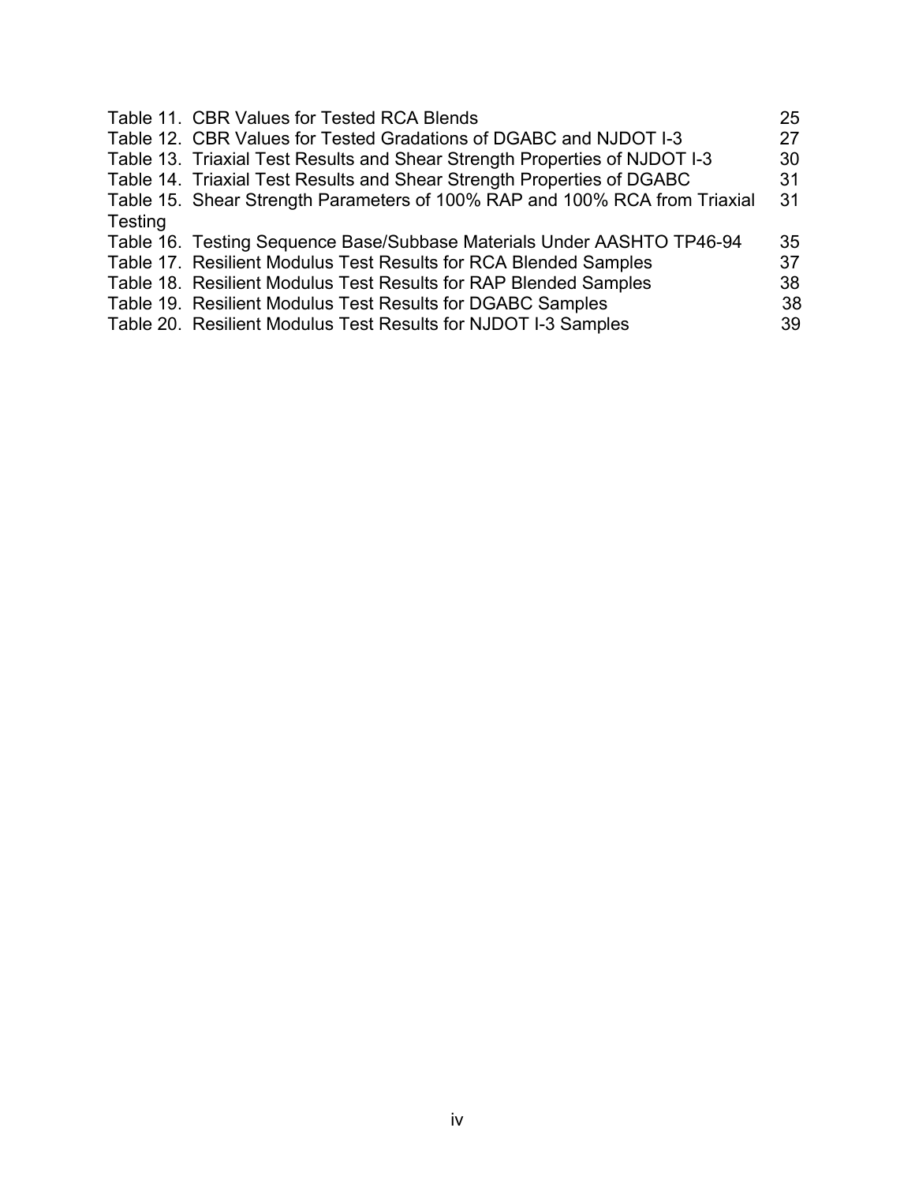| | |
|---|---|
| Table 11. CBR Values for Tested RCA Blends | 25 |
| Table 12. CBR Values for Tested Gradations of DGABC and NJDOT I-3 | 27 |
| Table 13. Triaxial Test Results and Shear Strength Properties of NJDOT I-3 | 30 |
| Table 14. Triaxial Test Results and Shear Strength Properties of DGABC | 31 |
| Table 15. Shear Strength Parameters of 100% RAP and 100% RCA from Triaxial Testing | 31 |
| Table 16. Testing Sequence Base/Subbase Materials Under AASHTO TP46-94 | 35 |
| Table 17. Resilient Modulus Test Results for RCA Blended Samples | 37 |
| Table 18. Resilient Modulus Test Results for RAP Blended Samples | 38 |
| Table 19. Resilient Modulus Test Results for DGABC Samples | 38 |
| Table 20. Resilient Modulus Test Results for NJDOT I-3 Samples | 39 |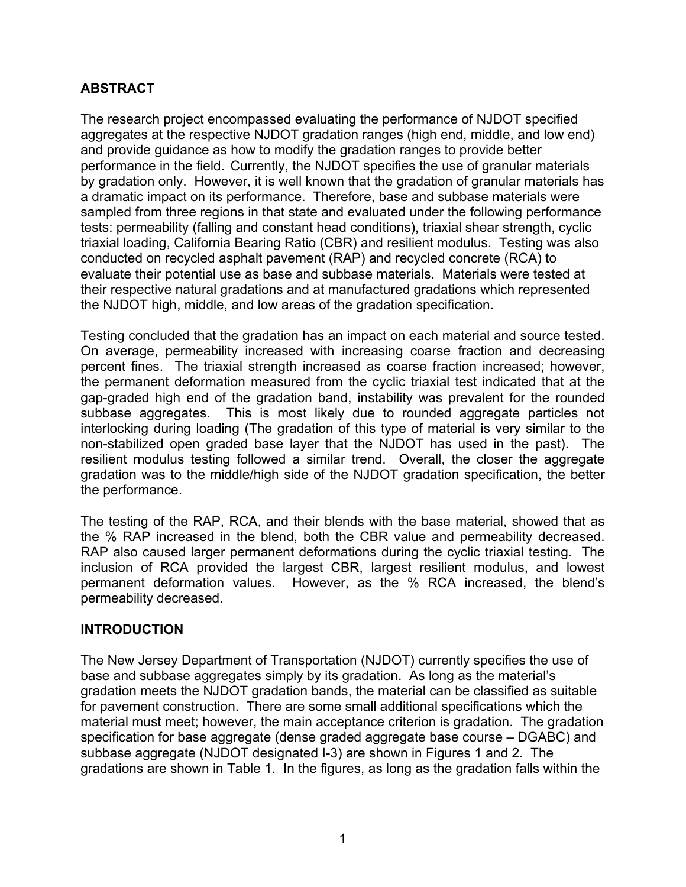## ABSTRACT

The research project encompassed evaluating the performance of NJDOT specified aggregates at the respective NJDOT gradation ranges (high end, middle, and low end) and provide guidance as how to modify the gradation ranges to provide better performance in the field. Currently, the NJDOT specifies the use of granular materials by gradation only. However, it is well known that the gradation of granular materials has a dramatic impact on its performance. Therefore, base and subbase materials were sampled from three regions in that state and evaluated under the following performance tests: permeability (falling and constant head conditions), triaxial shear strength, cyclic triaxial loading, California Bearing Ratio (CBR) and resilient modulus. Testing was also conducted on recycled asphalt pavement (RAP) and recycled concrete (RCA) to evaluate their potential use as base and subbase materials. Materials were tested at their respective natural gradations and at manufactured gradations which represented the NJDOT high, middle, and low areas of the gradation specification.

Testing concluded that the gradation has an impact on each material and source tested. On average, permeability increased with increasing coarse fraction and decreasing percent fines. The triaxial strength increased as coarse fraction increased; however, the permanent deformation measured from the cyclic triaxial test indicated that at the gap-graded high end of the gradation band, instability was prevalent for the rounded subbase aggregates. This is most likely due to rounded aggregate particles not interlocking during loading (The gradation of this type of material is very similar to the non-stabilized open graded base layer that the NJDOT has used in the past). The resilient modulus testing followed a similar trend. Overall, the closer the aggregate gradation was to the middle/high side of the NJDOT gradation specification, the better the performance.

The testing of the RAP, RCA, and their blends with the base material, showed that as the % RAP increased in the blend, both the CBR value and permeability decreased. RAP also caused larger permanent deformations during the cyclic triaxial testing. The inclusion of RCA provided the largest CBR, largest resilient modulus, and lowest permanent deformation values. However, as the % RCA increased, the blend's permeability decreased.

## INTRODUCTION

The New Jersey Department of Transportation (NJDOT) currently specifies the use of base and subbase aggregates simply by its gradation. As long as the material's gradation meets the NJDOT gradation bands, the material can be classified as suitable for pavement construction. There are some small additional specifications which the material must meet; however, the main acceptance criterion is gradation. The gradation specification for base aggregate (dense graded aggregate base course – DGABC) and subbase aggregate (NJDOT designated I-3) are shown in Figures 1 and 2. The gradations are shown in Table 1. In the figures, as long as the gradation falls within the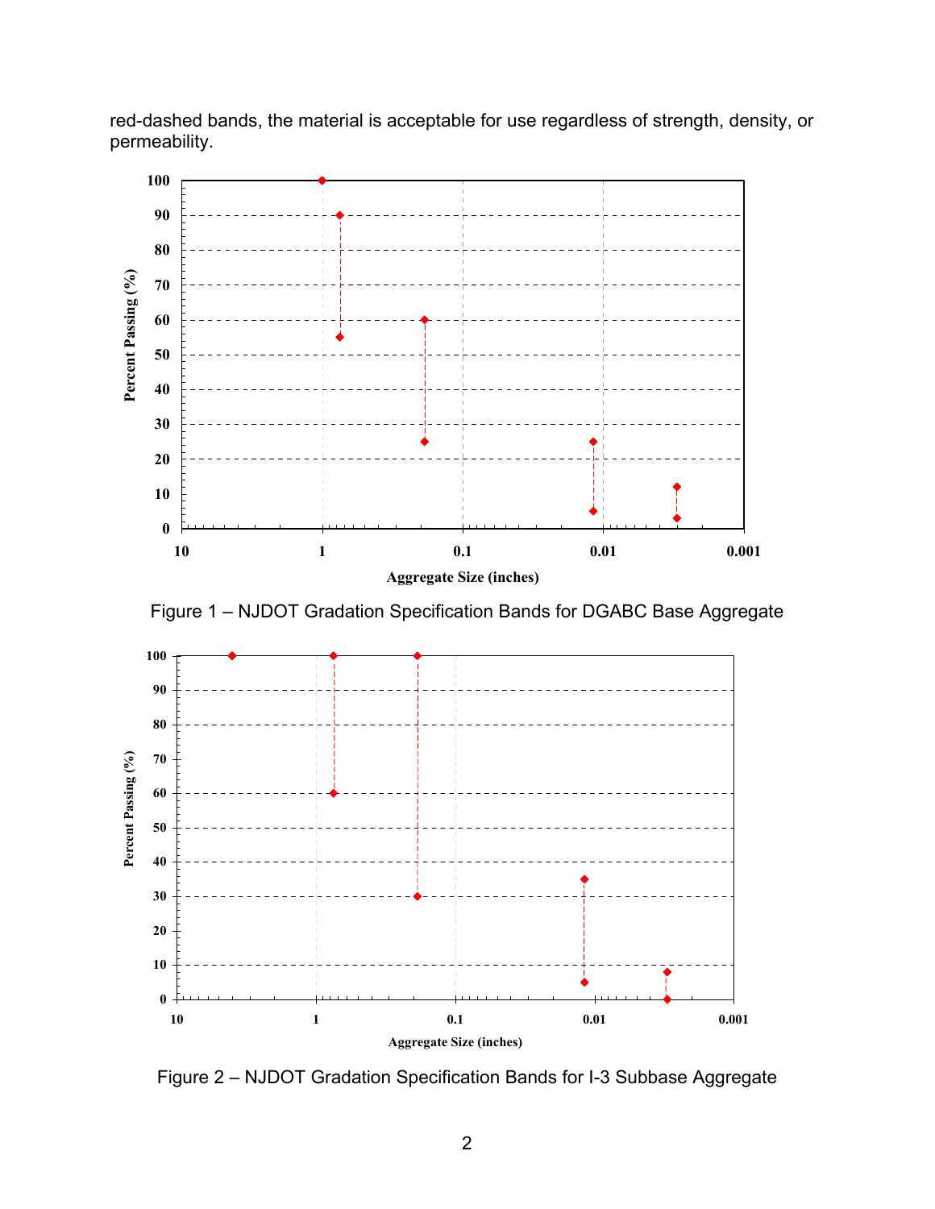red-dashed bands, the material is acceptable for use regardless of strength, density, or permeability.

Figure 1 – NJDOT Gradation Specification Bands for DGABC Base Aggregate

Figure 2 – NJDOT Gradation Specification Bands for I-3 Subbase Aggregate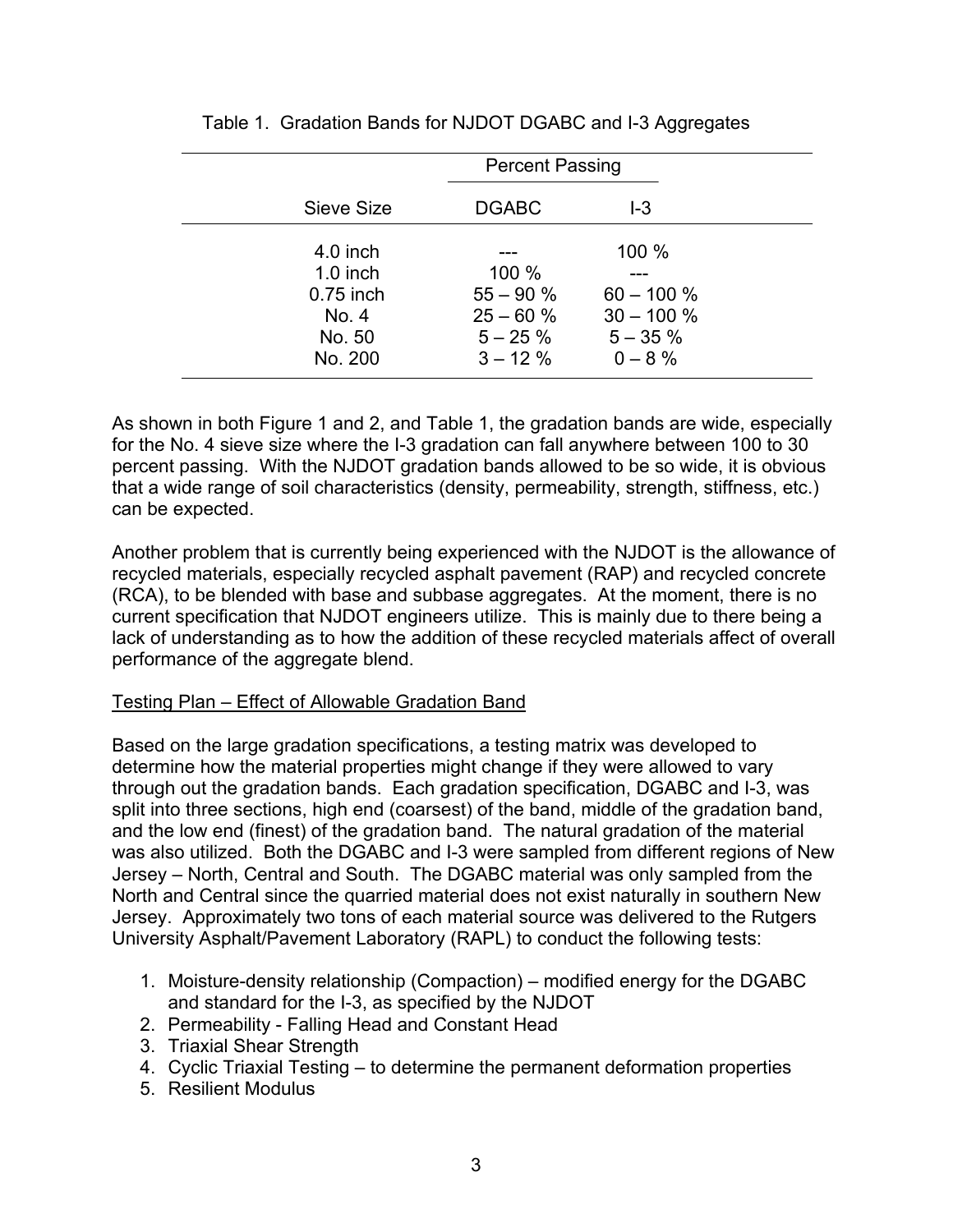Table 1. Gradation Bands for NJDOT DGABC and I-3 Aggregates

| | Percent Passing | |
|---|---|---|
| Sieve Size | DGABC | I-3 |
| 4.0 inch | --- | 100 % |
| 1.0 inch | 100 % | --- |
| 0.75 inch | 55 – 90 % | 60 – 100 % |
| No. 4 | 25 – 60 % | 30 – 100 % |
| No. 50 | 5 – 25 % | 5 – 35 % |
| No. 200 | 3 – 12 % | 0 – 8 % |

As shown in both Figure 1 and 2, and Table 1, the gradation bands are wide, especially for the No. 4 sieve size where the I-3 gradation can fall anywhere between 100 to 30 percent passing. With the NJDOT gradation bands allowed to be so wide, it is obvious that a wide range of soil characteristics (density, permeability, strength, stiffness, etc.) can be expected.

Another problem that is currently being experienced with the NJDOT is the allowance of recycled materials, especially recycled asphalt pavement (RAP) and recycled concrete (RCA), to be blended with base and subbase aggregates. At the moment, there is no current specification that NJDOT engineers utilize. This is mainly due to there being a lack of understanding as to how the addition of these recycled materials affect of overall performance of the aggregate blend.

## Testing Plan – Effect of Allowable Gradation Band

Based on the large gradation specifications, a testing matrix was developed to determine how the material properties might change if they were allowed to vary through out the gradation bands. Each gradation specification, DGABC and I-3, was split into three sections, high end (coarsest) of the band, middle of the gradation band, and the low end (finest) of the gradation band. The natural gradation of the material was also utilized. Both the DGABC and I-3 were sampled from different regions of New Jersey – North, Central and South. The DGABC material was only sampled from the North and Central since the quarried material does not exist naturally in southern New Jersey. Approximately two tons of each material source was delivered to the Rutgers University Asphalt/Pavement Laboratory (RAPL) to conduct the following tests:

1. Moisture-density relationship (Compaction) – modified energy for the DGABC and standard for the I-3, as specified by the NJDOT
2. Permeability - Falling Head and Constant Head
3. Triaxial Shear Strength
4. Cyclic Triaxial Testing – to determine the permanent deformation properties
5. Resilient Modulus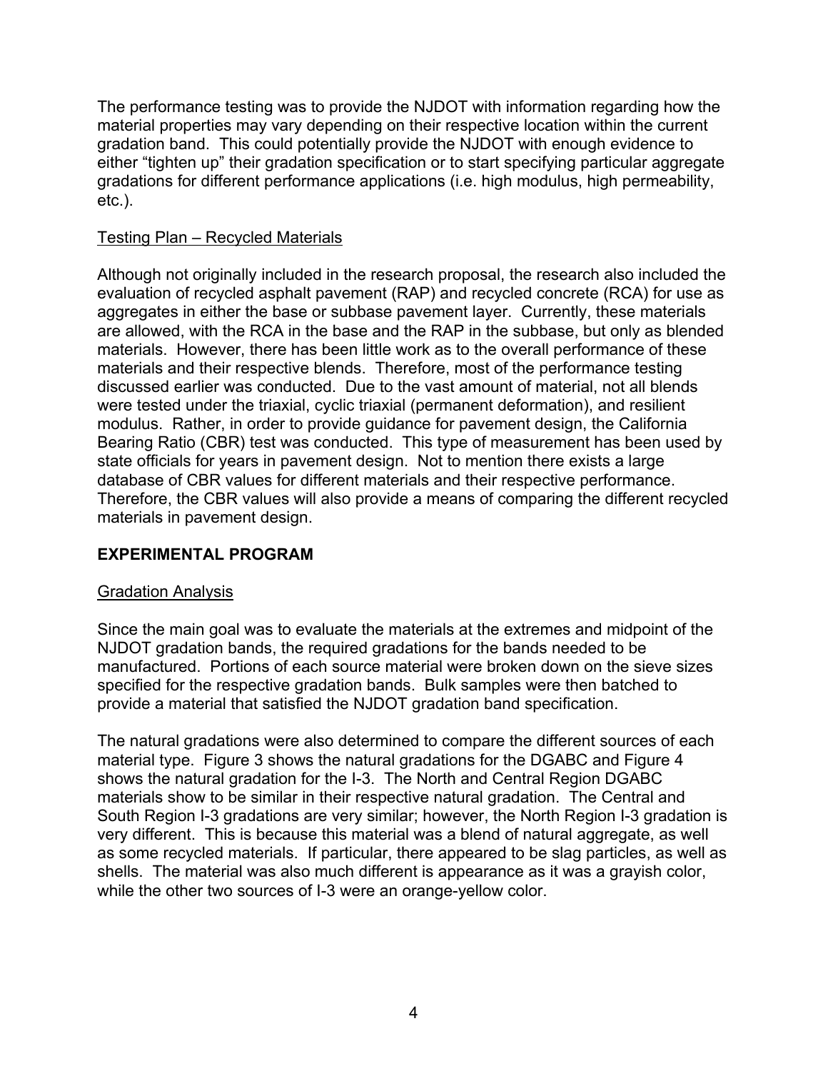The performance testing was to provide the NJDOT with information regarding how the material properties may vary depending on their respective location within the current gradation band. This could potentially provide the NJDOT with enough evidence to either "tighten up" their gradation specification or to start specifying particular aggregate gradations for different performance applications (i.e. high modulus, high permeability, etc.).

Testing Plan – Recycled Materials

Although not originally included in the research proposal, the research also included the evaluation of recycled asphalt pavement (RAP) and recycled concrete (RCA) for use as aggregates in either the base or subbase pavement layer. Currently, these materials are allowed, with the RCA in the base and the RAP in the subbase, but only as blended materials. However, there has been little work as to the overall performance of these materials and their respective blends. Therefore, most of the performance testing discussed earlier was conducted. Due to the vast amount of material, not all blends were tested under the triaxial, cyclic triaxial (permanent deformation), and resilient modulus. Rather, in order to provide guidance for pavement design, the California Bearing Ratio (CBR) test was conducted. This type of measurement has been used by state officials for years in pavement design. Not to mention there exists a large database of CBR values for different materials and their respective performance. Therefore, the CBR values will also provide a means of comparing the different recycled materials in pavement design.

## EXPERIMENTAL PROGRAM

Gradation Analysis

Since the main goal was to evaluate the materials at the extremes and midpoint of the NJDOT gradation bands, the required gradations for the bands needed to be manufactured. Portions of each source material were broken down on the sieve sizes specified for the respective gradation bands. Bulk samples were then batched to provide a material that satisfied the NJDOT gradation band specification.

The natural gradations were also determined to compare the different sources of each material type. Figure 3 shows the natural gradations for the DGABC and Figure 4 shows the natural gradation for the I-3. The North and Central Region DGABC materials show to be similar in their respective natural gradation. The Central and South Region I-3 gradations are very similar; however, the North Region I-3 gradation is very different. This is because this material was a blend of natural aggregate, as well as some recycled materials. If particular, there appeared to be slag particles, as well as shells. The material was also much different is appearance as it was a grayish color, while the other two sources of I-3 were an orange-yellow color.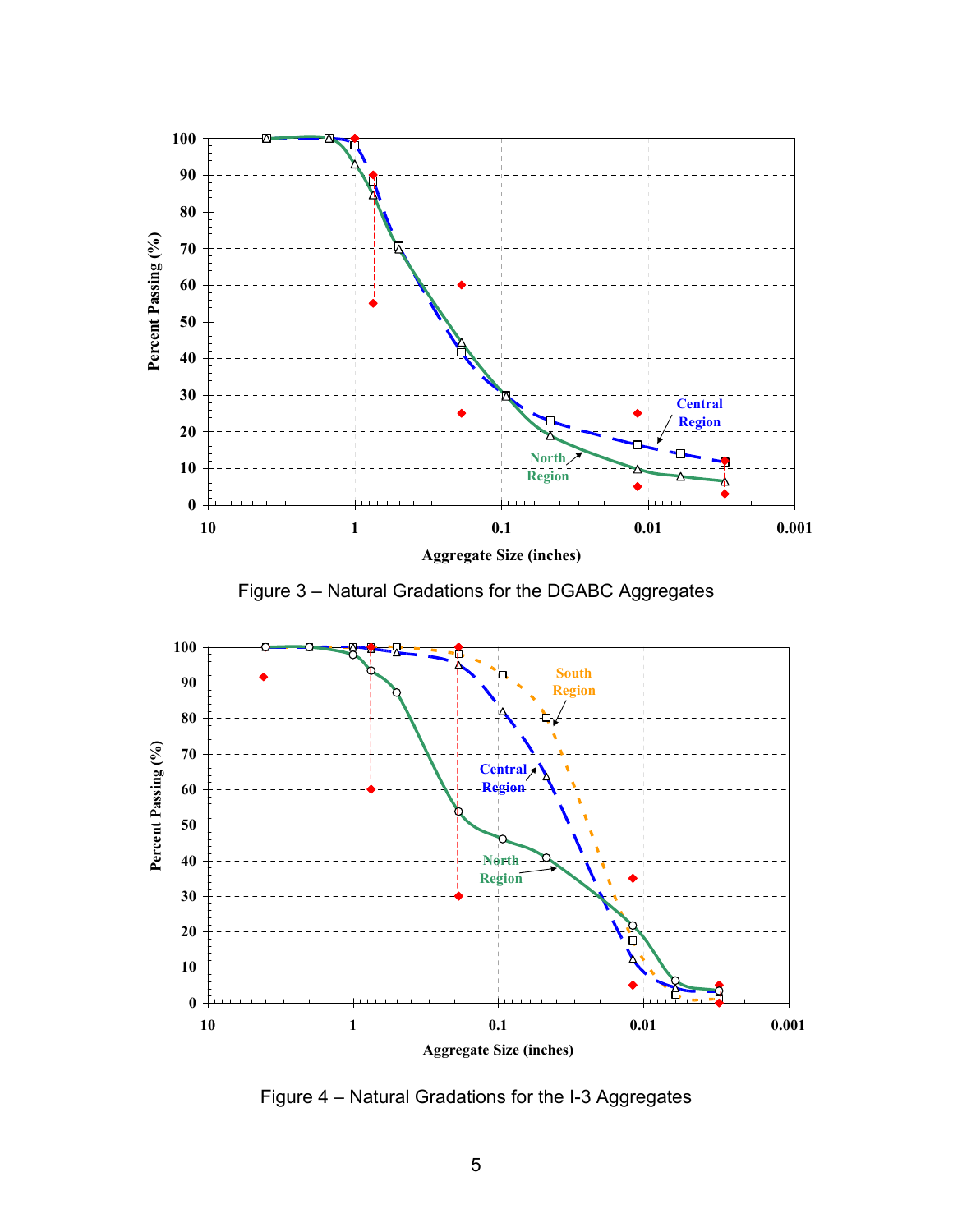Figure 3 – Natural Gradations for the DGABC Aggregates

Figure 4 – Natural Gradations for the I-3 Aggregates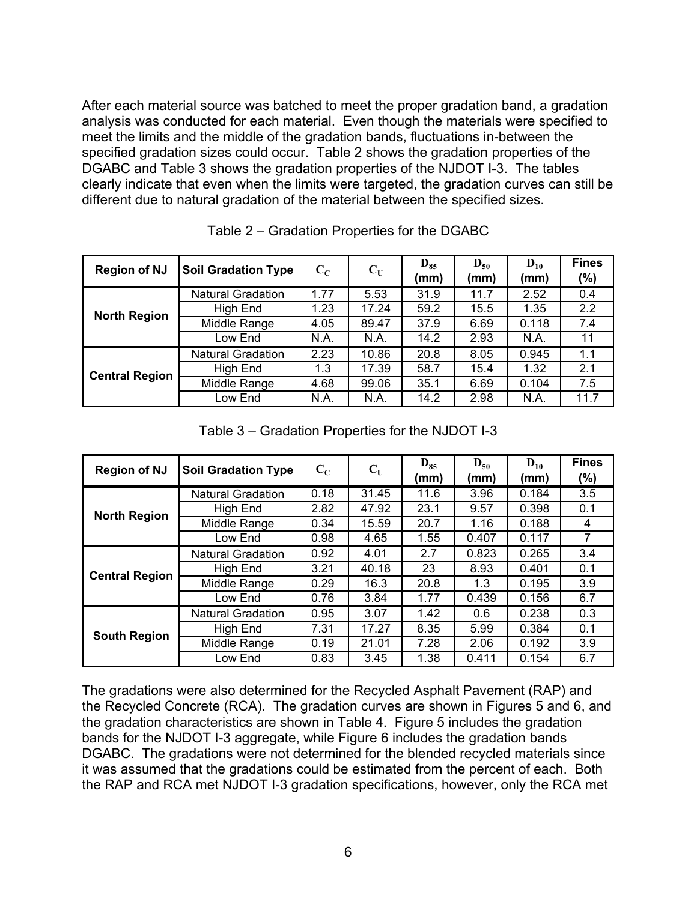After each material source was batched to meet the proper gradation band, a gradation analysis was conducted for each material. Even though the materials were specified to meet the limits and the middle of the gradation bands, fluctuations in-between the specified gradation sizes could occur. Table 2 shows the gradation properties of the DGABC and Table 3 shows the gradation properties of the NJDOT I-3. The tables clearly indicate that even when the limits were targeted, the gradation curves can still be different due to natural gradation of the material between the specified sizes.

Table 2 – Gradation Properties for the DGABC

| Region of NJ | Soil Gradation Type | $C_C$ | $C_U$ | $D_{85}$ (mm) | $D_{50}$ (mm) | $D_{10}$ (mm) | Fines (%) |
|---|---|---|---|---|---|---|---|
| North Region | Natural Gradation | 1.77 | 5.53 | 31.9 | 11.7 | 2.52 | 0.4 |
| | High End | 1.23 | 17.24 | 59.2 | 15.5 | 1.35 | 2.2 |
| | Middle Range | 4.05 | 89.47 | 37.9 | 6.69 | 0.118 | 7.4 |
| | Low End | N.A. | N.A. | 14.2 | 2.93 | N.A. | 11 |
| Central Region | Natural Gradation | 2.23 | 10.86 | 20.8 | 8.05 | 0.945 | 1.1 |
| | High End | 1.3 | 17.39 | 58.7 | 15.4 | 1.32 | 2.1 |
| | Middle Range | 4.68 | 99.06 | 35.1 | 6.69 | 0.104 | 7.5 |
| | Low End | N.A. | N.A. | 14.2 | 2.98 | N.A. | 11.7 |

Table 3 – Gradation Properties for the NJDOT I-3

| Region of NJ | Soil Gradation Type | $C_C$ | $C_U$ | $D_{85}$ (mm) | $D_{50}$ (mm) | $D_{10}$ (mm) | Fines (%) |
|---|---|---|---|---|---|---|---|
| North Region | Natural Gradation | 0.18 | 31.45 | 11.6 | 3.96 | 0.184 | 3.5 |
| | High End | 2.82 | 47.92 | 23.1 | 9.57 | 0.398 | 0.1 |
| | Middle Range | 0.34 | 15.59 | 20.7 | 1.16 | 0.188 | 4 |
| | Low End | 0.98 | 4.65 | 1.55 | 0.407 | 0.117 | 7 |
| Central Region | Natural Gradation | 0.92 | 4.01 | 2.7 | 0.823 | 0.265 | 3.4 |
| | High End | 3.21 | 40.18 | 23 | 8.93 | 0.401 | 0.1 |
| | Middle Range | 0.29 | 16.3 | 20.8 | 1.3 | 0.195 | 3.9 |
| | Low End | 0.76 | 3.84 | 1.77 | 0.439 | 0.156 | 6.7 |
| South Region | Natural Gradation | 0.95 | 3.07 | 1.42 | 0.6 | 0.238 | 0.3 |
| | High End | 7.31 | 17.27 | 8.35 | 5.99 | 0.384 | 0.1 |
| | Middle Range | 0.19 | 21.01 | 7.28 | 2.06 | 0.192 | 3.9 |
| | Low End | 0.83 | 3.45 | 1.38 | 0.411 | 0.154 | 6.7 |

The gradations were also determined for the Recycled Asphalt Pavement (RAP) and the Recycled Concrete (RCA). The gradation curves are shown in Figures 5 and 6, and the gradation characteristics are shown in Table 4. Figure 5 includes the gradation bands for the NJDOT I-3 aggregate, while Figure 6 includes the gradation bands DGABC. The gradations were not determined for the blended recycled materials since it was assumed that the gradations could be estimated from the percent of each. Both the RAP and RCA met NJDOT I-3 gradation specifications, however, only the RCA met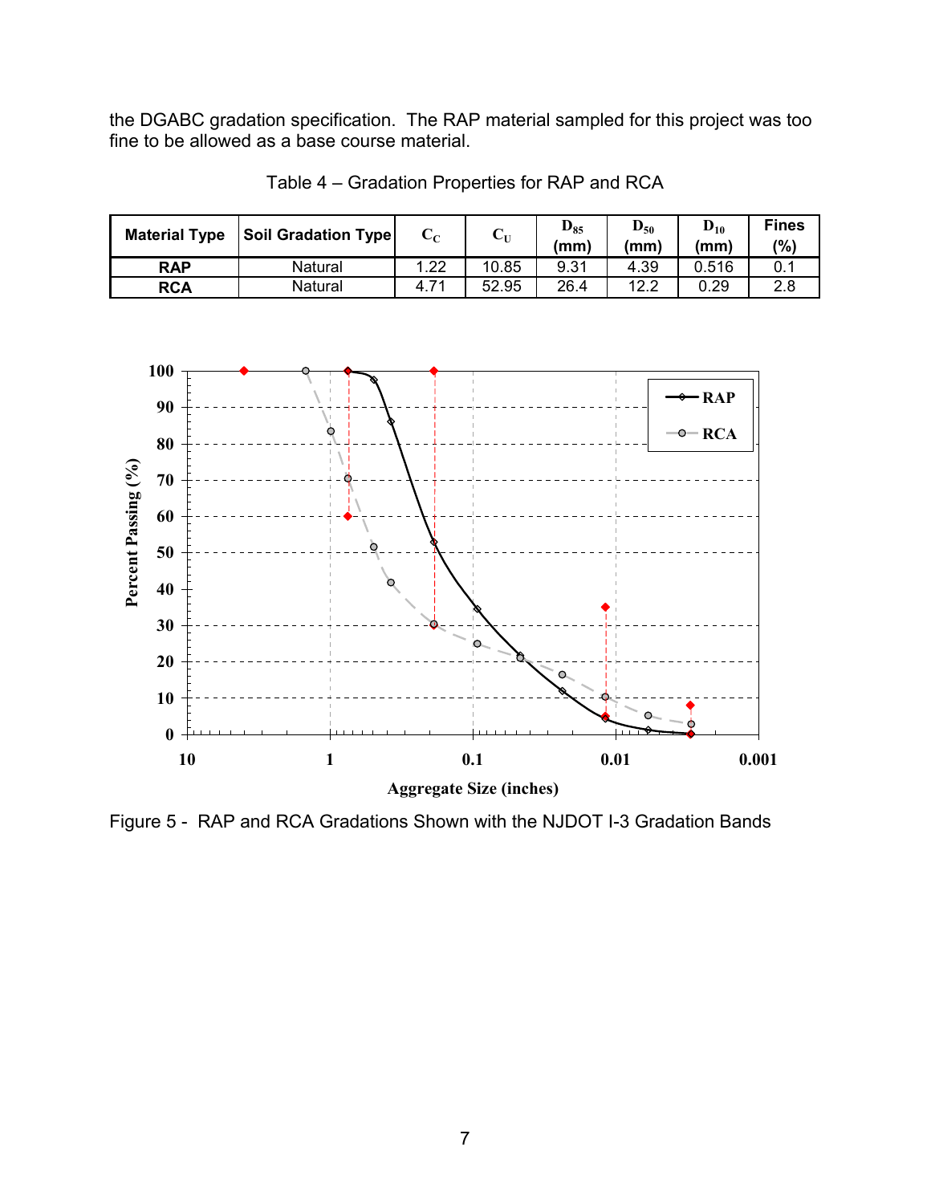the DGABC gradation specification. The RAP material sampled for this project was too fine to be allowed as a base course material.

Table 4 – Gradation Properties for RAP and RCA

| Material Type | Soil Gradation Type | $C_C$ | $C_U$ | $D_{85}$ (mm) | $D_{50}$ (mm) | $D_{10}$ (mm) | Fines (%) |
|---|---|---|---|---|---|---|---|
| **RAP** | Natural | 1.22 | 10.85 | 9.31 | 4.39 | 0.516 | 0.1 |
| **RCA** | Natural | 4.71 | 52.95 | 26.4 | 12.2 | 0.29 | 2.8 |

Figure 5 - RAP and RCA Gradations Shown with the NJDOT I-3 Gradation Bands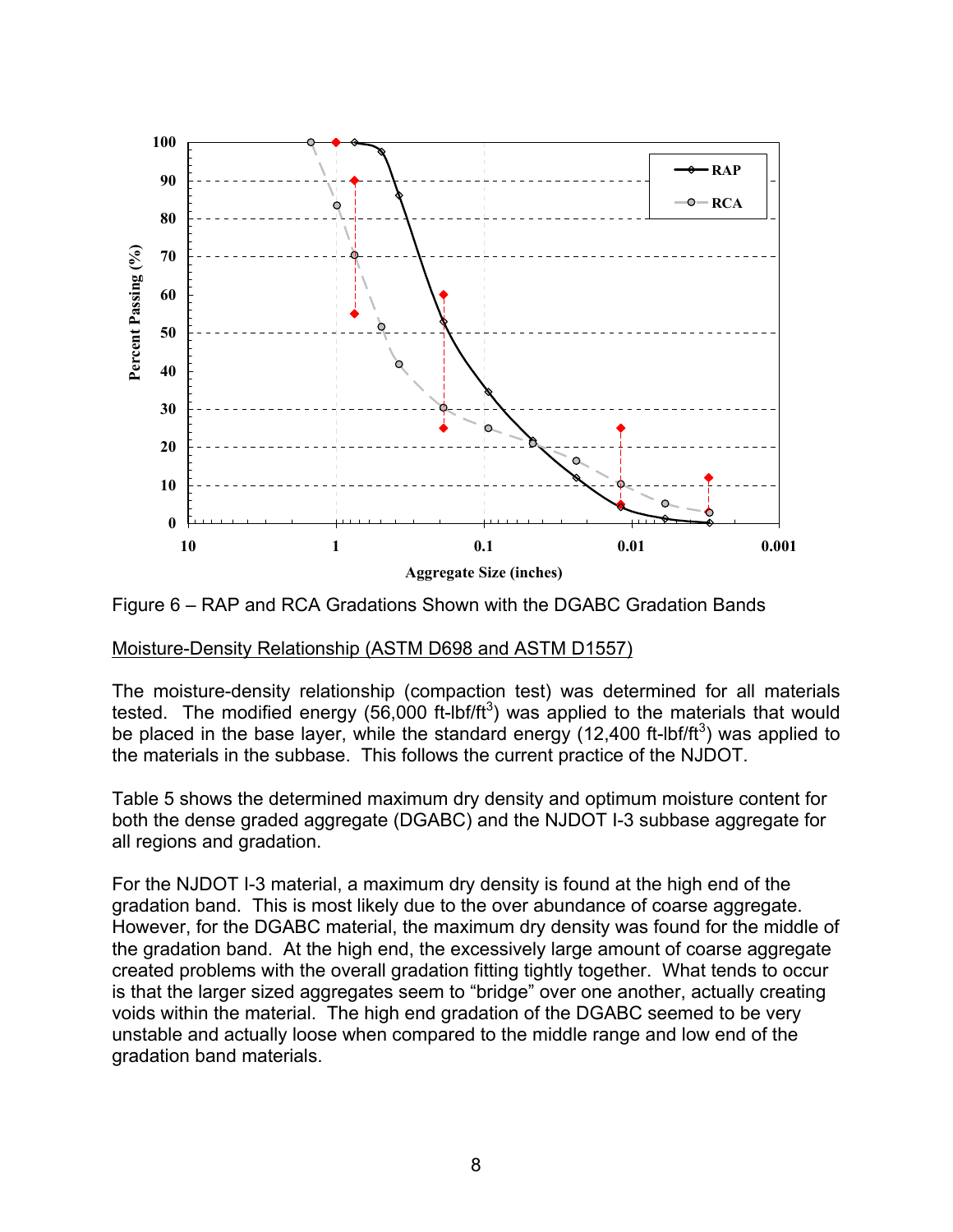Figure 6 – RAP and RCA Gradations Shown with the DGABC Gradation Bands

Moisture-Density Relationship (ASTM D698 and ASTM D1557)

The moisture-density relationship (compaction test) was determined for all materials tested. The modified energy (56,000 ft-lbf/ft$^3$) was applied to the materials that would be placed in the base layer, while the standard energy (12,400 ft-lbf/ft$^3$) was applied to the materials in the subbase. This follows the current practice of the NJDOT.

Table 5 shows the determined maximum dry density and optimum moisture content for both the dense graded aggregate (DGABC) and the NJDOT I-3 subbase aggregate for all regions and gradation.

For the NJDOT I-3 material, a maximum dry density is found at the high end of the gradation band. This is most likely due to the over abundance of coarse aggregate. However, for the DGABC material, the maximum dry density was found for the middle of the gradation band. At the high end, the excessively large amount of coarse aggregate created problems with the overall gradation fitting tightly together. What tends to occur is that the larger sized aggregates seem to "bridge" over one another, actually creating voids within the material. The high end gradation of the DGABC seemed to be very unstable and actually loose when compared to the middle range and low end of the gradation band materials.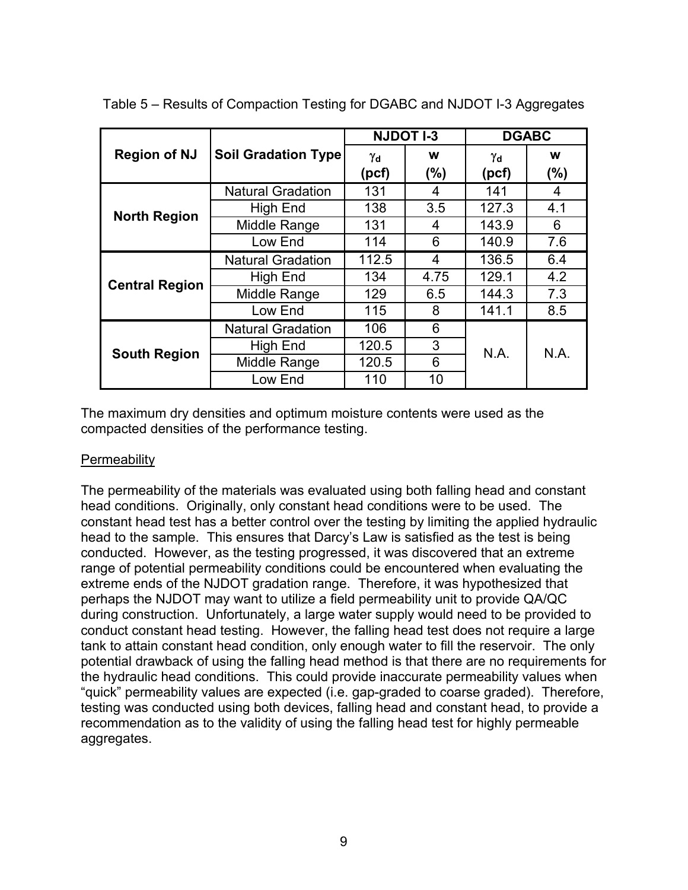Table 5 – Results of Compaction Testing for DGABC and NJDOT I-3 Aggregates

| Region of NJ | Soil Gradation Type | NJDOT I-3 | | DGABC | |
|---|---|---|---|---|---|
| | | $\gamma_d$ (pcf) | w (%) | $\gamma_d$ (pcf) | w (%) |
| North Region | Natural Gradation | 131 | 4 | 141 | 4 |
| | High End | 138 | 3.5 | 127.3 | 4.1 |
| | Middle Range | 131 | 4 | 143.9 | 6 |
| | Low End | 114 | 6 | 140.9 | 7.6 |
| Central Region | Natural Gradation | 112.5 | 4 | 136.5 | 6.4 |
| | High End | 134 | 4.75 | 129.1 | 4.2 |
| | Middle Range | 129 | 6.5 | 144.3 | 7.3 |
| | Low End | 115 | 8 | 141.1 | 8.5 |
| South Region | Natural Gradation | 106 | 6 | N.A. | N.A. |
| | High End | 120.5 | 3 | | |
| | Middle Range | 120.5 | 6 | | |
| | Low End | 110 | 10 | | |

The maximum dry densities and optimum moisture contents were used as the compacted densities of the performance testing.

Permeability

The permeability of the materials was evaluated using both falling head and constant head conditions. Originally, only constant head conditions were to be used. The constant head test has a better control over the testing by limiting the applied hydraulic head to the sample. This ensures that Darcy's Law is satisfied as the test is being conducted. However, as the testing progressed, it was discovered that an extreme range of potential permeability conditions could be encountered when evaluating the extreme ends of the NJDOT gradation range. Therefore, it was hypothesized that perhaps the NJDOT may want to utilize a field permeability unit to provide QA/QC during construction. Unfortunately, a large water supply would need to be provided to conduct constant head testing. However, the falling head test does not require a large tank to attain constant head condition, only enough water to fill the reservoir. The only potential drawback of using the falling head method is that there are no requirements for the hydraulic head conditions. This could provide inaccurate permeability values when "quick" permeability values are expected (i.e. gap-graded to coarse graded). Therefore, testing was conducted using both devices, falling head and constant head, to provide a recommendation as to the validity of using the falling head test for highly permeable aggregates.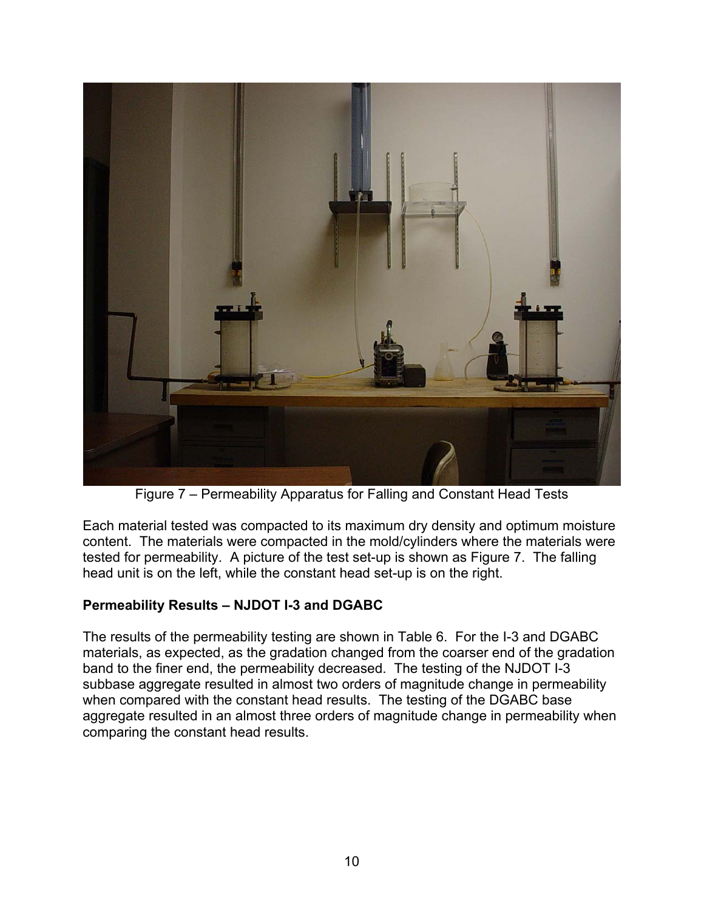Figure 7 – Permeability Apparatus for Falling and Constant Head Tests

Each material tested was compacted to its maximum dry density and optimum moisture content. The materials were compacted in the mold/cylinders where the materials were tested for permeability. A picture of the test set-up is shown as Figure 7. The falling head unit is on the left, while the constant head set-up is on the right.

## Permeability Results – NJDOT I-3 and DGABC

The results of the permeability testing are shown in Table 6. For the I-3 and DGABC materials, as expected, as the gradation changed from the coarser end of the gradation band to the finer end, the permeability decreased. The testing of the NJDOT I-3 subbase aggregate resulted in almost two orders of magnitude change in permeability when compared with the constant head results. The testing of the DGABC base aggregate resulted in an almost three orders of magnitude change in permeability when comparing the constant head results.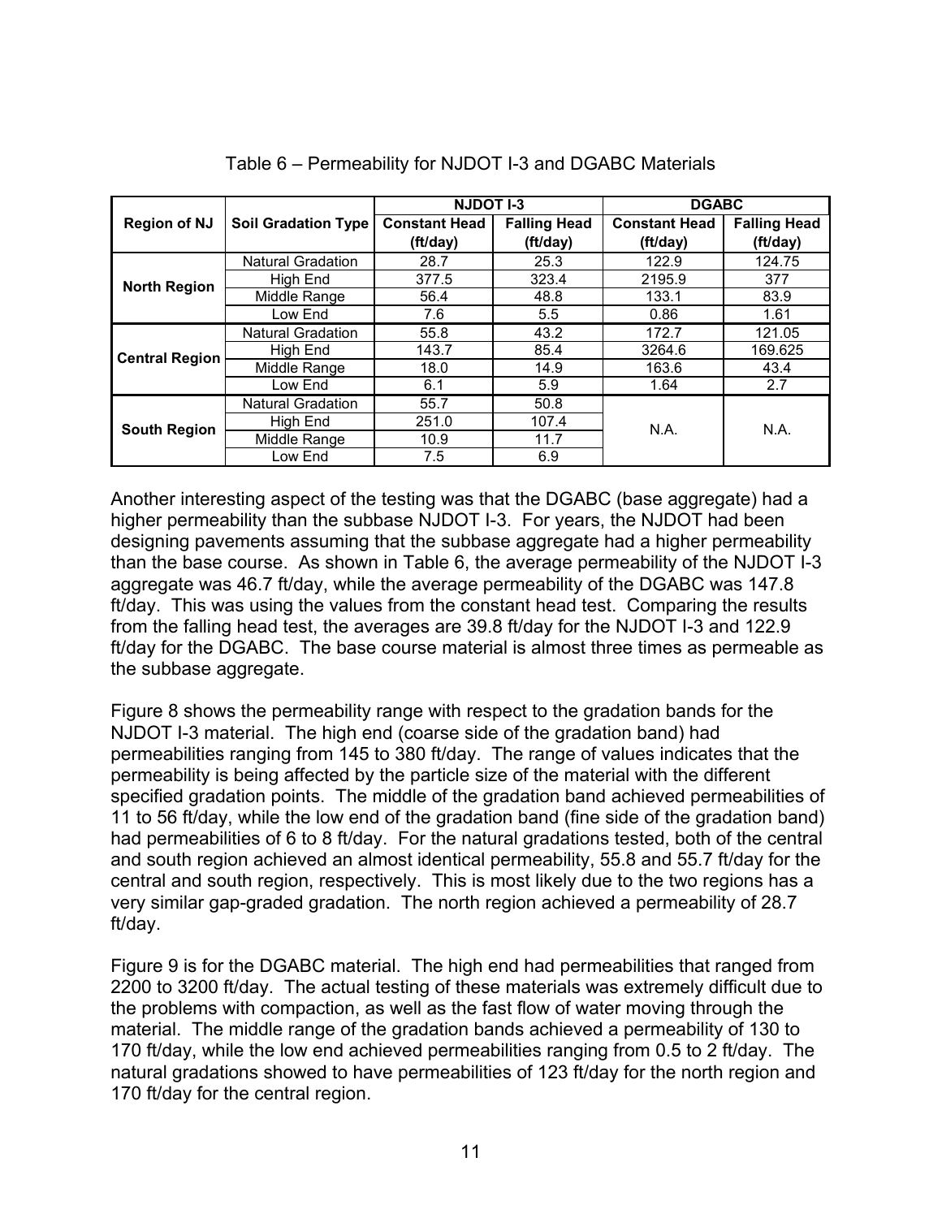Table 6 – Permeability for NJDOT I-3 and DGABC Materials

| Region of NJ | Soil Gradation Type | NJDOT I-3 | | DGABC | |
|---|---|---|---|---|---|
| | | Constant Head (ft/day) | Falling Head (ft/day) | Constant Head (ft/day) | Falling Head (ft/day) |
| North Region | Natural Gradation | 28.7 | 25.3 | 122.9 | 124.75 |
| | High End | 377.5 | 323.4 | 2195.9 | 377 |
| | Middle Range | 56.4 | 48.8 | 133.1 | 83.9 |
| | Low End | 7.6 | 5.5 | 0.86 | 1.61 |
| Central Region | Natural Gradation | 55.8 | 43.2 | 172.7 | 121.05 |
| | High End | 143.7 | 85.4 | 3264.6 | 169.625 |
| | Middle Range | 18.0 | 14.9 | 163.6 | 43.4 |
| | Low End | 6.1 | 5.9 | 1.64 | 2.7 |
| South Region | Natural Gradation | 55.7 | 50.8 | N.A. | N.A. |
| | High End | 251.0 | 107.4 | | |
| | Middle Range | 10.9 | 11.7 | | |
| | Low End | 7.5 | 6.9 | | |

Another interesting aspect of the testing was that the DGABC (base aggregate) had a higher permeability than the subbase NJDOT I-3. For years, the NJDOT had been designing pavements assuming that the subbase aggregate had a higher permeability than the base course. As shown in Table 6, the average permeability of the NJDOT I-3 aggregate was 46.7 ft/day, while the average permeability of the DGABC was 147.8 ft/day. This was using the values from the constant head test. Comparing the results from the falling head test, the averages are 39.8 ft/day for the NJDOT I-3 and 122.9 ft/day for the DGABC. The base course material is almost three times as permeable as the subbase aggregate.

Figure 8 shows the permeability range with respect to the gradation bands for the NJDOT I-3 material. The high end (coarse side of the gradation band) had permeabilities ranging from 145 to 380 ft/day. The range of values indicates that the permeability is being affected by the particle size of the material with the different specified gradation points. The middle of the gradation band achieved permeabilities of 11 to 56 ft/day, while the low end of the gradation band (fine side of the gradation band) had permeabilities of 6 to 8 ft/day. For the natural gradations tested, both of the central and south region achieved an almost identical permeability, 55.8 and 55.7 ft/day for the central and south region, respectively. This is most likely due to the two regions has a very similar gap-graded gradation. The north region achieved a permeability of 28.7 ft/day.

Figure 9 is for the DGABC material. The high end had permeabilities that ranged from 2200 to 3200 ft/day. The actual testing of these materials was extremely difficult due to the problems with compaction, as well as the fast flow of water moving through the material. The middle range of the gradation bands achieved a permeability of 130 to 170 ft/day, while the low end achieved permeabilities ranging from 0.5 to 2 ft/day. The natural gradations showed to have permeabilities of 123 ft/day for the north region and 170 ft/day for the central region.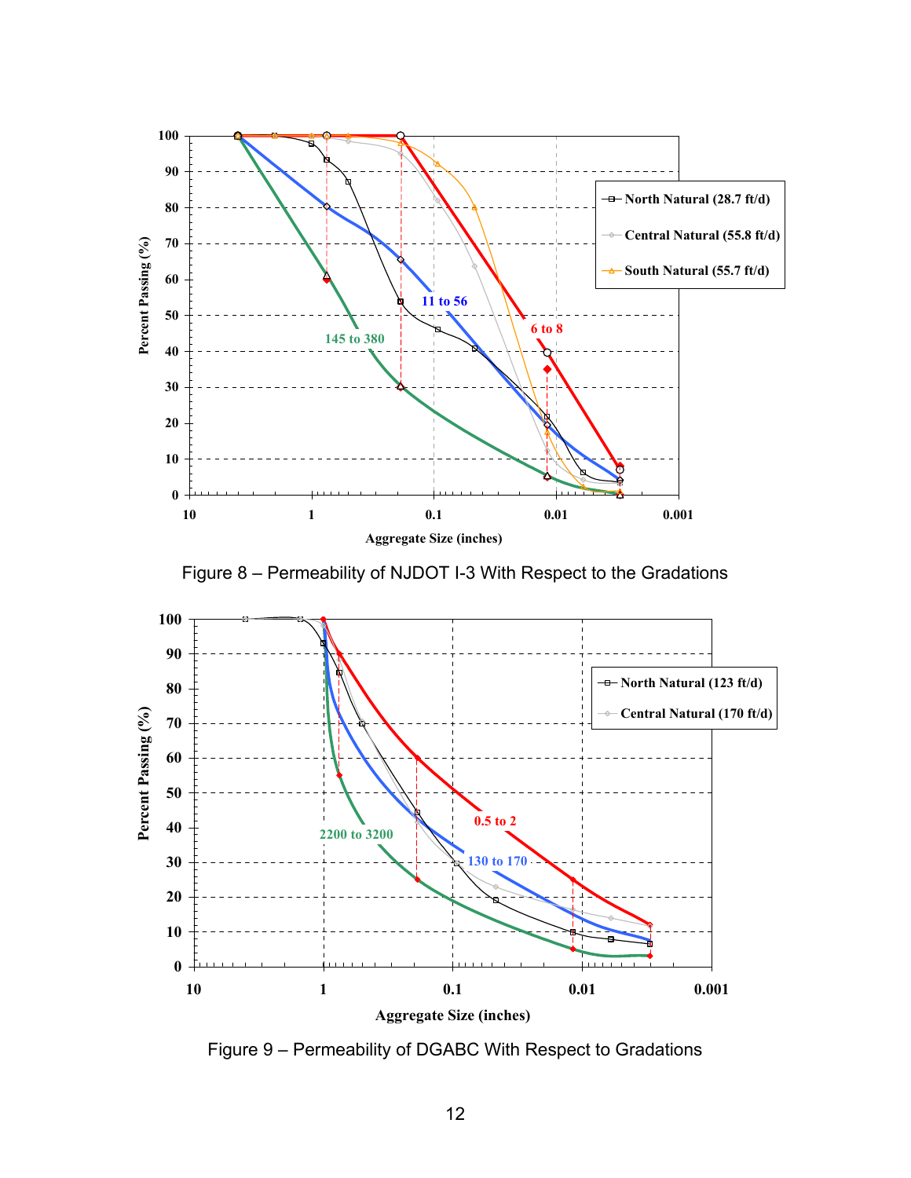Figure 8 – Permeability of NJDOT I-3 With Respect to the Gradations

Figure 9 – Permeability of DGABC With Respect to Gradations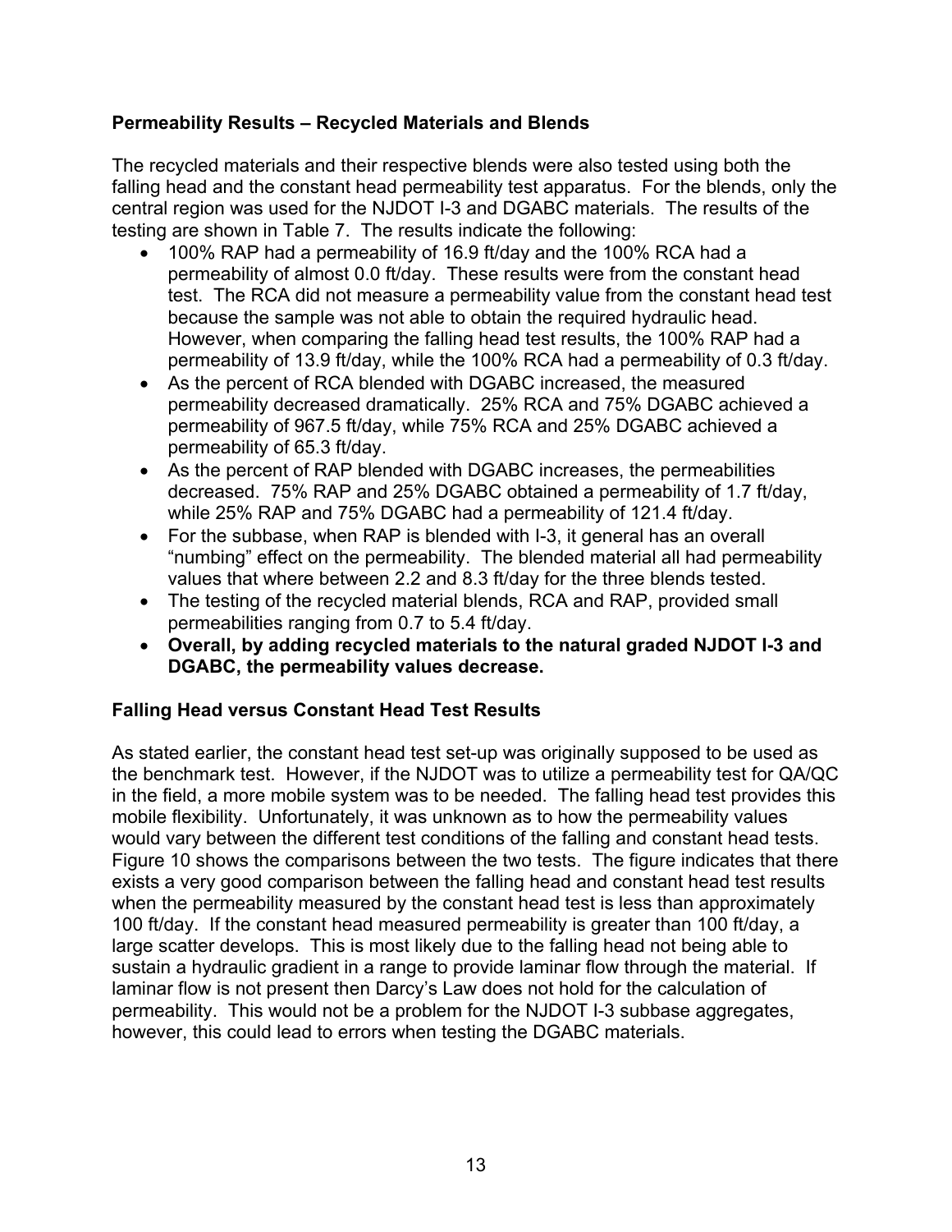### Permeability Results – Recycled Materials and Blends

The recycled materials and their respective blends were also tested using both the falling head and the constant head permeability test apparatus. For the blends, only the central region was used for the NJDOT I-3 and DGABC materials. The results of the testing are shown in Table 7. The results indicate the following:

- 100% RAP had a permeability of 16.9 ft/day and the 100% RCA had a permeability of almost 0.0 ft/day. These results were from the constant head test. The RCA did not measure a permeability value from the constant head test because the sample was not able to obtain the required hydraulic head. However, when comparing the falling head test results, the 100% RAP had a permeability of 13.9 ft/day, while the 100% RCA had a permeability of 0.3 ft/day.
- As the percent of RCA blended with DGABC increased, the measured permeability decreased dramatically. 25% RCA and 75% DGABC achieved a permeability of 967.5 ft/day, while 75% RCA and 25% DGABC achieved a permeability of 65.3 ft/day.
- As the percent of RAP blended with DGABC increases, the permeabilities decreased. 75% RAP and 25% DGABC obtained a permeability of 1.7 ft/day, while 25% RAP and 75% DGABC had a permeability of 121.4 ft/day.
- For the subbase, when RAP is blended with I-3, it general has an overall "numbing" effect on the permeability. The blended material all had permeability values that where between 2.2 and 8.3 ft/day for the three blends tested.
- The testing of the recycled material blends, RCA and RAP, provided small permeabilities ranging from 0.7 to 5.4 ft/day.
- **Overall, by adding recycled materials to the natural graded NJDOT I-3 and DGABC, the permeability values decrease.**

### Falling Head versus Constant Head Test Results

As stated earlier, the constant head test set-up was originally supposed to be used as the benchmark test. However, if the NJDOT was to utilize a permeability test for QA/QC in the field, a more mobile system was to be needed. The falling head test provides this mobile flexibility. Unfortunately, it was unknown as to how the permeability values would vary between the different test conditions of the falling and constant head tests. Figure 10 shows the comparisons between the two tests. The figure indicates that there exists a very good comparison between the falling head and constant head test results when the permeability measured by the constant head test is less than approximately 100 ft/day. If the constant head measured permeability is greater than 100 ft/day, a large scatter develops. This is most likely due to the falling head not being able to sustain a hydraulic gradient in a range to provide laminar flow through the material. If laminar flow is not present then Darcy's Law does not hold for the calculation of permeability. This would not be a problem for the NJDOT I-3 subbase aggregates, however, this could lead to errors when testing the DGABC materials.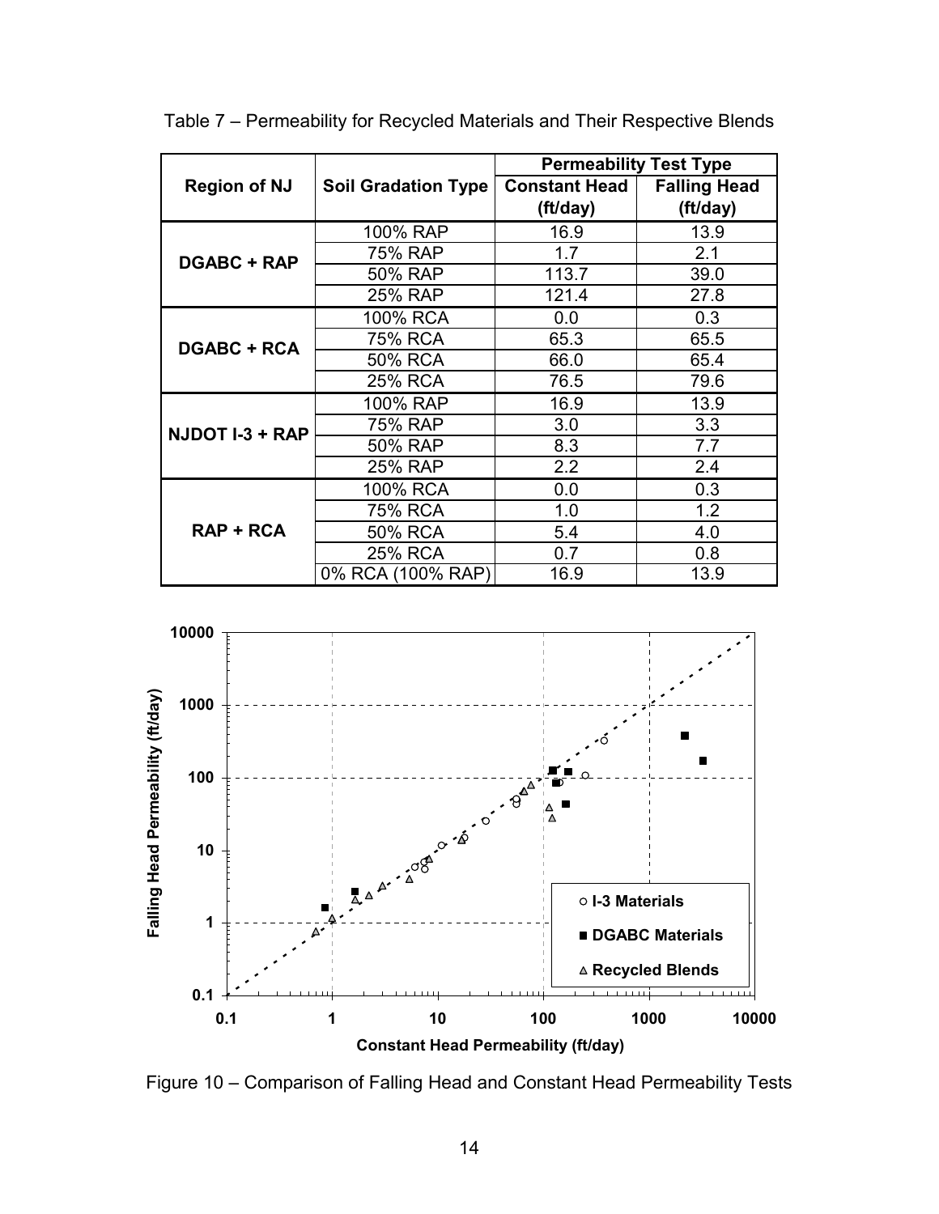Table 7 – Permeability for Recycled Materials and Their Respective Blends

| Region of NJ | Soil Gradation Type | Permeability Test Type | |
|---|---|---|---|
| | | Constant Head (ft/day) | Falling Head (ft/day) |
| DGABC + RAP | 100% RAP | 16.9 | 13.9 |
| | 75% RAP | 1.7 | 2.1 |
| | 50% RAP | 113.7 | 39.0 |
| | 25% RAP | 121.4 | 27.8 |
| DGABC + RCA | 100% RCA | 0.0 | 0.3 |
| | 75% RCA | 65.3 | 65.5 |
| | 50% RCA | 66.0 | 65.4 |
| | 25% RCA | 76.5 | 79.6 |
| NJDOT I-3 + RAP | 100% RAP | 16.9 | 13.9 |
| | 75% RAP | 3.0 | 3.3 |
| | 50% RAP | 8.3 | 7.7 |
| | 25% RAP | 2.2 | 2.4 |
| RAP + RCA | 100% RCA | 0.0 | 0.3 |
| | 75% RCA | 1.0 | 1.2 |
| | 50% RCA | 5.4 | 4.0 |
| | 25% RCA | 0.7 | 0.8 |
| | 0% RCA (100% RAP) | 16.9 | 13.9 |

Figure 10 – Comparison of Falling Head and Constant Head Permeability Tests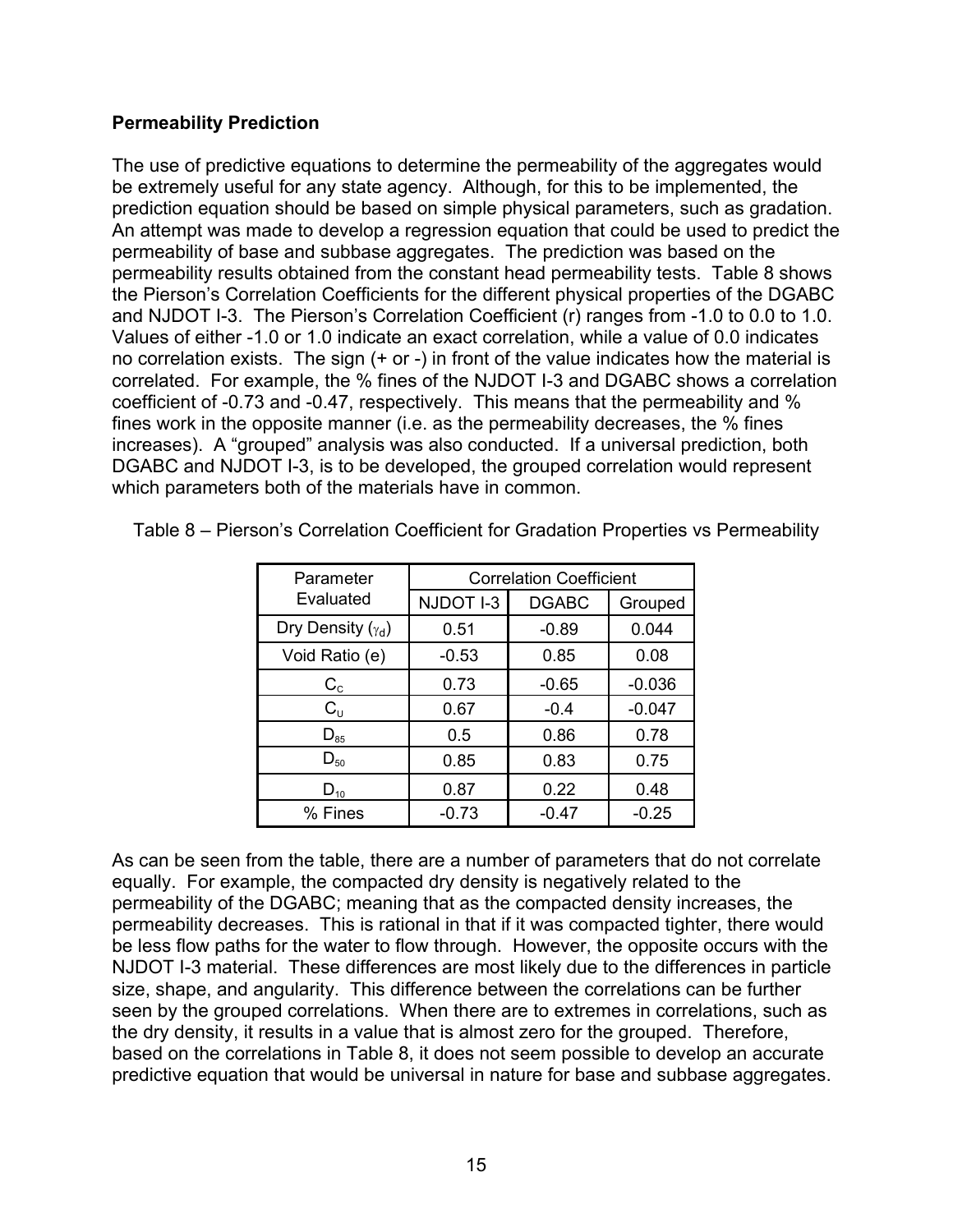## Permeability Prediction

The use of predictive equations to determine the permeability of the aggregates would be extremely useful for any state agency. Although, for this to be implemented, the prediction equation should be based on simple physical parameters, such as gradation. An attempt was made to develop a regression equation that could be used to predict the permeability of base and subbase aggregates. The prediction was based on the permeability results obtained from the constant head permeability tests. Table 8 shows the Pierson's Correlation Coefficients for the different physical properties of the DGABC and NJDOT I-3. The Pierson's Correlation Coefficient (r) ranges from -1.0 to 0.0 to 1.0. Values of either -1.0 or 1.0 indicate an exact correlation, while a value of 0.0 indicates no correlation exists. The sign (+ or -) in front of the value indicates how the material is correlated. For example, the % fines of the NJDOT I-3 and DGABC shows a correlation coefficient of -0.73 and -0.47, respectively. This means that the permeability and % fines work in the opposite manner (i.e. as the permeability decreases, the % fines increases). A "grouped" analysis was also conducted. If a universal prediction, both DGABC and NJDOT I-3, is to be developed, the grouped correlation would represent which parameters both of the materials have in common.

Table 8 – Pierson's Correlation Coefficient for Gradation Properties vs Permeability

| Parameter Evaluated | Correlation Coefficient | | |
|---|---|---|---|
| | NJDOT I-3 | DGABC | Grouped |
| Dry Density ($\gamma_d$) | 0.51 | -0.89 | 0.044 |
| Void Ratio (e) | -0.53 | 0.85 | 0.08 |
| $C_c$ | 0.73 | -0.65 | -0.036 |
| $C_U$ | 0.67 | -0.4 | -0.047 |
| $D_{85}$ | 0.5 | 0.86 | 0.78 |
| $D_{50}$ | 0.85 | 0.83 | 0.75 |
| $D_{10}$ | 0.87 | 0.22 | 0.48 |
| % Fines | -0.73 | -0.47 | -0.25 |

As can be seen from the table, there are a number of parameters that do not correlate equally. For example, the compacted dry density is negatively related to the permeability of the DGABC; meaning that as the compacted density increases, the permeability decreases. This is rational in that if it was compacted tighter, there would be less flow paths for the water to flow through. However, the opposite occurs with the NJDOT I-3 material. These differences are most likely due to the differences in particle size, shape, and angularity. This difference between the correlations can be further seen by the grouped correlations. When there are to extremes in correlations, such as the dry density, it results in a value that is almost zero for the grouped. Therefore, based on the correlations in Table 8, it does not seem possible to develop an accurate predictive equation that would be universal in nature for base and subbase aggregates.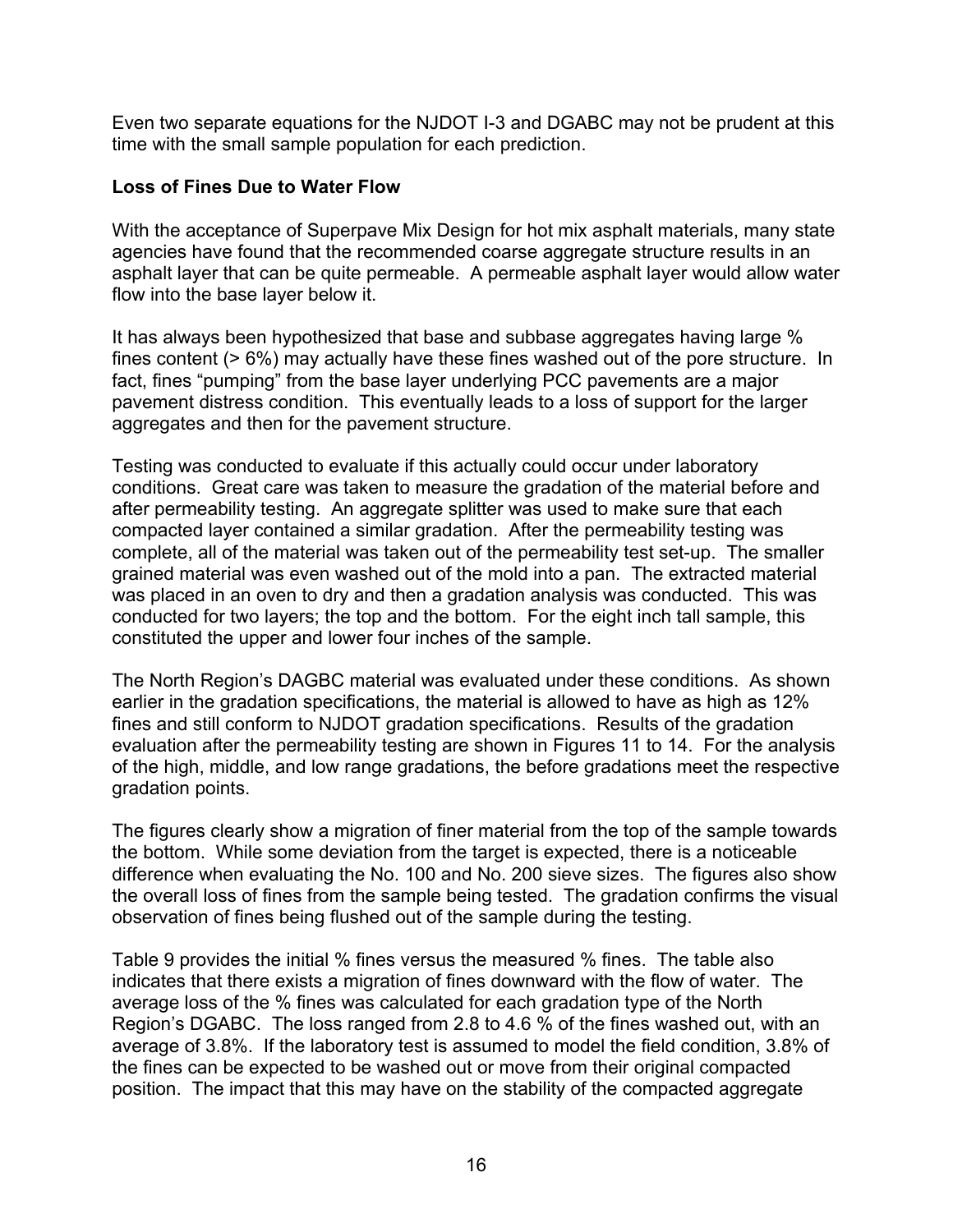Even two separate equations for the NJDOT I-3 and DGABC may not be prudent at this time with the small sample population for each prediction.

**Loss of Fines Due to Water Flow**

With the acceptance of Superpave Mix Design for hot mix asphalt materials, many state agencies have found that the recommended coarse aggregate structure results in an asphalt layer that can be quite permeable. A permeable asphalt layer would allow water flow into the base layer below it.

It has always been hypothesized that base and subbase aggregates having large % fines content (> 6%) may actually have these fines washed out of the pore structure. In fact, fines "pumping" from the base layer underlying PCC pavements are a major pavement distress condition. This eventually leads to a loss of support for the larger aggregates and then for the pavement structure.

Testing was conducted to evaluate if this actually could occur under laboratory conditions. Great care was taken to measure the gradation of the material before and after permeability testing. An aggregate splitter was used to make sure that each compacted layer contained a similar gradation. After the permeability testing was complete, all of the material was taken out of the permeability test set-up. The smaller grained material was even washed out of the mold into a pan. The extracted material was placed in an oven to dry and then a gradation analysis was conducted. This was conducted for two layers; the top and the bottom. For the eight inch tall sample, this constituted the upper and lower four inches of the sample.

The North Region's DAGBC material was evaluated under these conditions. As shown earlier in the gradation specifications, the material is allowed to have as high as 12% fines and still conform to NJDOT gradation specifications. Results of the gradation evaluation after the permeability testing are shown in Figures 11 to 14. For the analysis of the high, middle, and low range gradations, the before gradations meet the respective gradation points.

The figures clearly show a migration of finer material from the top of the sample towards the bottom. While some deviation from the target is expected, there is a noticeable difference when evaluating the No. 100 and No. 200 sieve sizes. The figures also show the overall loss of fines from the sample being tested. The gradation confirms the visual observation of fines being flushed out of the sample during the testing.

Table 9 provides the initial % fines versus the measured % fines. The table also indicates that there exists a migration of fines downward with the flow of water. The average loss of the % fines was calculated for each gradation type of the North Region's DGABC. The loss ranged from 2.8 to 4.6 % of the fines washed out, with an average of 3.8%. If the laboratory test is assumed to model the field condition, 3.8% of the fines can be expected to be washed out or move from their original compacted position. The impact that this may have on the stability of the compacted aggregate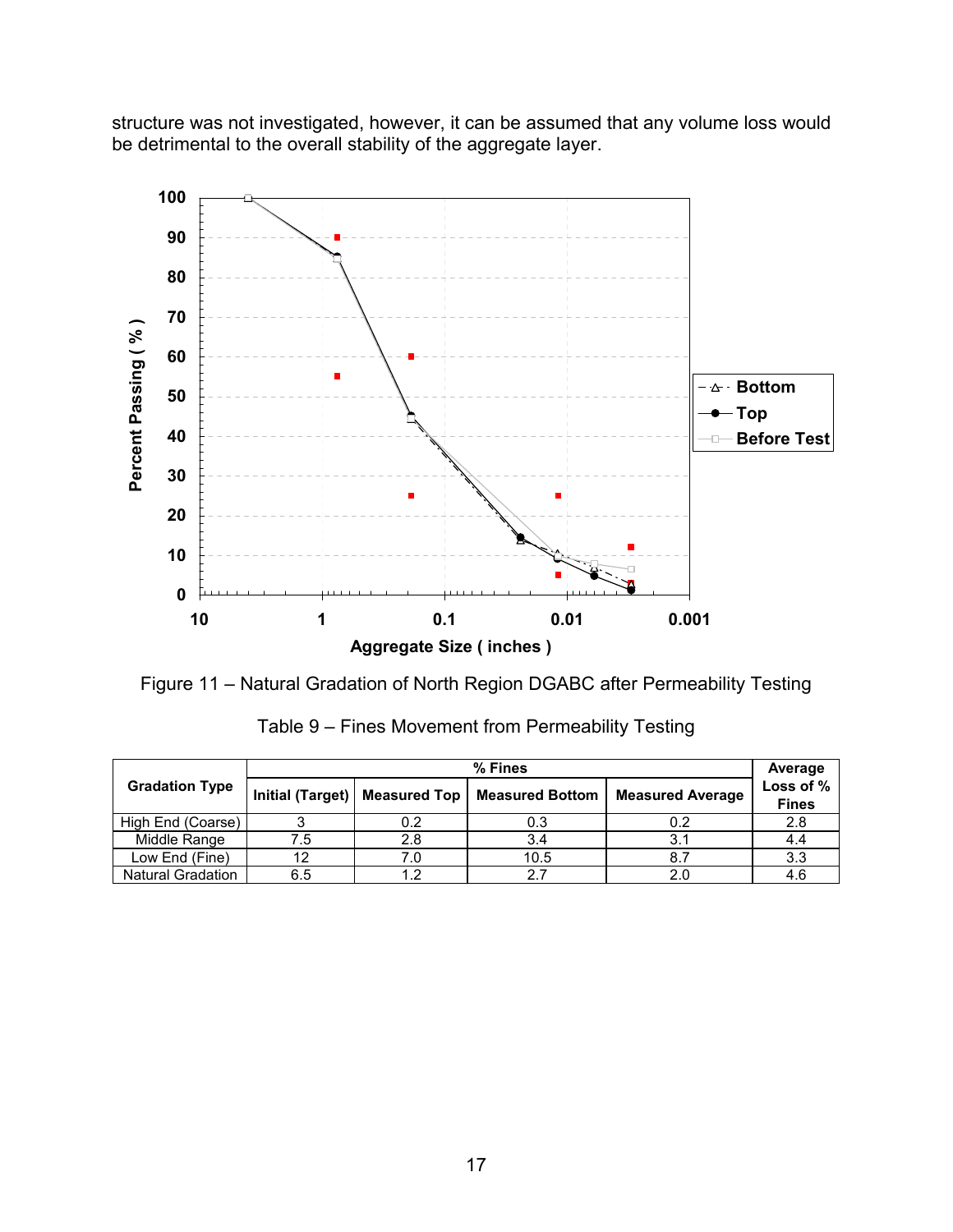structure was not investigated, however, it can be assumed that any volume loss would be detrimental to the overall stability of the aggregate layer.

Figure 11 – Natural Gradation of North Region DGABC after Permeability Testing

Table 9 – Fines Movement from Permeability Testing

| Gradation Type | % Fines | | | | Average Loss of % Fines |
|---|---|---|---|---|---|
| | Initial (Target) | Measured Top | Measured Bottom | Measured Average | |
| High End (Coarse) | 3 | 0.2 | 0.3 | 0.2 | 2.8 |
| Middle Range | 7.5 | 2.8 | 3.4 | 3.1 | 4.4 |
| Low End (Fine) | 12 | 7.0 | 10.5 | 8.7 | 3.3 |
| Natural Gradation | 6.5 | 1.2 | 2.7 | 2.0 | 4.6 |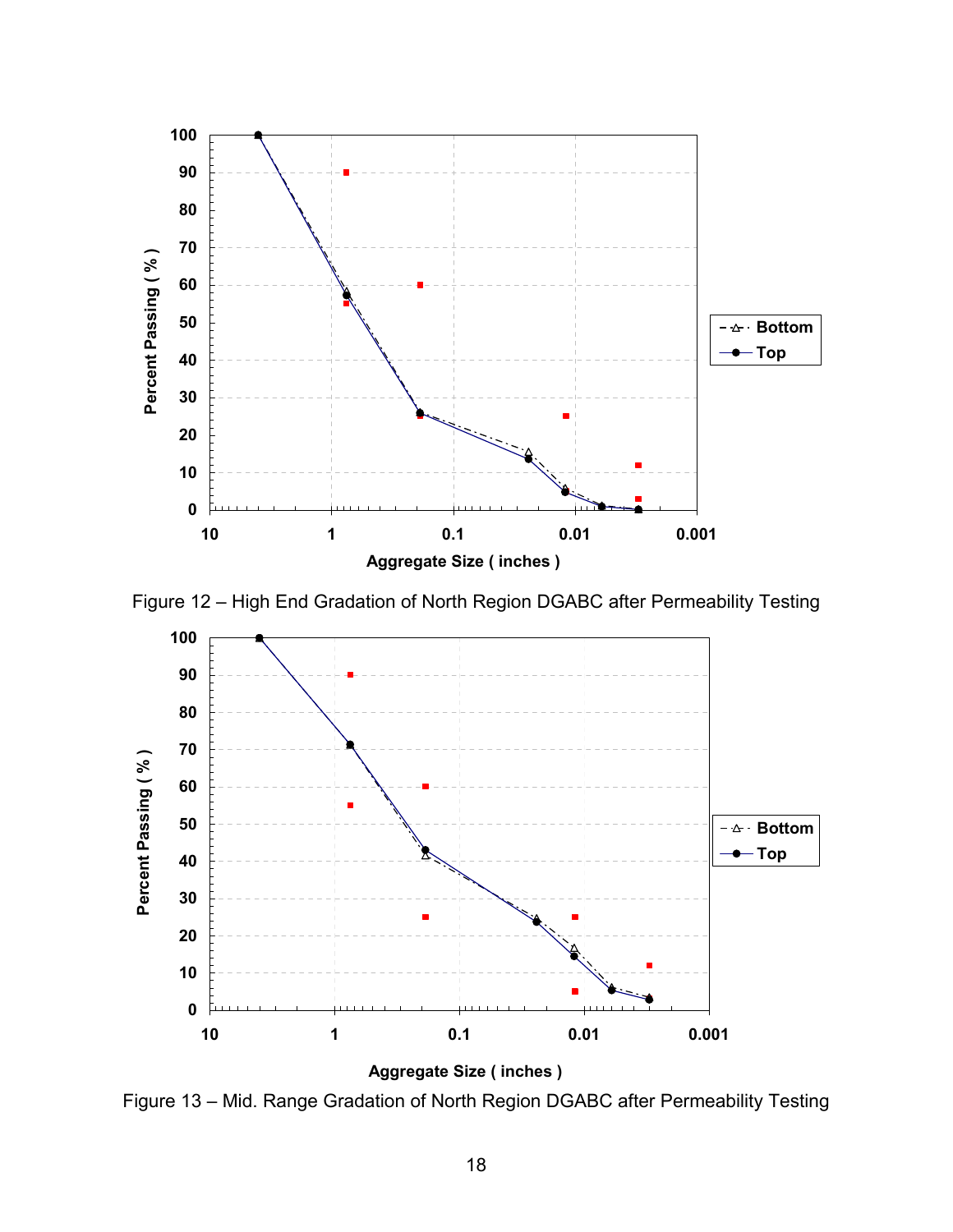Figure 12 – High End Gradation of North Region DGABC after Permeability Testing

Figure 13 – Mid. Range Gradation of North Region DGABC after Permeability Testing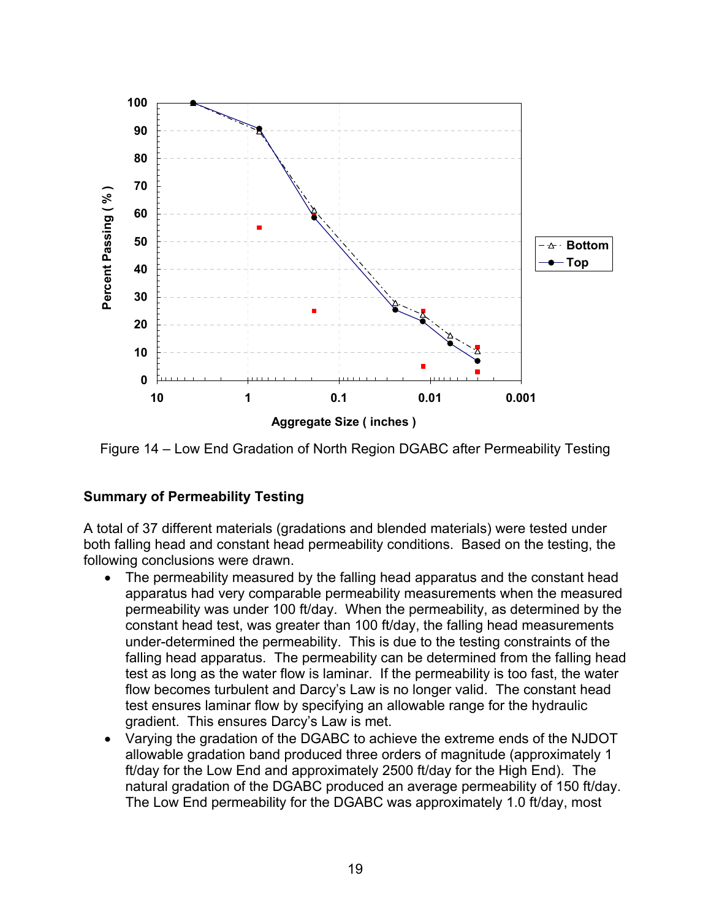Figure 14 – Low End Gradation of North Region DGABC after Permeability Testing

## Summary of Permeability Testing

A total of 37 different materials (gradations and blended materials) were tested under both falling head and constant head permeability conditions. Based on the testing, the following conclusions were drawn.

- The permeability measured by the falling head apparatus and the constant head apparatus had very comparable permeability measurements when the measured permeability was under 100 ft/day. When the permeability, as determined by the constant head test, was greater than 100 ft/day, the falling head measurements under-determined the permeability. This is due to the testing constraints of the falling head apparatus. The permeability can be determined from the falling head test as long as the water flow is laminar. If the permeability is too fast, the water flow becomes turbulent and Darcy's Law is no longer valid. The constant head test ensures laminar flow by specifying an allowable range for the hydraulic gradient. This ensures Darcy's Law is met.
- Varying the gradation of the DGABC to achieve the extreme ends of the NJDOT allowable gradation band produced three orders of magnitude (approximately 1 ft/day for the Low End and approximately 2500 ft/day for the High End). The natural gradation of the DGABC produced an average permeability of 150 ft/day. The Low End permeability for the DGABC was approximately 1.0 ft/day, most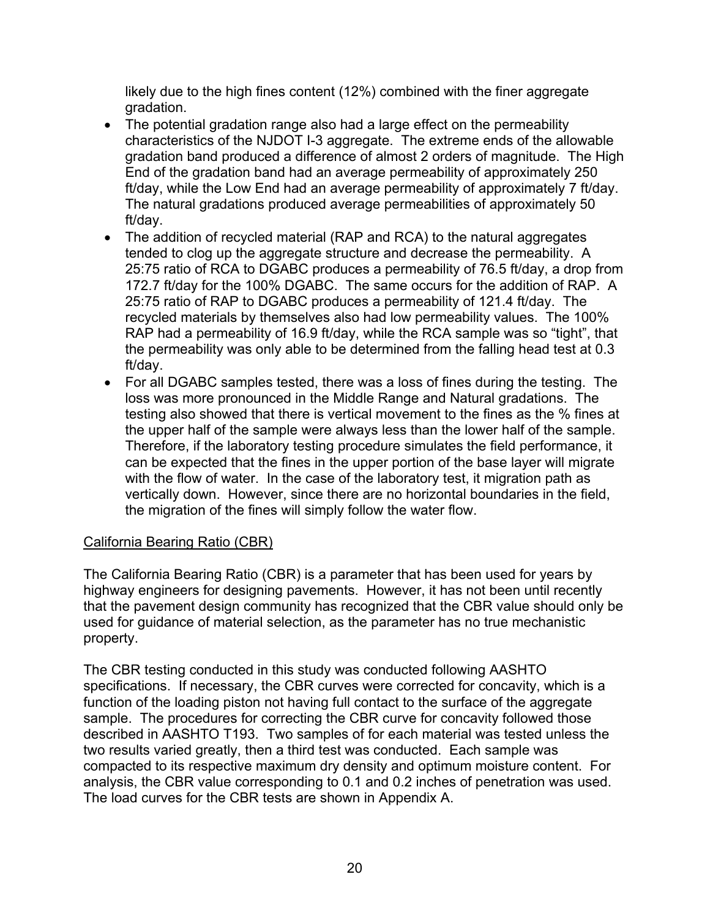likely due to the high fines content (12%) combined with the finer aggregate gradation.

- The potential gradation range also had a large effect on the permeability characteristics of the NJDOT I-3 aggregate. The extreme ends of the allowable gradation band produced a difference of almost 2 orders of magnitude. The High End of the gradation band had an average permeability of approximately 250 ft/day, while the Low End had an average permeability of approximately 7 ft/day. The natural gradations produced average permeabilities of approximately 50 ft/day.
- The addition of recycled material (RAP and RCA) to the natural aggregates tended to clog up the aggregate structure and decrease the permeability. A 25:75 ratio of RCA to DGABC produces a permeability of 76.5 ft/day, a drop from 172.7 ft/day for the 100% DGABC. The same occurs for the addition of RAP. A 25:75 ratio of RAP to DGABC produces a permeability of 121.4 ft/day. The recycled materials by themselves also had low permeability values. The 100% RAP had a permeability of 16.9 ft/day, while the RCA sample was so "tight", that the permeability was only able to be determined from the falling head test at 0.3 ft/day.
- For all DGABC samples tested, there was a loss of fines during the testing. The loss was more pronounced in the Middle Range and Natural gradations. The testing also showed that there is vertical movement to the fines as the % fines at the upper half of the sample were always less than the lower half of the sample. Therefore, if the laboratory testing procedure simulates the field performance, it can be expected that the fines in the upper portion of the base layer will migrate with the flow of water. In the case of the laboratory test, it migration path as vertically down. However, since there are no horizontal boundaries in the field, the migration of the fines will simply follow the water flow.

## California Bearing Ratio (CBR)

The California Bearing Ratio (CBR) is a parameter that has been used for years by highway engineers for designing pavements. However, it has not been until recently that the pavement design community has recognized that the CBR value should only be used for guidance of material selection, as the parameter has no true mechanistic property.

The CBR testing conducted in this study was conducted following AASHTO specifications. If necessary, the CBR curves were corrected for concavity, which is a function of the loading piston not having full contact to the surface of the aggregate sample. The procedures for correcting the CBR curve for concavity followed those described in AASHTO T193. Two samples of for each material was tested unless the two results varied greatly, then a third test was conducted. Each sample was compacted to its respective maximum dry density and optimum moisture content. For analysis, the CBR value corresponding to 0.1 and 0.2 inches of penetration was used. The load curves for the CBR tests are shown in Appendix A.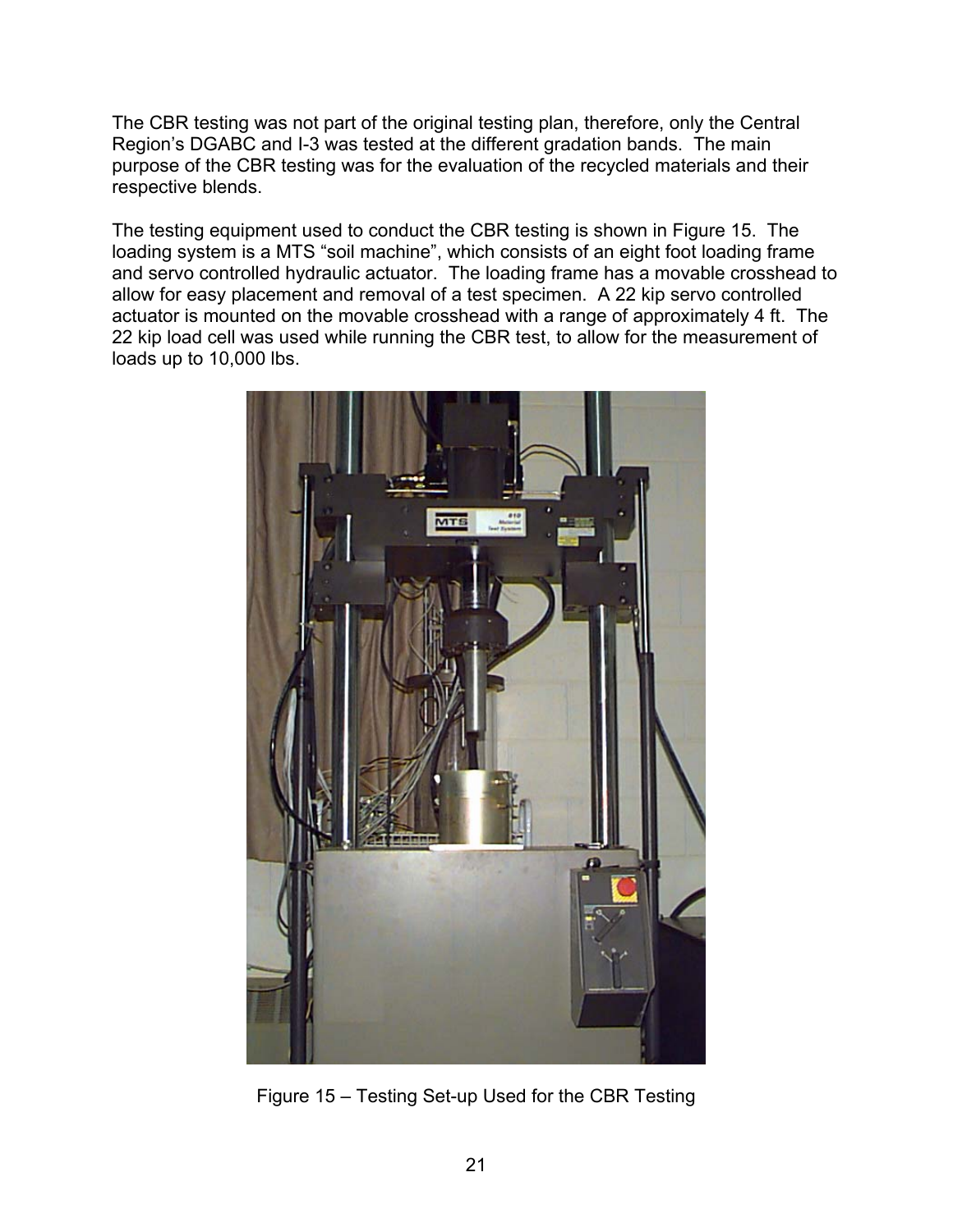The CBR testing was not part of the original testing plan, therefore, only the Central Region's DGABC and I-3 was tested at the different gradation bands. The main purpose of the CBR testing was for the evaluation of the recycled materials and their respective blends.

The testing equipment used to conduct the CBR testing is shown in Figure 15. The loading system is a MTS "soil machine", which consists of an eight foot loading frame and servo controlled hydraulic actuator. The loading frame has a movable crosshead to allow for easy placement and removal of a test specimen. A 22 kip servo controlled actuator is mounted on the movable crosshead with a range of approximately 4 ft. The 22 kip load cell was used while running the CBR test, to allow for the measurement of loads up to 10,000 lbs.

Figure 15 – Testing Set-up Used for the CBR Testing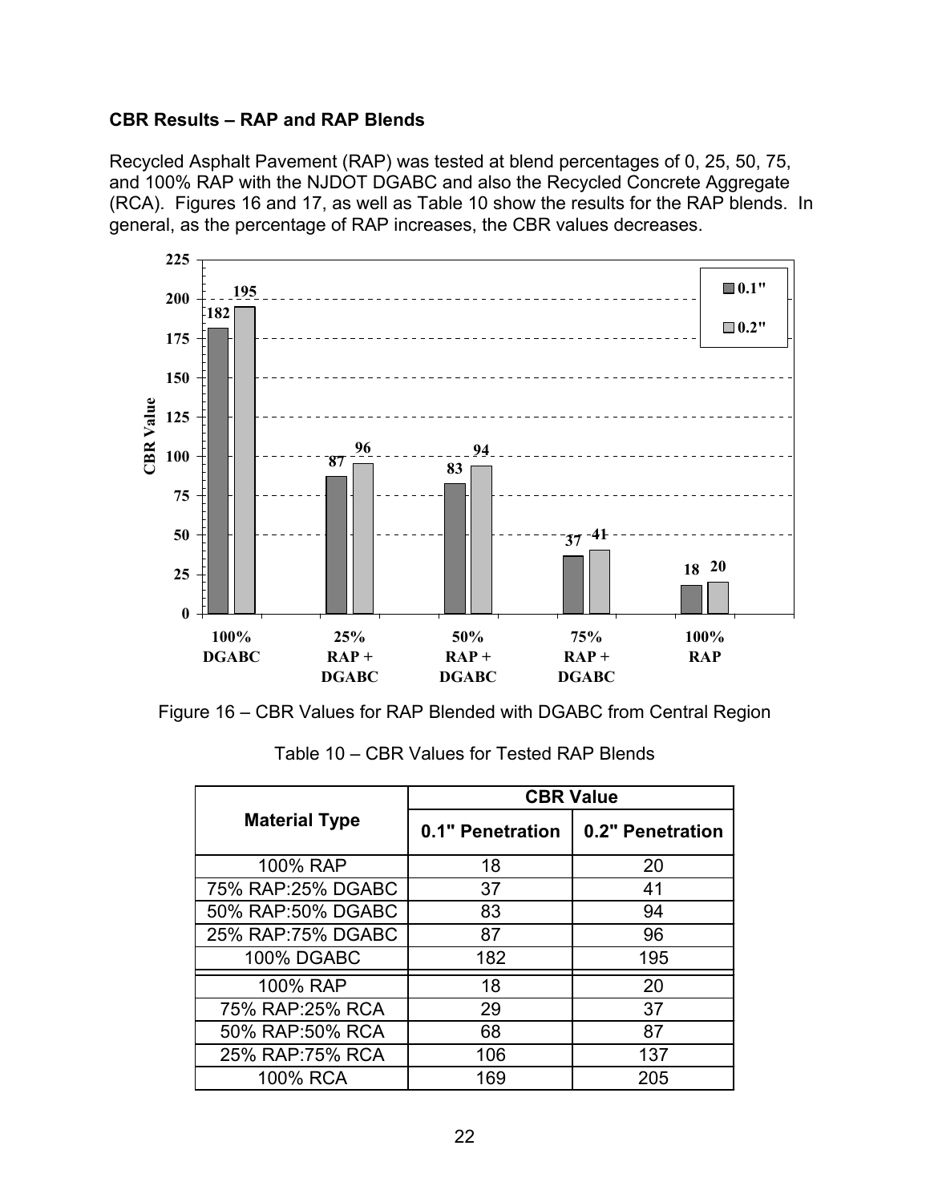### CBR Results – RAP and RAP Blends

Recycled Asphalt Pavement (RAP) was tested at blend percentages of 0, 25, 50, 75, and 100% RAP with the NJDOT DGABC and also the Recycled Concrete Aggregate (RCA). Figures 16 and 17, as well as Table 10 show the results for the RAP blends. In general, as the percentage of RAP increases, the CBR values decreases.

Figure 16 – CBR Values for RAP Blended with DGABC from Central Region

Table 10 – CBR Values for Tested RAP Blends

| Material Type | CBR Value | |
|---|---|---|
| | 0.1" Penetration | 0.2" Penetration |
| 100% RAP | 18 | 20 |
| 75% RAP:25% DGABC | 37 | 41 |
| 50% RAP:50% DGABC | 83 | 94 |
| 25% RAP:75% DGABC | 87 | 96 |
| 100% DGABC | 182 | 195 |
| 100% RAP | 18 | 20 |
| 75% RAP:25% RCA | 29 | 37 |
| 50% RAP:50% RCA | 68 | 87 |
| 25% RAP:75% RCA | 106 | 137 |
| 100% RCA | 169 | 205 |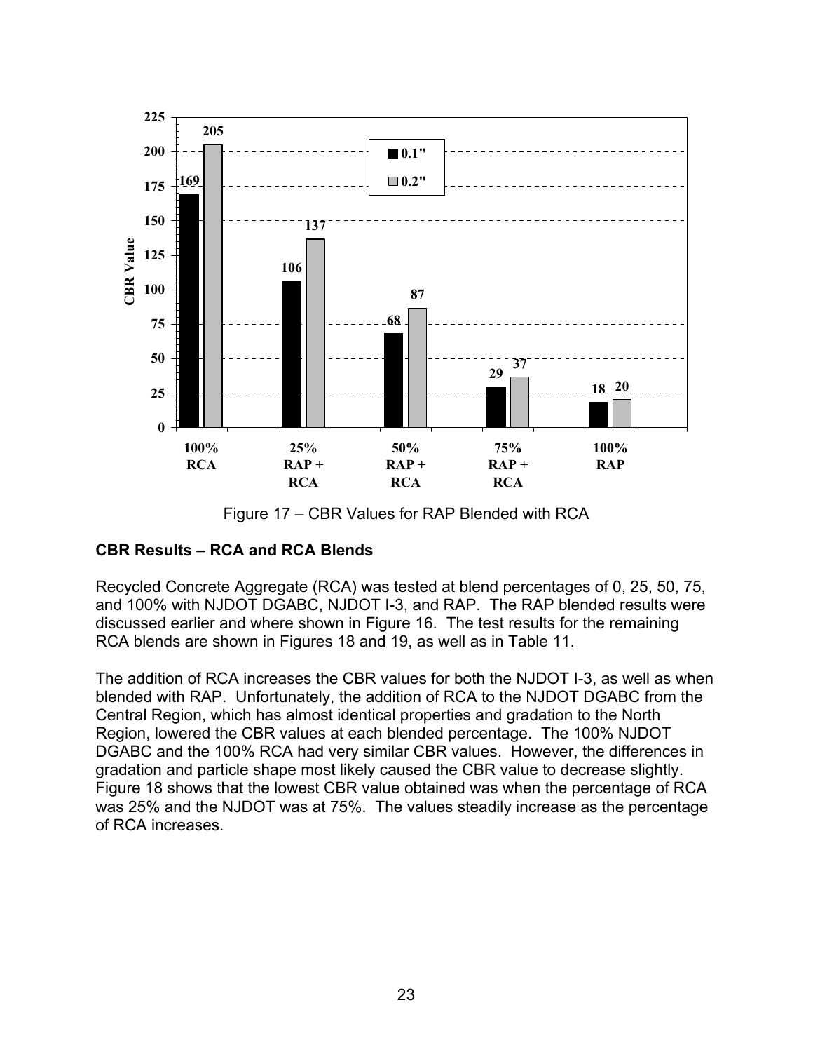Figure 17 – CBR Values for RAP Blended with RCA

## CBR Results – RCA and RCA Blends

Recycled Concrete Aggregate (RCA) was tested at blend percentages of 0, 25, 50, 75, and 100% with NJDOT DGABC, NJDOT I-3, and RAP. The RAP blended results were discussed earlier and where shown in Figure 16. The test results for the remaining RCA blends are shown in Figures 18 and 19, as well as in Table 11.

The addition of RCA increases the CBR values for both the NJDOT I-3, as well as when blended with RAP. Unfortunately, the addition of RCA to the NJDOT DGABC from the Central Region, which has almost identical properties and gradation to the North Region, lowered the CBR values at each blended percentage. The 100% NJDOT DGABC and the 100% RCA had very similar CBR values. However, the differences in gradation and particle shape most likely caused the CBR value to decrease slightly. Figure 18 shows that the lowest CBR value obtained was when the percentage of RCA was 25% and the NJDOT was at 75%. The values steadily increase as the percentage of RCA increases.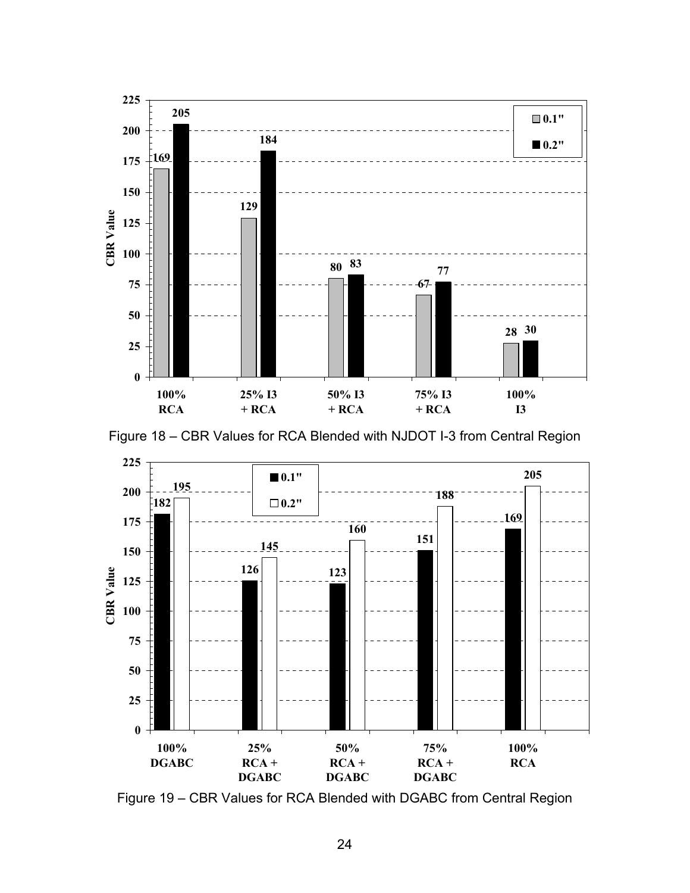| | 0.1" | 0.2" |
|---|---|---|
| 100% RCA | 169 | 205 |
| 25% I3 + RCA | 129 | 184 |
| 50% I3 + RCA | 80 | 83 |
| 75% I3 + RCA | 67 | 77 |
| 100% I3 | 28 | 30 |

Figure 18 – CBR Values for RCA Blended with NJDOT I-3 from Central Region

| | 0.1" | 0.2" |
|---|---|---|
| 100% DGABC | 182 | 195 |
| 25% RCA + DGABC | 126 | 145 |
| 50% RCA + DGABC | 123 | 160 |
| 75% RCA + DGABC | 151 | 188 |
| 100% RCA | 169 | 205 |

Figure 19 – CBR Values for RCA Blended with DGABC from Central Region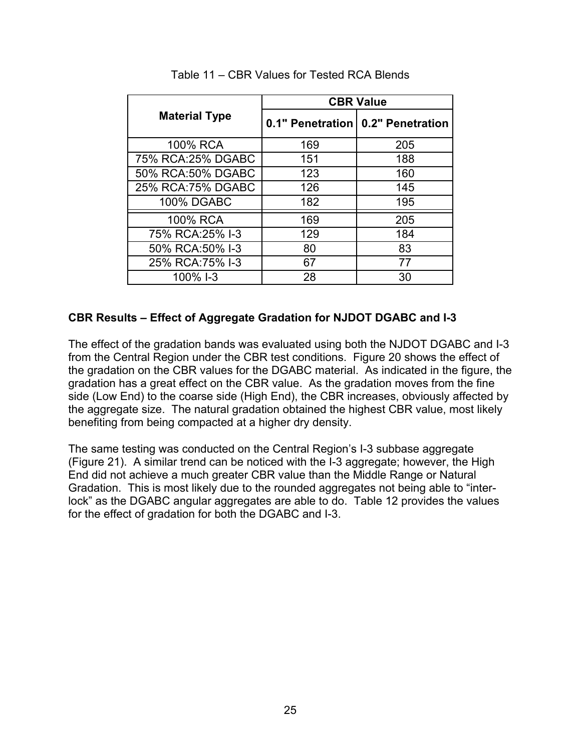Table 11 – CBR Values for Tested RCA Blends

| Material Type | CBR Value | |
|---|---|---|
| | 0.1" Penetration | 0.2" Penetration |
| 100% RCA | 169 | 205 |
| 75% RCA:25% DGABC | 151 | 188 |
| 50% RCA:50% DGABC | 123 | 160 |
| 25% RCA:75% DGABC | 126 | 145 |
| 100% DGABC | 182 | 195 |
| 100% RCA | 169 | 205 |
| 75% RCA:25% I-3 | 129 | 184 |
| 50% RCA:50% I-3 | 80 | 83 |
| 25% RCA:75% I-3 | 67 | 77 |
| 100% I-3 | 28 | 30 |

**CBR Results – Effect of Aggregate Gradation for NJDOT DGABC and I-3**

The effect of the gradation bands was evaluated using both the NJDOT DGABC and I-3 from the Central Region under the CBR test conditions. Figure 20 shows the effect of the gradation on the CBR values for the DGABC material. As indicated in the figure, the gradation has a great effect on the CBR value. As the gradation moves from the fine side (Low End) to the coarse side (High End), the CBR increases, obviously affected by the aggregate size. The natural gradation obtained the highest CBR value, most likely benefiting from being compacted at a higher dry density.

The same testing was conducted on the Central Region's I-3 subbase aggregate (Figure 21). A similar trend can be noticed with the I-3 aggregate; however, the High End did not achieve a much greater CBR value than the Middle Range or Natural Gradation. This is most likely due to the rounded aggregates not being able to "inter-lock" as the DGABC angular aggregates are able to do. Table 12 provides the values for the effect of gradation for both the DGABC and I-3.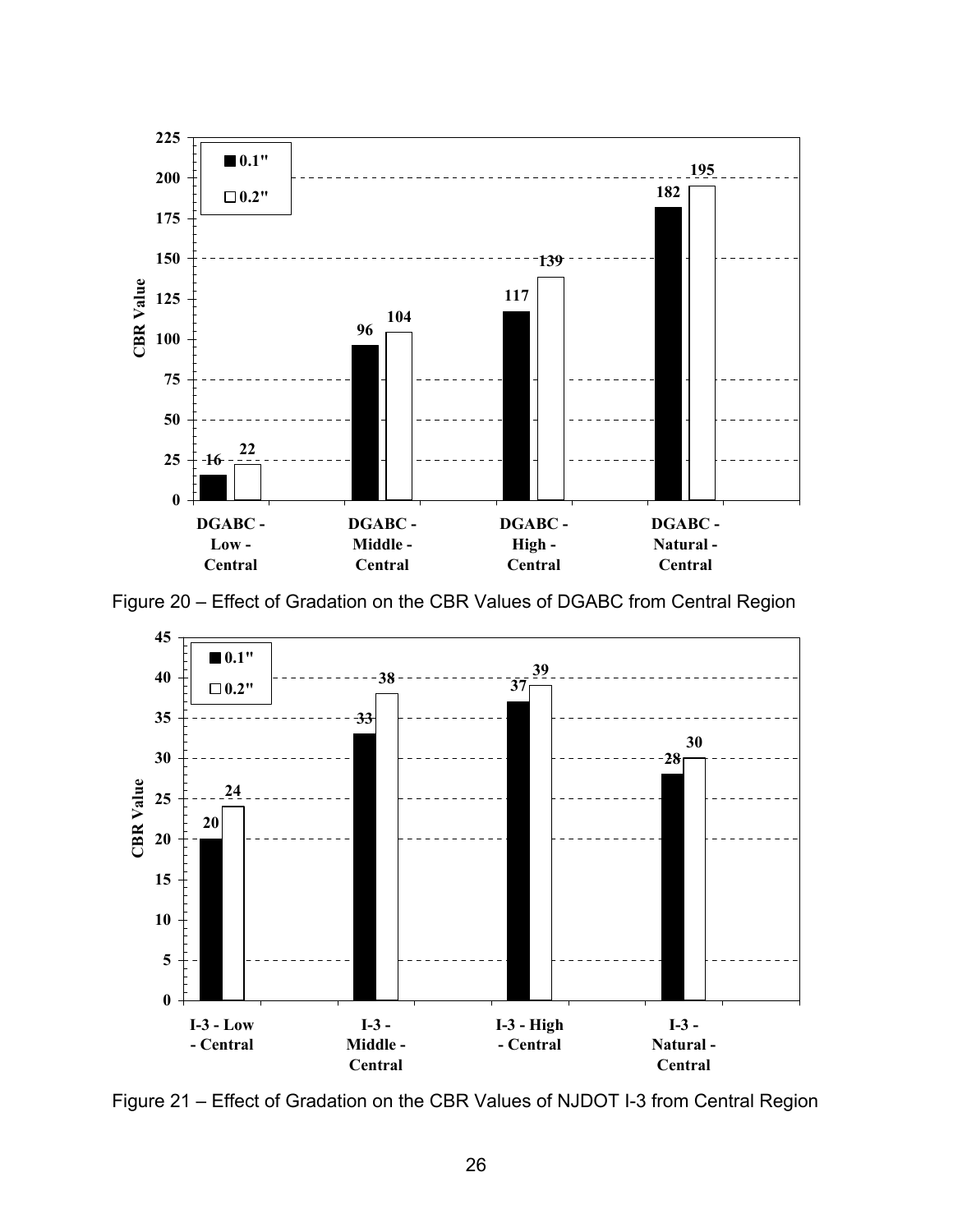Figure 20 – Effect of Gradation on the CBR Values of DGABC from Central Region

Figure 21 – Effect of Gradation on the CBR Values of NJDOT I-3 from Central Region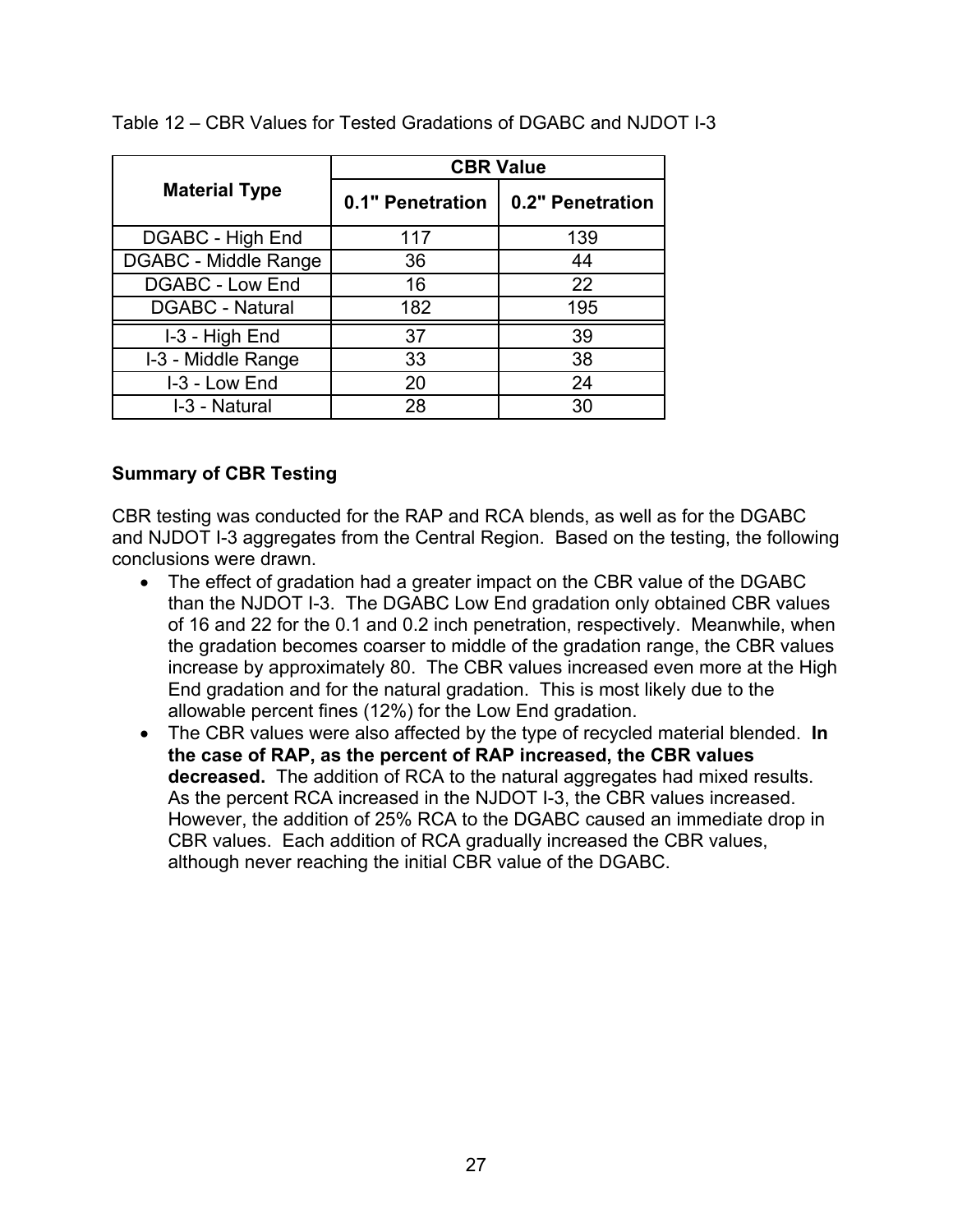Table 12 – CBR Values for Tested Gradations of DGABC and NJDOT I-3

| Material Type | CBR Value | |
|---|---|---|
| | 0.1" Penetration | 0.2" Penetration |
| DGABC - High End | 117 | 139 |
| DGABC - Middle Range | 36 | 44 |
| DGABC - Low End | 16 | 22 |
| DGABC - Natural | 182 | 195 |
| I-3 - High End | 37 | 39 |
| I-3 - Middle Range | 33 | 38 |
| I-3 - Low End | 20 | 24 |
| I-3 - Natural | 28 | 30 |

**Summary of CBR Testing**

CBR testing was conducted for the RAP and RCA blends, as well as for the DGABC and NJDOT I-3 aggregates from the Central Region. Based on the testing, the following conclusions were drawn.

- The effect of gradation had a greater impact on the CBR value of the DGABC than the NJDOT I-3. The DGABC Low End gradation only obtained CBR values of 16 and 22 for the 0.1 and 0.2 inch penetration, respectively. Meanwhile, when the gradation becomes coarser to middle of the gradation range, the CBR values increase by approximately 80. The CBR values increased even more at the High End gradation and for the natural gradation. This is most likely due to the allowable percent fines (12%) for the Low End gradation.
- The CBR values were also affected by the type of recycled material blended. **In the case of RAP, as the percent of RAP increased, the CBR values decreased.** The addition of RCA to the natural aggregates had mixed results. As the percent RCA increased in the NJDOT I-3, the CBR values increased. However, the addition of 25% RCA to the DGABC caused an immediate drop in CBR values. Each addition of RCA gradually increased the CBR values, although never reaching the initial CBR value of the DGABC.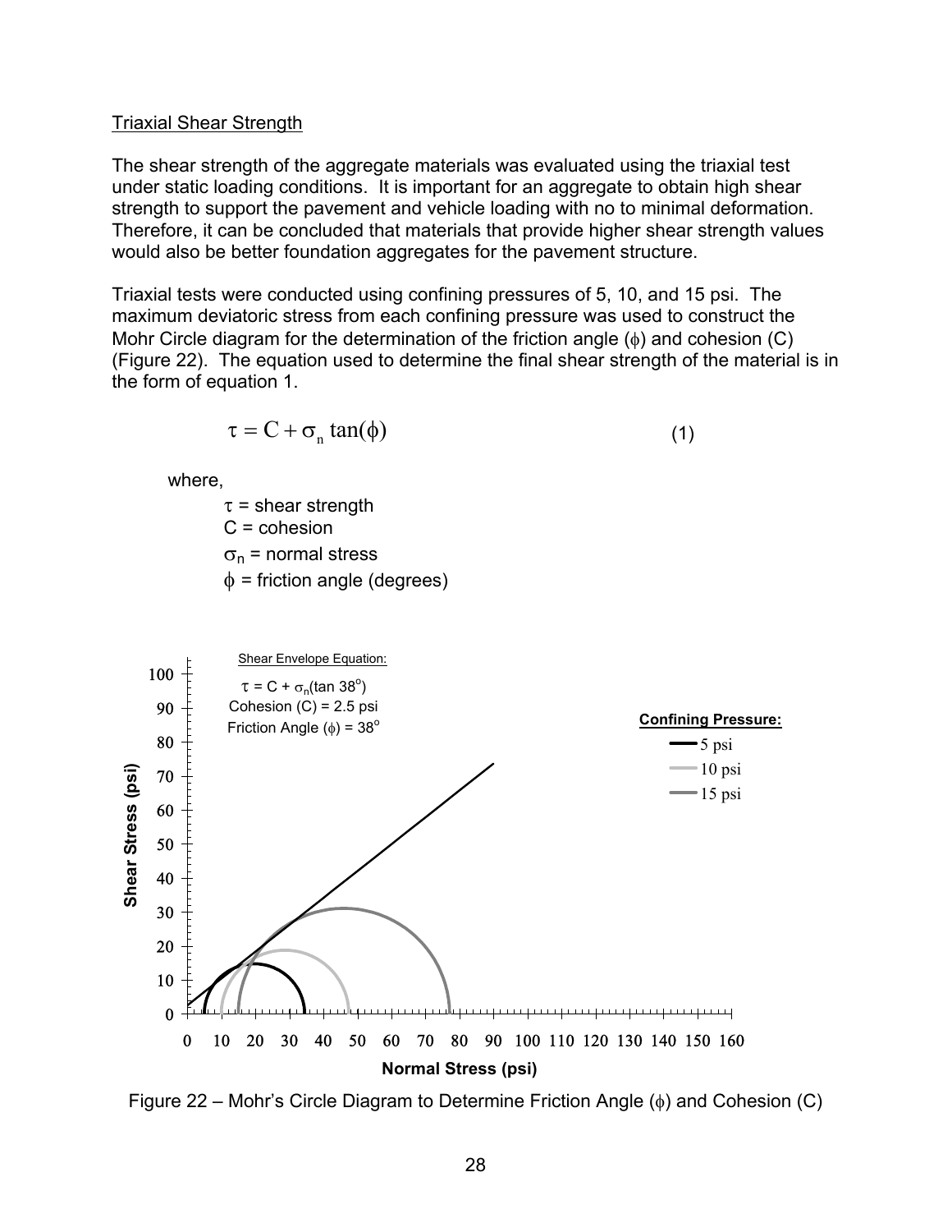Triaxial Shear Strength

The shear strength of the aggregate materials was evaluated using the triaxial test under static loading conditions. It is important for an aggregate to obtain high shear strength to support the pavement and vehicle loading with no to minimal deformation. Therefore, it can be concluded that materials that provide higher shear strength values would also be better foundation aggregates for the pavement structure.

Triaxial tests were conducted using confining pressures of 5, 10, and 15 psi. The maximum deviatoric stress from each confining pressure was used to construct the Mohr Circle diagram for the determination of the friction angle ($\phi$) and cohesion (C) (Figure 22). The equation used to determine the final shear strength of the material is in the form of equation 1.

$$\tau = C + \sigma_n \tan(\phi) \tag{1}$$

where,

$\tau$ = shear strength
C = cohesion
$\sigma_n$ = normal stress
$\phi$ = friction angle (degrees)

Shear Envelope Equation:
$\tau = C + \sigma_n(\tan 38^o)$
Cohesion (C) = 2.5 psi
Friction Angle ($\phi$) = 38$^o$

Confining Pressure:
5 psi
10 psi
15 psi

Figure 22 – Mohr's Circle Diagram to Determine Friction Angle ($\phi$) and Cohesion (C)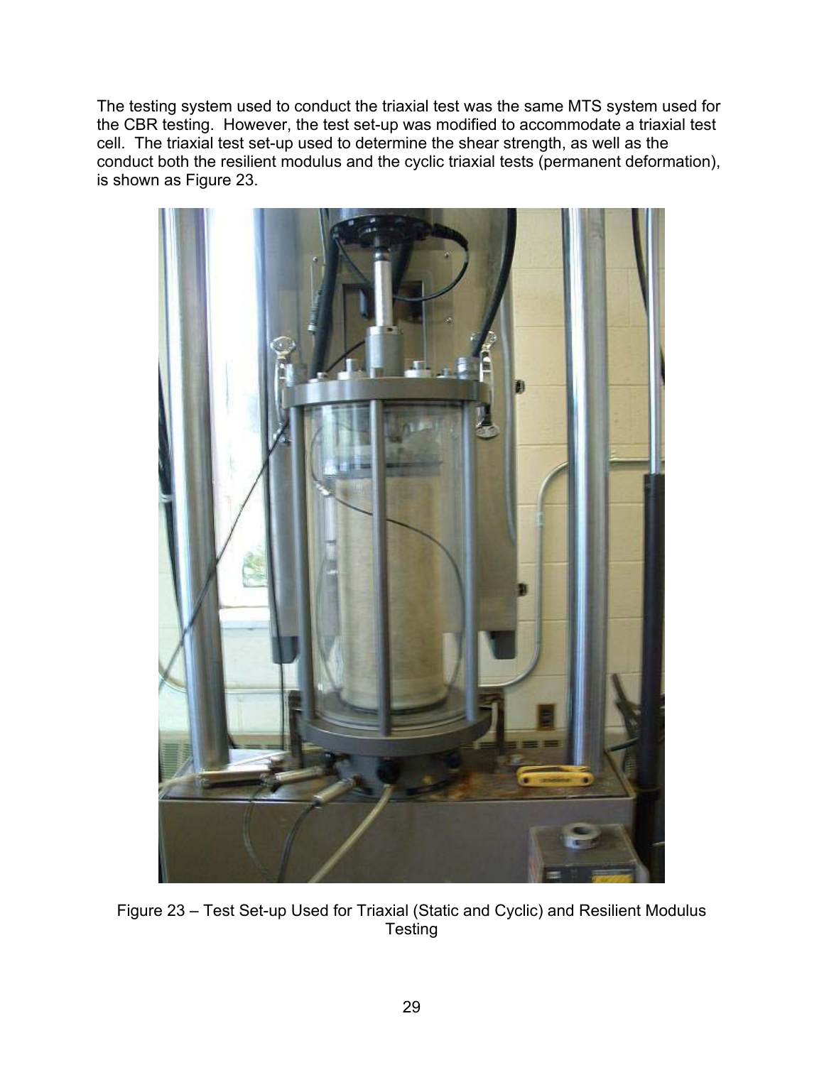The testing system used to conduct the triaxial test was the same MTS system used for the CBR testing. However, the test set-up was modified to accommodate a triaxial test cell. The triaxial test set-up used to determine the shear strength, as well as the conduct both the resilient modulus and the cyclic triaxial tests (permanent deformation), is shown as Figure 23.

Figure 23 – Test Set-up Used for Triaxial (Static and Cyclic) and Resilient Modulus Testing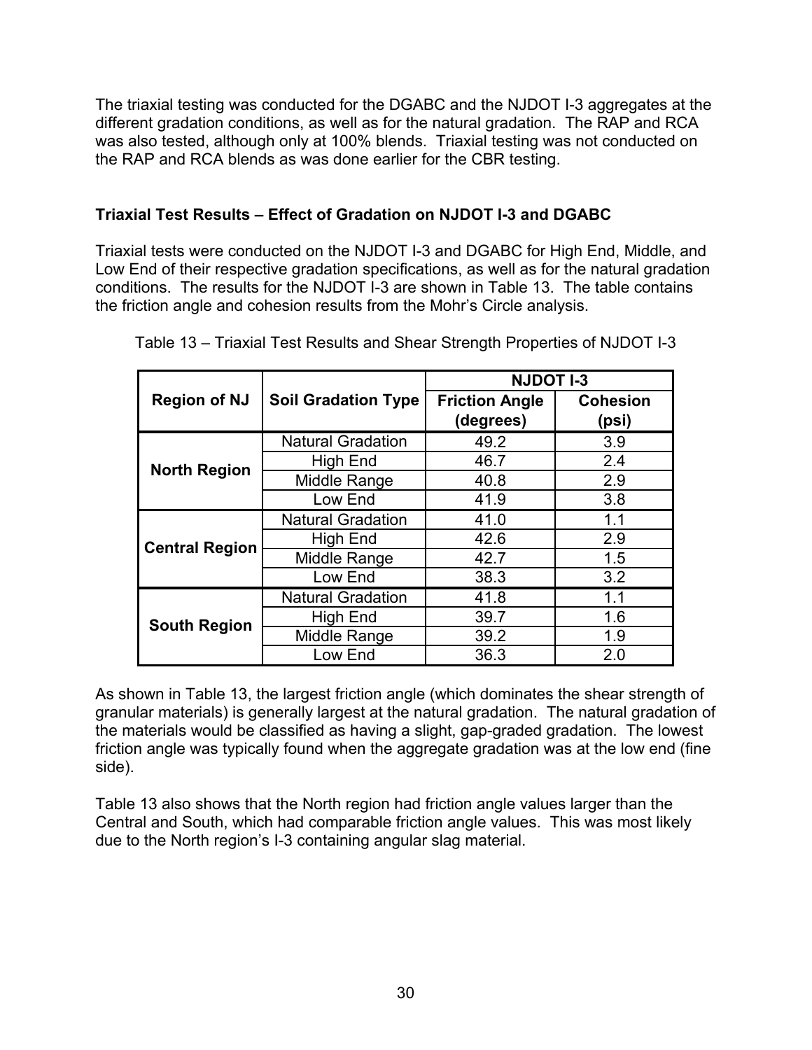The triaxial testing was conducted for the DGABC and the NJDOT I-3 aggregates at the different gradation conditions, as well as for the natural gradation. The RAP and RCA was also tested, although only at 100% blends. Triaxial testing was not conducted on the RAP and RCA blends as was done earlier for the CBR testing.

### Triaxial Test Results – Effect of Gradation on NJDOT I-3 and DGABC

Triaxial tests were conducted on the NJDOT I-3 and DGABC for High End, Middle, and Low End of their respective gradation specifications, as well as for the natural gradation conditions. The results for the NJDOT I-3 are shown in Table 13. The table contains the friction angle and cohesion results from the Mohr's Circle analysis.

Table 13 – Triaxial Test Results and Shear Strength Properties of NJDOT I-3

| Region of NJ | Soil Gradation Type | NJDOT I-3 | |
|---|---|---|---|
| | | **Friction Angle (degrees)** | **Cohesion (psi)** |
| **North Region** | Natural Gradation | 49.2 | 3.9 |
| | High End | 46.7 | 2.4 |
| | Middle Range | 40.8 | 2.9 |
| | Low End | 41.9 | 3.8 |
| **Central Region** | Natural Gradation | 41.0 | 1.1 |
| | High End | 42.6 | 2.9 |
| | Middle Range | 42.7 | 1.5 |
| | Low End | 38.3 | 3.2 |
| **South Region** | Natural Gradation | 41.8 | 1.1 |
| | High End | 39.7 | 1.6 |
| | Middle Range | 39.2 | 1.9 |
| | Low End | 36.3 | 2.0 |

As shown in Table 13, the largest friction angle (which dominates the shear strength of granular materials) is generally largest at the natural gradation. The natural gradation of the materials would be classified as having a slight, gap-graded gradation. The lowest friction angle was typically found when the aggregate gradation was at the low end (fine side).

Table 13 also shows that the North region had friction angle values larger than the Central and South, which had comparable friction angle values. This was most likely due to the North region's I-3 containing angular slag material.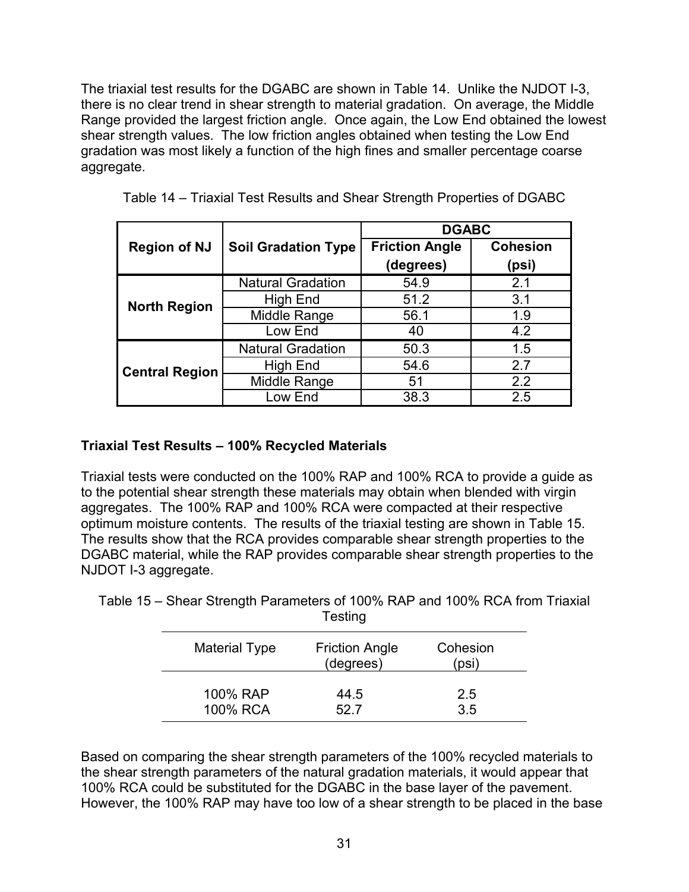The triaxial test results for the DGABC are shown in Table 14. Unlike the NJDOT I-3, there is no clear trend in shear strength to material gradation. On average, the Middle Range provided the largest friction angle. Once again, the Low End obtained the lowest shear strength values. The low friction angles obtained when testing the Low End gradation was most likely a function of the high fines and smaller percentage coarse aggregate.

Table 14 – Triaxial Test Results and Shear Strength Properties of DGABC

| Region of NJ | Soil Gradation Type | DGABC | |
|---|---|---|---|
| | | Friction Angle (degrees) | Cohesion (psi) |
| North Region | Natural Gradation | 54.9 | 2.1 |
| | High End | 51.2 | 3.1 |
| | Middle Range | 56.1 | 1.9 |
| | Low End | 40 | 4.2 |
| Central Region | Natural Gradation | 50.3 | 1.5 |
| | High End | 54.6 | 2.7 |
| | Middle Range | 51 | 2.2 |
| | Low End | 38.3 | 2.5 |

**Triaxial Test Results – 100% Recycled Materials**

Triaxial tests were conducted on the 100% RAP and 100% RCA to provide a guide as to the potential shear strength these materials may obtain when blended with virgin aggregates. The 100% RAP and 100% RCA were compacted at their respective optimum moisture contents. The results of the triaxial testing are shown in Table 15. The results show that the RCA provides comparable shear strength properties to the DGABC material, while the RAP provides comparable shear strength properties to the NJDOT I-3 aggregate.

Table 15 – Shear Strength Parameters of 100% RAP and 100% RCA from Triaxial Testing

| Material Type | Friction Angle (degrees) | Cohesion (psi) |
|---|---|---|
| 100% RAP | 44.5 | 2.5 |
| 100% RCA | 52.7 | 3.5 |

Based on comparing the shear strength parameters of the 100% recycled materials to the shear strength parameters of the natural gradation materials, it would appear that 100% RCA could be substituted for the DGABC in the base layer of the pavement. However, the 100% RAP may have too low of a shear strength to be placed in the base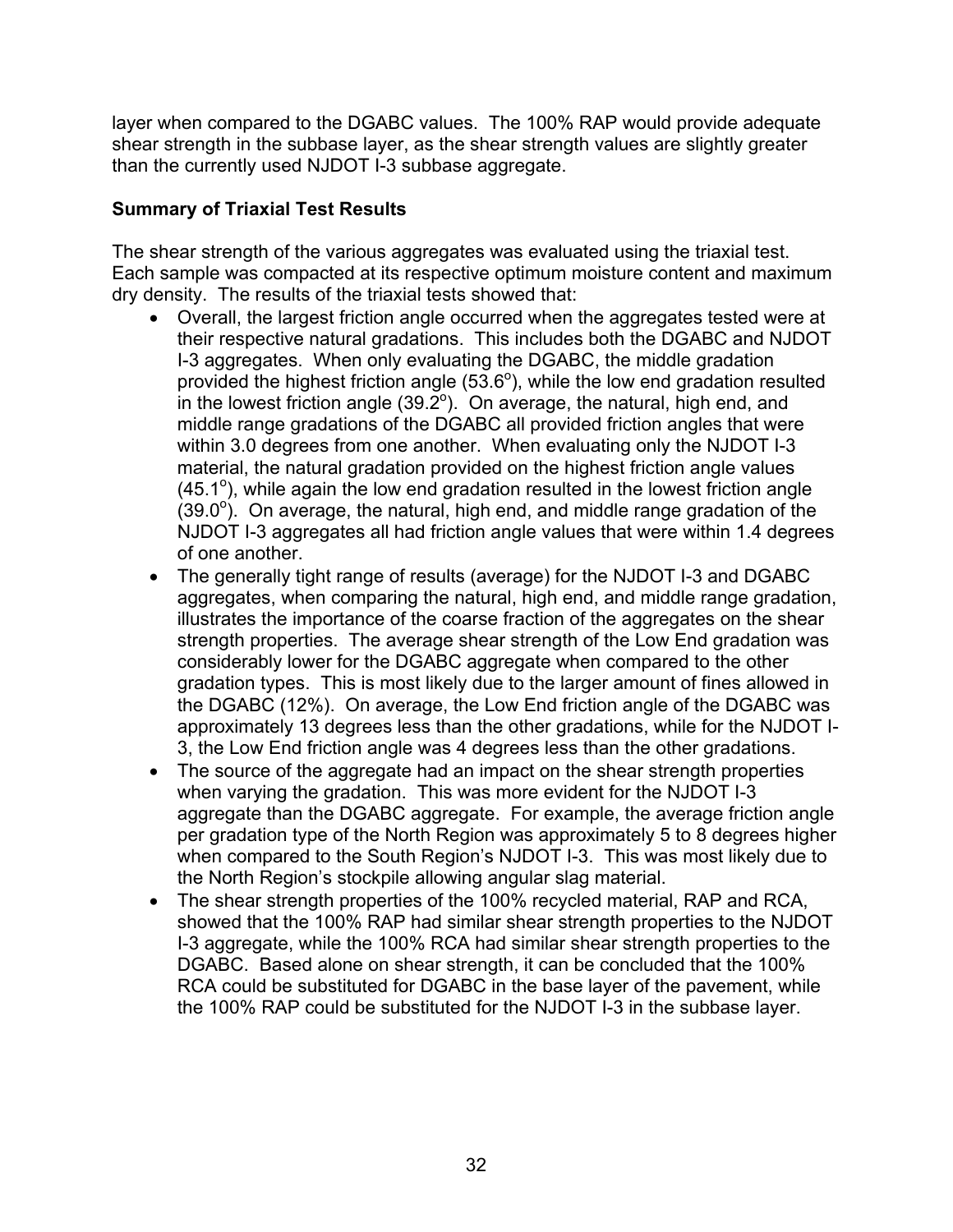layer when compared to the DGABC values. The 100% RAP would provide adequate shear strength in the subbase layer, as the shear strength values are slightly greater than the currently used NJDOT I-3 subbase aggregate.

**Summary of Triaxial Test Results**

The shear strength of the various aggregates was evaluated using the triaxial test. Each sample was compacted at its respective optimum moisture content and maximum dry density. The results of the triaxial tests showed that:

- Overall, the largest friction angle occurred when the aggregates tested were at their respective natural gradations. This includes both the DGABC and NJDOT I-3 aggregates. When only evaluating the DGABC, the middle gradation provided the highest friction angle ($53.6^o$), while the low end gradation resulted in the lowest friction angle ($39.2^o$). On average, the natural, high end, and middle range gradations of the DGABC all provided friction angles that were within 3.0 degrees from one another. When evaluating only the NJDOT I-3 material, the natural gradation provided on the highest friction angle values ($45.1^o$), while again the low end gradation resulted in the lowest friction angle ($39.0^o$). On average, the natural, high end, and middle range gradation of the NJDOT I-3 aggregates all had friction angle values that were within 1.4 degrees of one another.
- The generally tight range of results (average) for the NJDOT I-3 and DGABC aggregates, when comparing the natural, high end, and middle range gradation, illustrates the importance of the coarse fraction of the aggregates on the shear strength properties. The average shear strength of the Low End gradation was considerably lower for the DGABC aggregate when compared to the other gradation types. This is most likely due to the larger amount of fines allowed in the DGABC (12%). On average, the Low End friction angle of the DGABC was approximately 13 degrees less than the other gradations, while for the NJDOT I-3, the Low End friction angle was 4 degrees less than the other gradations.
- The source of the aggregate had an impact on the shear strength properties when varying the gradation. This was more evident for the NJDOT I-3 aggregate than the DGABC aggregate. For example, the average friction angle per gradation type of the North Region was approximately 5 to 8 degrees higher when compared to the South Region's NJDOT I-3. This was most likely due to the North Region's stockpile allowing angular slag material.
- The shear strength properties of the 100% recycled material, RAP and RCA, showed that the 100% RAP had similar shear strength properties to the NJDOT I-3 aggregate, while the 100% RCA had similar shear strength properties to the DGABC. Based alone on shear strength, it can be concluded that the 100% RCA could be substituted for DGABC in the base layer of the pavement, while the 100% RAP could be substituted for the NJDOT I-3 in the subbase layer.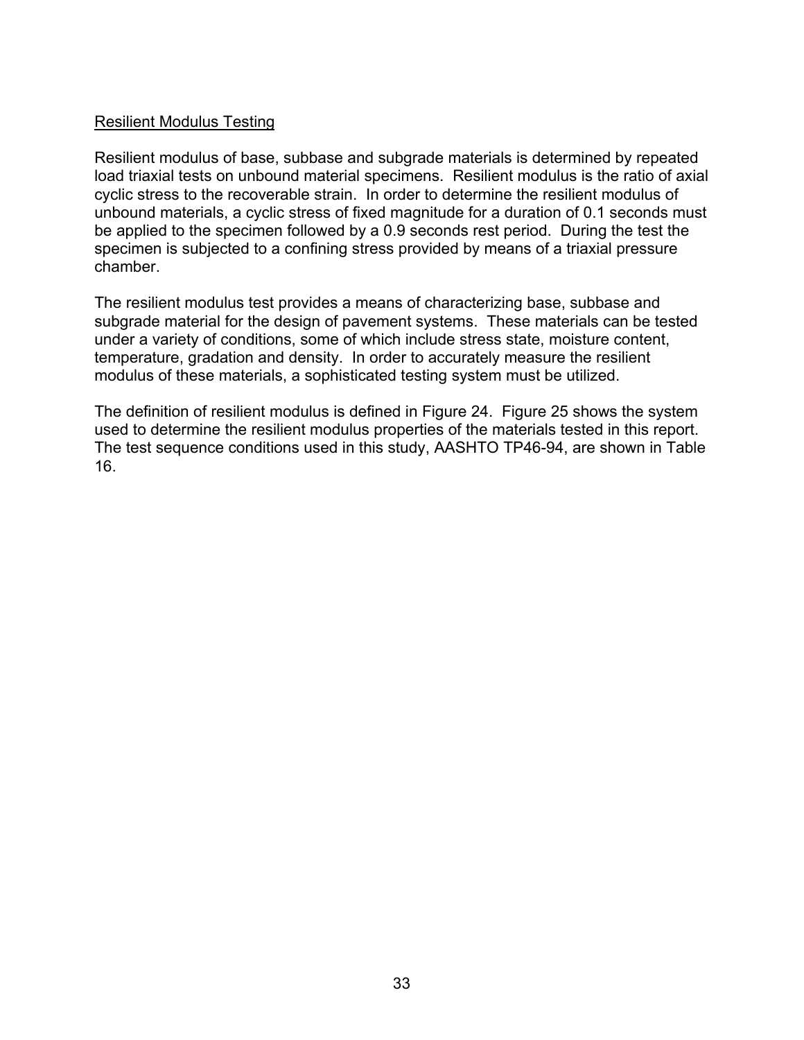## Resilient Modulus Testing

Resilient modulus of base, subbase and subgrade materials is determined by repeated load triaxial tests on unbound material specimens. Resilient modulus is the ratio of axial cyclic stress to the recoverable strain. In order to determine the resilient modulus of unbound materials, a cyclic stress of fixed magnitude for a duration of 0.1 seconds must be applied to the specimen followed by a 0.9 seconds rest period. During the test the specimen is subjected to a confining stress provided by means of a triaxial pressure chamber.

The resilient modulus test provides a means of characterizing base, subbase and subgrade material for the design of pavement systems. These materials can be tested under a variety of conditions, some of which include stress state, moisture content, temperature, gradation and density. In order to accurately measure the resilient modulus of these materials, a sophisticated testing system must be utilized.

The definition of resilient modulus is defined in Figure 24. Figure 25 shows the system used to determine the resilient modulus properties of the materials tested in this report. The test sequence conditions used in this study, AASHTO TP46-94, are shown in Table 16.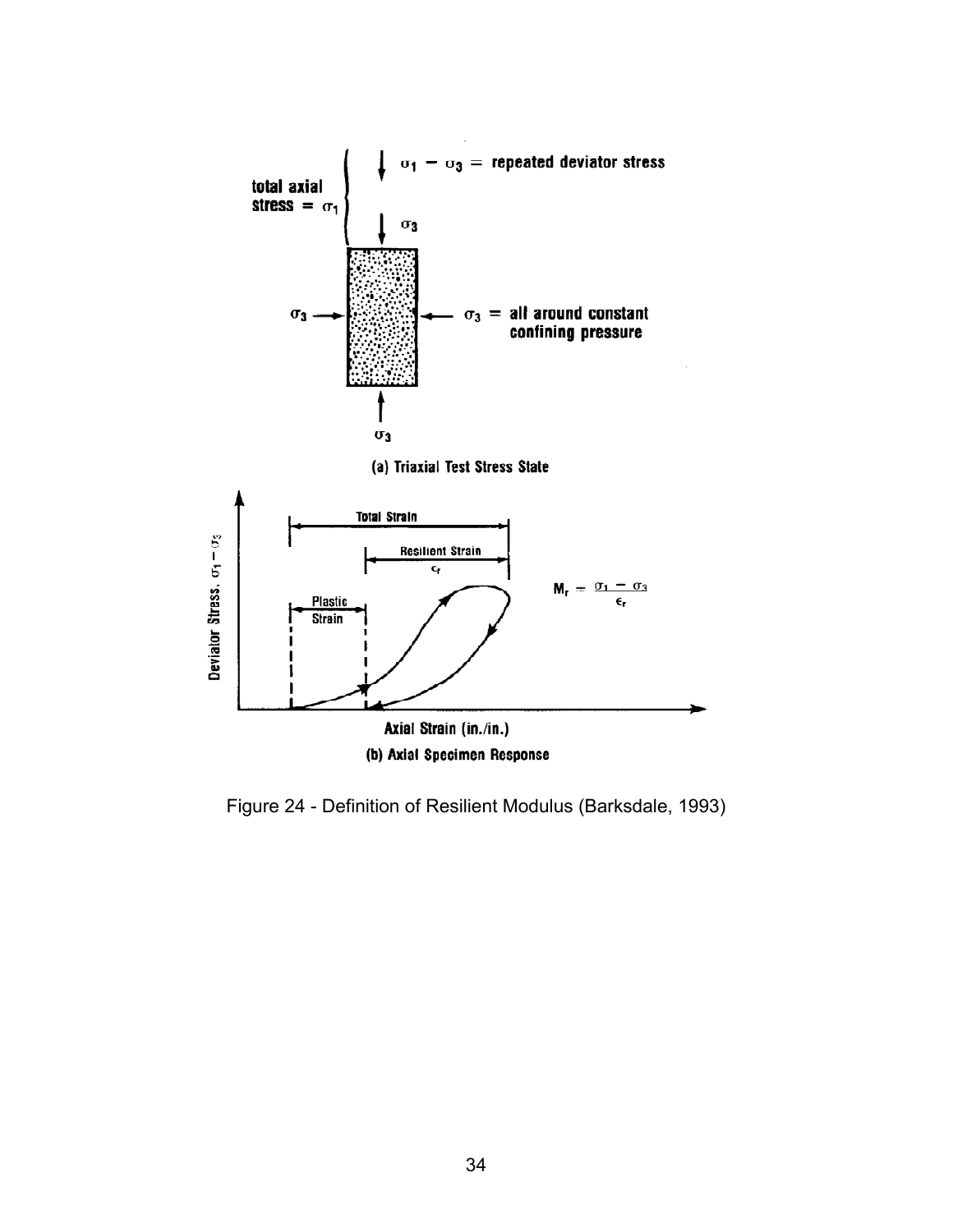$\sigma_1 - \sigma_3$ = repeated deviator stress

total axial stress = $\sigma_1$

$\sigma_3$

$\sigma_3$ = all around constant confining pressure

**(a) Triaxial Test Stress State**

Total Strain

Resilient Strain $\epsilon_r$

Plastic Strain

$$M_r = \frac{\sigma_1 - \sigma_3}{\epsilon_r}$$

Deviator Stress, $\sigma_1 - \sigma_3$

Axial Strain (in./in.)

**(b) Axial Specimen Response**

Figure 24 - Definition of Resilient Modulus (Barksdale, 1993)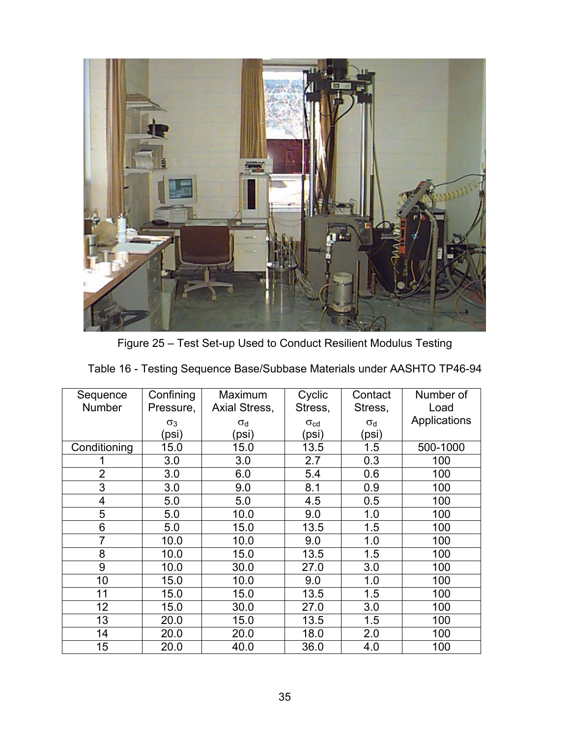Figure 25 – Test Set-up Used to Conduct Resilient Modulus Testing

Table 16 - Testing Sequence Base/Subbase Materials under AASHTO TP46-94

| Sequence Number | Confining Pressure, $\sigma_3$ (psi) | Maximum Axial Stress, $\sigma_d$ (psi) | Cyclic Stress, $\sigma_{cd}$ (psi) | Contact Stress, $\sigma_d$ (psi) | Number of Load Applications |
|---|---|---|---|---|---|
| Conditioning | 15.0 | 15.0 | 13.5 | 1.5 | 500-1000 |
| 1 | 3.0 | 3.0 | 2.7 | 0.3 | 100 |
| 2 | 3.0 | 6.0 | 5.4 | 0.6 | 100 |
| 3 | 3.0 | 9.0 | 8.1 | 0.9 | 100 |
| 4 | 5.0 | 5.0 | 4.5 | 0.5 | 100 |
| 5 | 5.0 | 10.0 | 9.0 | 1.0 | 100 |
| 6 | 5.0 | 15.0 | 13.5 | 1.5 | 100 |
| 7 | 10.0 | 10.0 | 9.0 | 1.0 | 100 |
| 8 | 10.0 | 15.0 | 13.5 | 1.5 | 100 |
| 9 | 10.0 | 30.0 | 27.0 | 3.0 | 100 |
| 10 | 15.0 | 10.0 | 9.0 | 1.0 | 100 |
| 11 | 15.0 | 15.0 | 13.5 | 1.5 | 100 |
| 12 | 15.0 | 30.0 | 27.0 | 3.0 | 100 |
| 13 | 20.0 | 15.0 | 13.5 | 1.5 | 100 |
| 14 | 20.0 | 20.0 | 18.0 | 2.0 | 100 |
| 15 | 20.0 | 40.0 | 36.0 | 4.0 | 100 |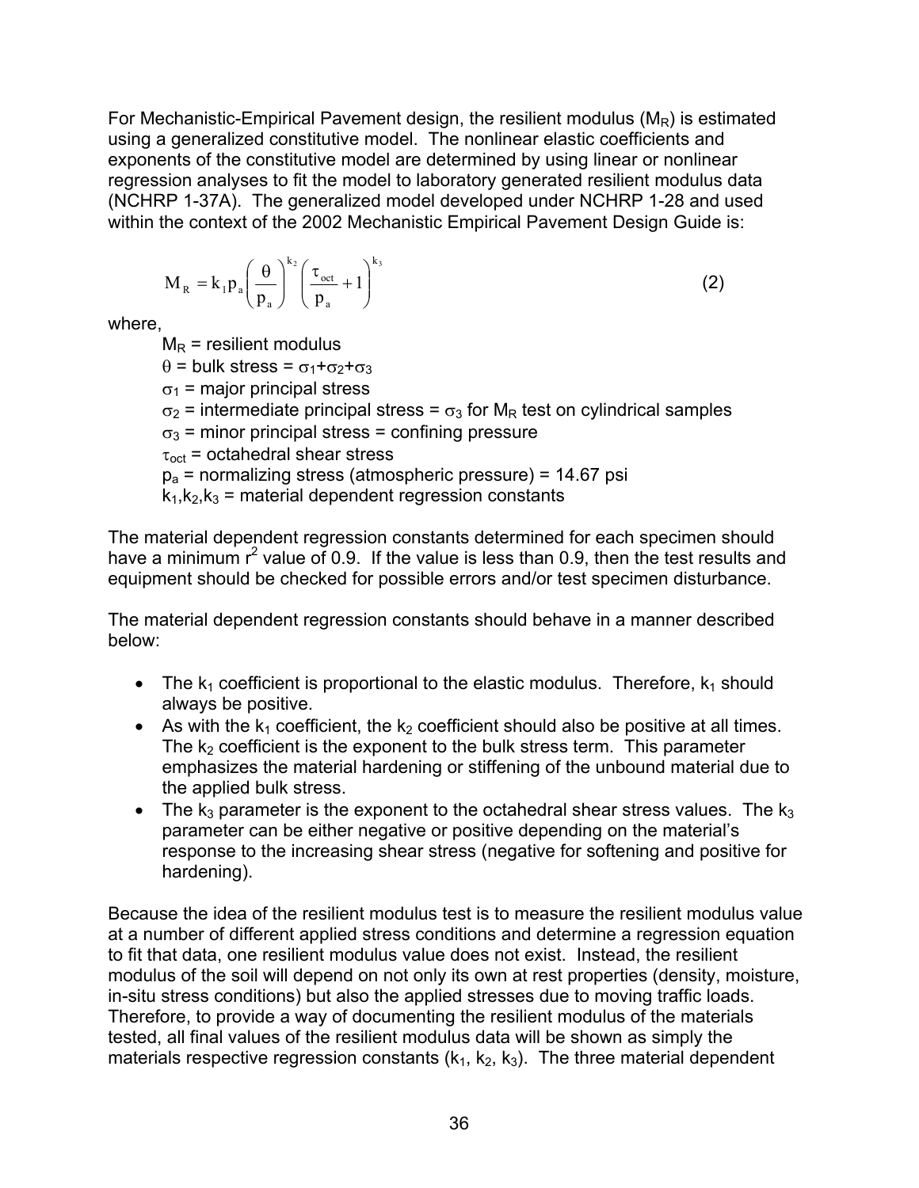For Mechanistic-Empirical Pavement design, the resilient modulus ($M_R$) is estimated using a generalized constitutive model. The nonlinear elastic coefficients and exponents of the constitutive model are determined by using linear or nonlinear regression analyses to fit the model to laboratory generated resilient modulus data (NCHRP 1-37A). The generalized model developed under NCHRP 1-28 and used within the context of the 2002 Mechanistic Empirical Pavement Design Guide is:

$$M_R = k_1 p_a \left( \frac{\theta}{p_a} \right)^{k_2} \left( \frac{\tau_{oct}}{p_a} + 1 \right)^{k_3} \tag{2}$$

where,

$M_R$ = resilient modulus
$\theta$ = bulk stress = $\sigma_1 + \sigma_2 + \sigma_3$
$\sigma_1$ = major principal stress
$\sigma_2$ = intermediate principal stress = $\sigma_3$ for $M_R$ test on cylindrical samples
$\sigma_3$ = minor principal stress = confining pressure
$\tau_{oct}$ = octahedral shear stress
$p_a$ = normalizing stress (atmospheric pressure) = 14.67 psi
$k_1, k_2, k_3$ = material dependent regression constants

The material dependent regression constants determined for each specimen should have a minimum $r^2$ value of 0.9. If the value is less than 0.9, then the test results and equipment should be checked for possible errors and/or test specimen disturbance.

The material dependent regression constants should behave in a manner described below:

- The $k_1$ coefficient is proportional to the elastic modulus. Therefore, $k_1$ should always be positive.
- As with the $k_1$ coefficient, the $k_2$ coefficient should also be positive at all times. The $k_2$ coefficient is the exponent to the bulk stress term. This parameter emphasizes the material hardening or stiffening of the unbound material due to the applied bulk stress.
- The $k_3$ parameter is the exponent to the octahedral shear stress values. The $k_3$ parameter can be either negative or positive depending on the material's response to the increasing shear stress (negative for softening and positive for hardening).

Because the idea of the resilient modulus test is to measure the resilient modulus value at a number of different applied stress conditions and determine a regression equation to fit that data, one resilient modulus value does not exist. Instead, the resilient modulus of the soil will depend on not only its own at rest properties (density, moisture, in-situ stress conditions) but also the applied stresses due to moving traffic loads. Therefore, to provide a way of documenting the resilient modulus of the materials tested, all final values of the resilient modulus data will be shown as simply the materials respective regression constants ($k_1$, $k_2$, $k_3$). The three material dependent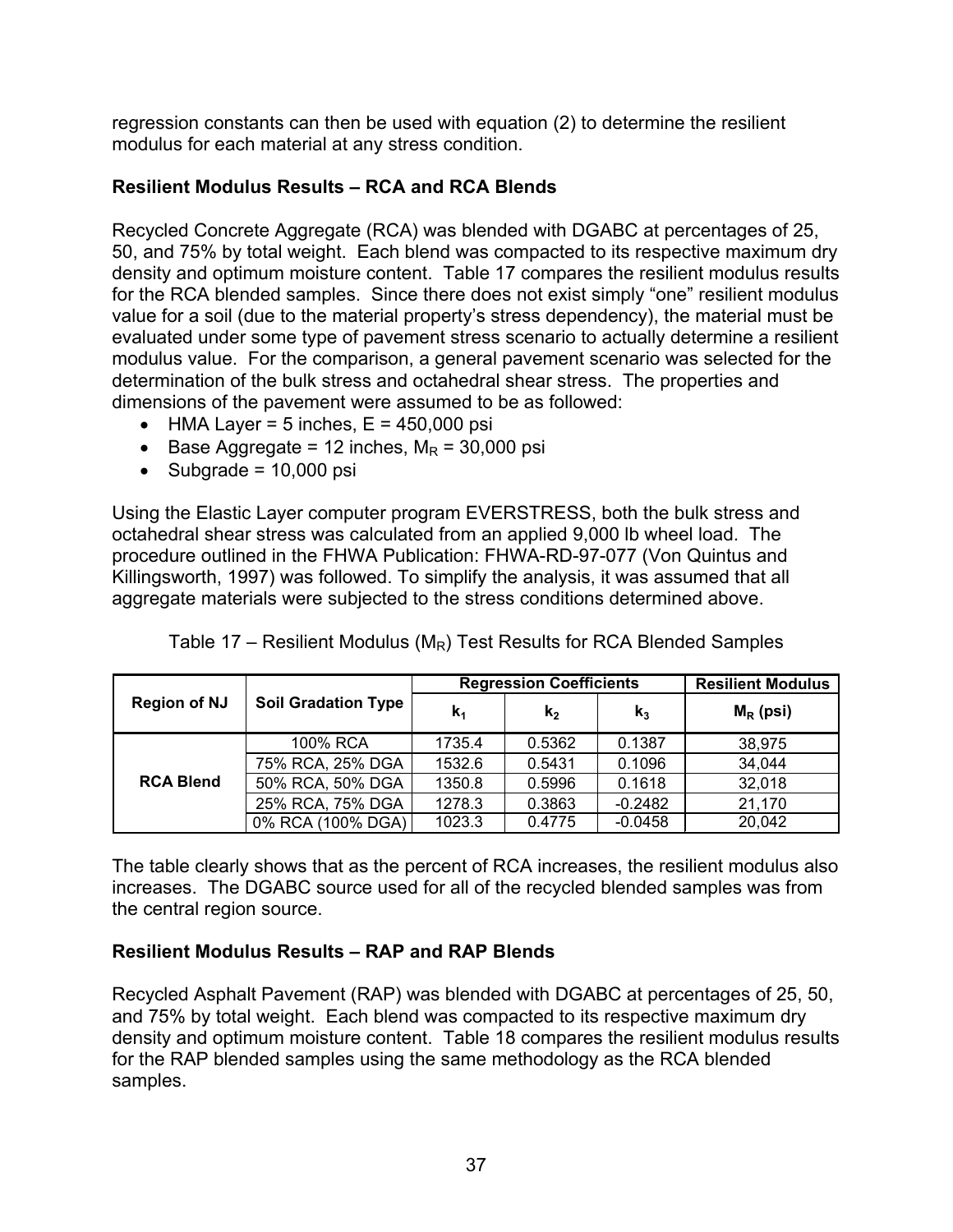regression constants can then be used with equation (2) to determine the resilient modulus for each material at any stress condition.

**Resilient Modulus Results – RCA and RCA Blends**

Recycled Concrete Aggregate (RCA) was blended with DGABC at percentages of 25, 50, and 75% by total weight. Each blend was compacted to its respective maximum dry density and optimum moisture content. Table 17 compares the resilient modulus results for the RCA blended samples. Since there does not exist simply "one" resilient modulus value for a soil (due to the material property's stress dependency), the material must be evaluated under some type of pavement stress scenario to actually determine a resilient modulus value. For the comparison, a general pavement scenario was selected for the determination of the bulk stress and octahedral shear stress. The properties and dimensions of the pavement were assumed to be as followed:

- HMA Layer = 5 inches, E = 450,000 psi
- Base Aggregate = 12 inches, $M_R$ = 30,000 psi
- Subgrade = 10,000 psi

Using the Elastic Layer computer program EVERSTRESS, both the bulk stress and octahedral shear stress was calculated from an applied 9,000 lb wheel load. The procedure outlined in the FHWA Publication: FHWA-RD-97-077 (Von Quintus and Killingsworth, 1997) was followed. To simplify the analysis, it was assumed that all aggregate materials were subjected to the stress conditions determined above.

Table 17 – Resilient Modulus ($M_R$) Test Results for RCA Blended Samples

| Region of NJ | Soil Gradation Type | Regression Coefficients | | | Resilient Modulus |
|---|---|---|---|---|---|
| | | $k_1$ | $k_2$ | $k_3$ | $M_R$ (psi) |
| RCA Blend | 100% RCA | 1735.4 | 0.5362 | 0.1387 | 38,975 |
| | 75% RCA, 25% DGA | 1532.6 | 0.5431 | 0.1096 | 34,044 |
| | 50% RCA, 50% DGA | 1350.8 | 0.5996 | 0.1618 | 32,018 |
| | 25% RCA, 75% DGA | 1278.3 | 0.3863 | -0.2482 | 21,170 |
| | 0% RCA (100% DGA) | 1023.3 | 0.4775 | -0.0458 | 20,042 |

The table clearly shows that as the percent of RCA increases, the resilient modulus also increases. The DGABC source used for all of the recycled blended samples was from the central region source.

**Resilient Modulus Results – RAP and RAP Blends**

Recycled Asphalt Pavement (RAP) was blended with DGABC at percentages of 25, 50, and 75% by total weight. Each blend was compacted to its respective maximum dry density and optimum moisture content. Table 18 compares the resilient modulus results for the RAP blended samples using the same methodology as the RCA blended samples.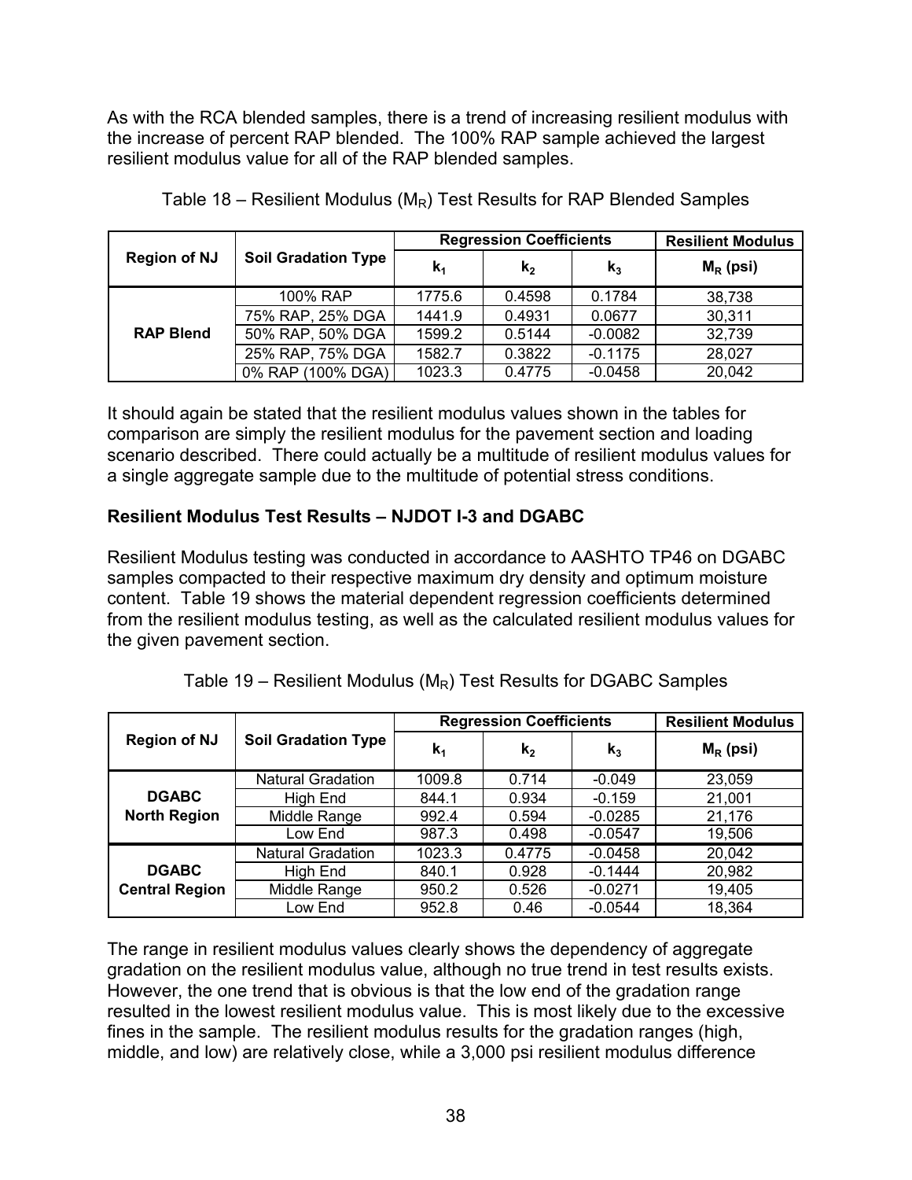As with the RCA blended samples, there is a trend of increasing resilient modulus with the increase of percent RAP blended. The 100% RAP sample achieved the largest resilient modulus value for all of the RAP blended samples.

Table 18 – Resilient Modulus ($M_R$) Test Results for RAP Blended Samples

| Region of NJ | Soil Gradation Type | Regression Coefficients | | | Resilient Modulus |
|---|---|---|---|---|---|
| | | $k_1$ | $k_2$ | $k_3$ | $M_R$ (psi) |
| RAP Blend | 100% RAP | 1775.6 | 0.4598 | 0.1784 | 38,738 |
| | 75% RAP, 25% DGA | 1441.9 | 0.4931 | 0.0677 | 30,311 |
| | 50% RAP, 50% DGA | 1599.2 | 0.5144 | -0.0082 | 32,739 |
| | 25% RAP, 75% DGA | 1582.7 | 0.3822 | -0.1175 | 28,027 |
| | 0% RAP (100% DGA) | 1023.3 | 0.4775 | -0.0458 | 20,042 |

It should again be stated that the resilient modulus values shown in the tables for comparison are simply the resilient modulus for the pavement section and loading scenario described. There could actually be a multitude of resilient modulus values for a single aggregate sample due to the multitude of potential stress conditions.

**Resilient Modulus Test Results – NJDOT I-3 and DGABC**

Resilient Modulus testing was conducted in accordance to AASHTO TP46 on DGABC samples compacted to their respective maximum dry density and optimum moisture content. Table 19 shows the material dependent regression coefficients determined from the resilient modulus testing, as well as the calculated resilient modulus values for the given pavement section.

Table 19 – Resilient Modulus ($M_R$) Test Results for DGABC Samples

| Region of NJ | Soil Gradation Type | Regression Coefficients | | | Resilient Modulus |
|---|---|---|---|---|---|
| | | $k_1$ | $k_2$ | $k_3$ | $M_R$ (psi) |
| DGABC North Region | Natural Gradation | 1009.8 | 0.714 | -0.049 | 23,059 |
| | High End | 844.1 | 0.934 | -0.159 | 21,001 |
| | Middle Range | 992.4 | 0.594 | -0.0285 | 21,176 |
| | Low End | 987.3 | 0.498 | -0.0547 | 19,506 |
| DGABC Central Region | Natural Gradation | 1023.3 | 0.4775 | -0.0458 | 20,042 |
| | High End | 840.1 | 0.928 | -0.1444 | 20,982 |
| | Middle Range | 950.2 | 0.526 | -0.0271 | 19,405 |
| | Low End | 952.8 | 0.46 | -0.0544 | 18,364 |

The range in resilient modulus values clearly shows the dependency of aggregate gradation on the resilient modulus value, although no true trend in test results exists. However, the one trend that is obvious is that the low end of the gradation range resulted in the lowest resilient modulus value. This is most likely due to the excessive fines in the sample. The resilient modulus results for the gradation ranges (high, middle, and low) are relatively close, while a 3,000 psi resilient modulus difference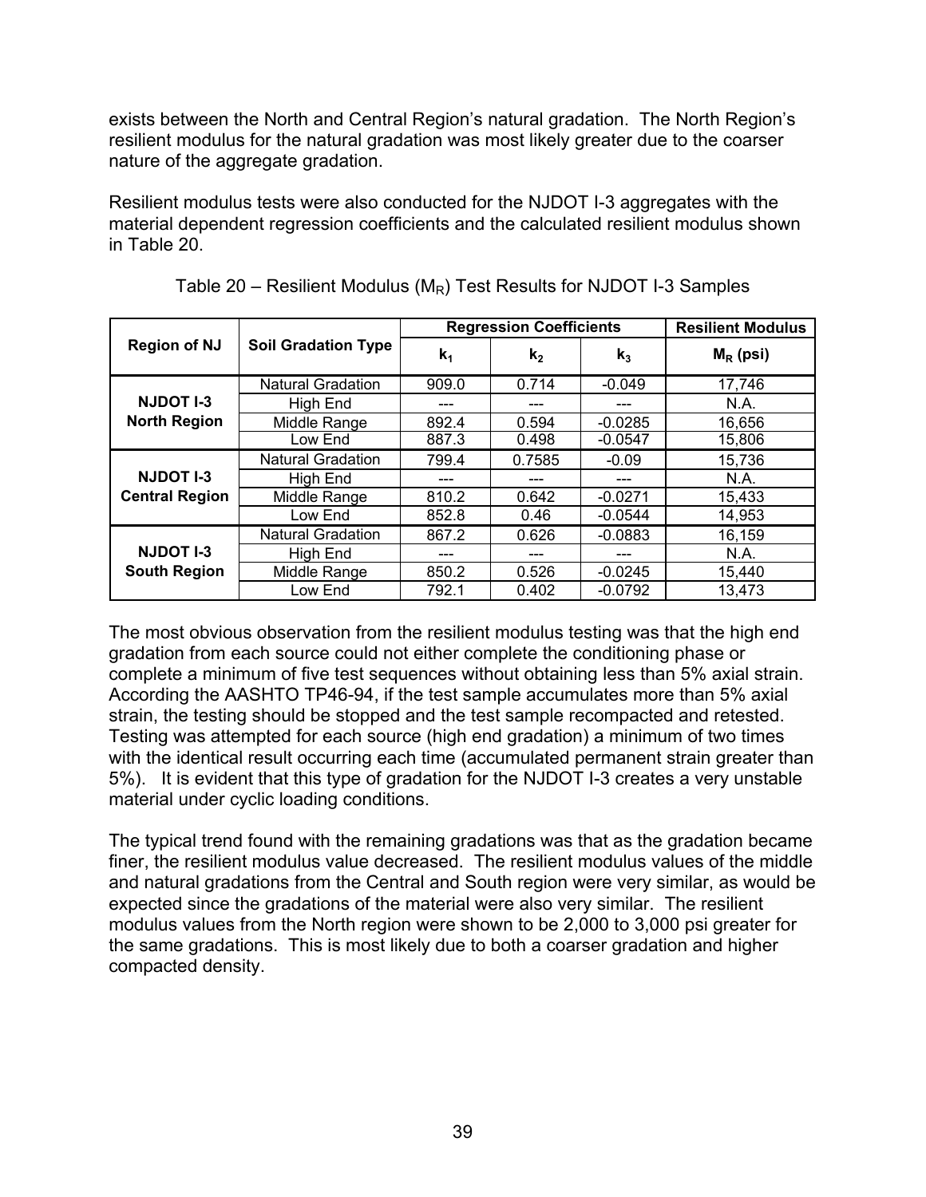exists between the North and Central Region's natural gradation. The North Region's resilient modulus for the natural gradation was most likely greater due to the coarser nature of the aggregate gradation.

Resilient modulus tests were also conducted for the NJDOT I-3 aggregates with the material dependent regression coefficients and the calculated resilient modulus shown in Table 20.

Table 20 – Resilient Modulus ($M_R$) Test Results for NJDOT I-3 Samples

| Region of NJ | Soil Gradation Type | Regression Coefficients | | | Resilient Modulus |
|---|---|---|---|---|---|
| | | $k_1$ | $k_2$ | $k_3$ | $M_R$ (psi) |
| **NJDOT I-3 North Region** | Natural Gradation | 909.0 | 0.714 | -0.049 | 17,746 |
| | High End | --- | --- | --- | N.A. |
| | Middle Range | 892.4 | 0.594 | -0.0285 | 16,656 |
| | Low End | 887.3 | 0.498 | -0.0547 | 15,806 |
| **NJDOT I-3 Central Region** | Natural Gradation | 799.4 | 0.7585 | -0.09 | 15,736 |
| | High End | --- | --- | --- | N.A. |
| | Middle Range | 810.2 | 0.642 | -0.0271 | 15,433 |
| | Low End | 852.8 | 0.46 | -0.0544 | 14,953 |
| **NJDOT I-3 South Region** | Natural Gradation | 867.2 | 0.626 | -0.0883 | 16,159 |
| | High End | --- | --- | --- | N.A. |
| | Middle Range | 850.2 | 0.526 | -0.0245 | 15,440 |
| | Low End | 792.1 | 0.402 | -0.0792 | 13,473 |

The most obvious observation from the resilient modulus testing was that the high end gradation from each source could not either complete the conditioning phase or complete a minimum of five test sequences without obtaining less than 5% axial strain. According the AASHTO TP46-94, if the test sample accumulates more than 5% axial strain, the testing should be stopped and the test sample recompacted and retested. Testing was attempted for each source (high end gradation) a minimum of two times with the identical result occurring each time (accumulated permanent strain greater than 5%). It is evident that this type of gradation for the NJDOT I-3 creates a very unstable material under cyclic loading conditions.

The typical trend found with the remaining gradations was that as the gradation became finer, the resilient modulus value decreased. The resilient modulus values of the middle and natural gradations from the Central and South region were very similar, as would be expected since the gradations of the material were also very similar. The resilient modulus values from the North region were shown to be 2,000 to 3,000 psi greater for the same gradations. This is most likely due to both a coarser gradation and higher compacted density.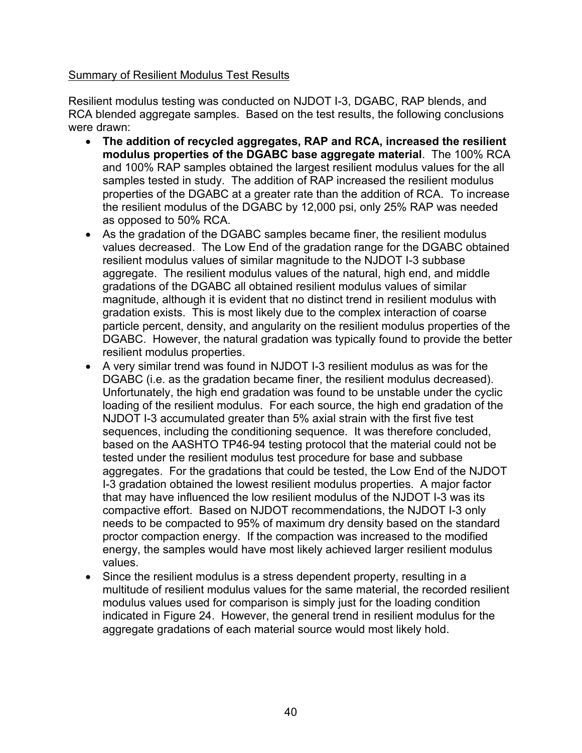Summary of Resilient Modulus Test Results

Resilient modulus testing was conducted on NJDOT I-3, DGABC, RAP blends, and RCA blended aggregate samples. Based on the test results, the following conclusions were drawn:

- **The addition of recycled aggregates, RAP and RCA, increased the resilient modulus properties of the DGABC base aggregate material**. The 100% RCA and 100% RAP samples obtained the largest resilient modulus values for the all samples tested in study. The addition of RAP increased the resilient modulus properties of the DGABC at a greater rate than the addition of RCA. To increase the resilient modulus of the DGABC by 12,000 psi, only 25% RAP was needed as opposed to 50% RCA.
- As the gradation of the DGABC samples became finer, the resilient modulus values decreased. The Low End of the gradation range for the DGABC obtained resilient modulus values of similar magnitude to the NJDOT I-3 subbase aggregate. The resilient modulus values of the natural, high end, and middle gradations of the DGABC all obtained resilient modulus values of similar magnitude, although it is evident that no distinct trend in resilient modulus with gradation exists. This is most likely due to the complex interaction of coarse particle percent, density, and angularity on the resilient modulus properties of the DGABC. However, the natural gradation was typically found to provide the better resilient modulus properties.
- A very similar trend was found in NJDOT I-3 resilient modulus as was for the DGABC (i.e. as the gradation became finer, the resilient modulus decreased). Unfortunately, the high end gradation was found to be unstable under the cyclic loading of the resilient modulus. For each source, the high end gradation of the NJDOT I-3 accumulated greater than 5% axial strain with the first five test sequences, including the conditioning sequence. It was therefore concluded, based on the AASHTO TP46-94 testing protocol that the material could not be tested under the resilient modulus test procedure for base and subbase aggregates. For the gradations that could be tested, the Low End of the NJDOT I-3 gradation obtained the lowest resilient modulus properties. A major factor that may have influenced the low resilient modulus of the NJDOT I-3 was its compactive effort. Based on NJDOT recommendations, the NJDOT I-3 only needs to be compacted to 95% of maximum dry density based on the standard proctor compaction energy. If the compaction was increased to the modified energy, the samples would have most likely achieved larger resilient modulus values.
- Since the resilient modulus is a stress dependent property, resulting in a multitude of resilient modulus values for the same material, the recorded resilient modulus values used for comparison is simply just for the loading condition indicated in Figure 24. However, the general trend in resilient modulus for the aggregate gradations of each material source would most likely hold.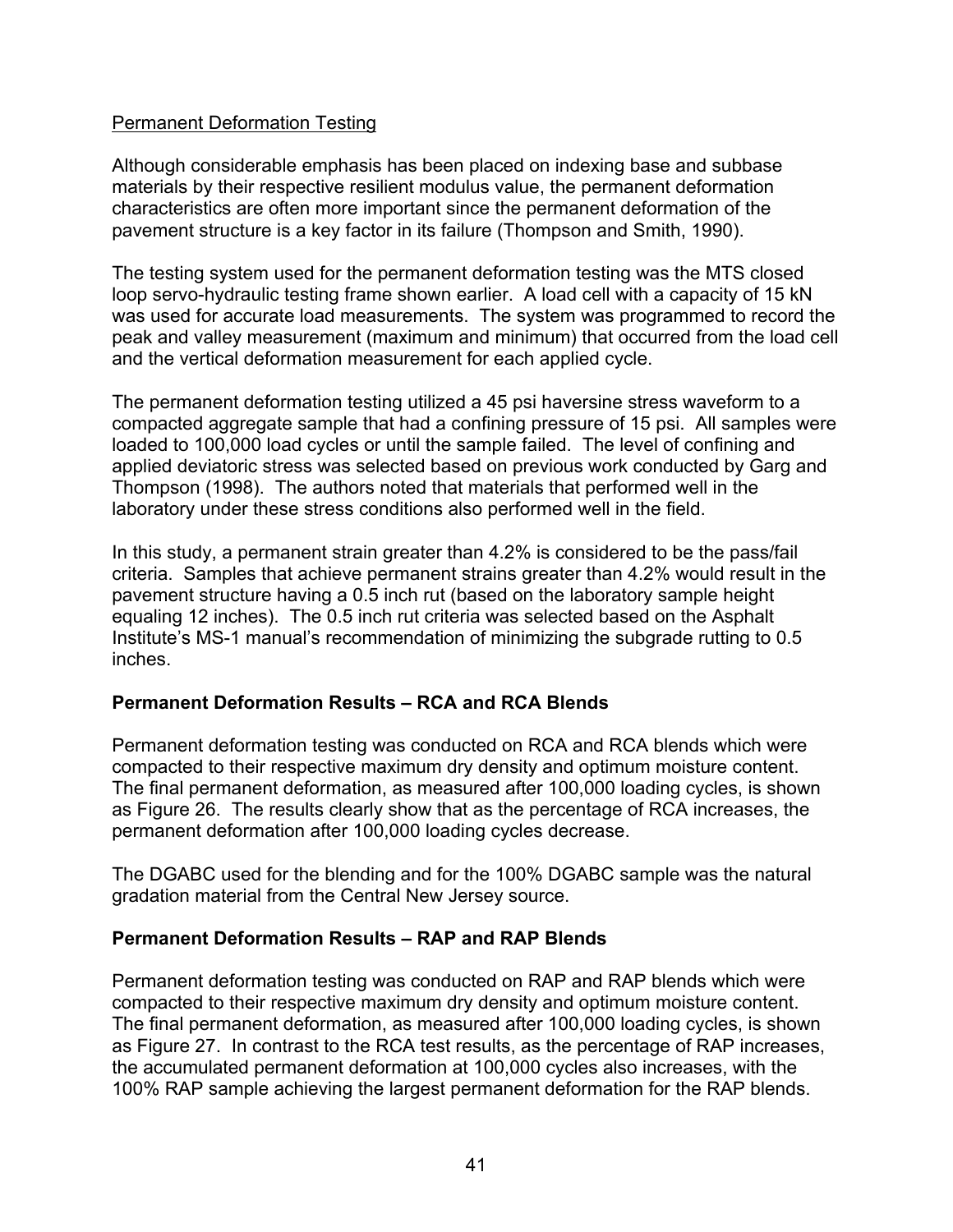Permanent Deformation Testing

Although considerable emphasis has been placed on indexing base and subbase materials by their respective resilient modulus value, the permanent deformation characteristics are often more important since the permanent deformation of the pavement structure is a key factor in its failure (Thompson and Smith, 1990).

The testing system used for the permanent deformation testing was the MTS closed loop servo-hydraulic testing frame shown earlier. A load cell with a capacity of 15 kN was used for accurate load measurements. The system was programmed to record the peak and valley measurement (maximum and minimum) that occurred from the load cell and the vertical deformation measurement for each applied cycle.

The permanent deformation testing utilized a 45 psi haversine stress waveform to a compacted aggregate sample that had a confining pressure of 15 psi. All samples were loaded to 100,000 load cycles or until the sample failed. The level of confining and applied deviatoric stress was selected based on previous work conducted by Garg and Thompson (1998). The authors noted that materials that performed well in the laboratory under these stress conditions also performed well in the field.

In this study, a permanent strain greater than 4.2% is considered to be the pass/fail criteria. Samples that achieve permanent strains greater than 4.2% would result in the pavement structure having a 0.5 inch rut (based on the laboratory sample height equaling 12 inches). The 0.5 inch rut criteria was selected based on the Asphalt Institute's MS-1 manual's recommendation of minimizing the subgrade rutting to 0.5 inches.

**Permanent Deformation Results – RCA and RCA Blends**

Permanent deformation testing was conducted on RCA and RCA blends which were compacted to their respective maximum dry density and optimum moisture content. The final permanent deformation, as measured after 100,000 loading cycles, is shown as Figure 26. The results clearly show that as the percentage of RCA increases, the permanent deformation after 100,000 loading cycles decrease.

The DGABC used for the blending and for the 100% DGABC sample was the natural gradation material from the Central New Jersey source.

**Permanent Deformation Results – RAP and RAP Blends**

Permanent deformation testing was conducted on RAP and RAP blends which were compacted to their respective maximum dry density and optimum moisture content. The final permanent deformation, as measured after 100,000 loading cycles, is shown as Figure 27. In contrast to the RCA test results, as the percentage of RAP increases, the accumulated permanent deformation at 100,000 cycles also increases, with the 100% RAP sample achieving the largest permanent deformation for the RAP blends.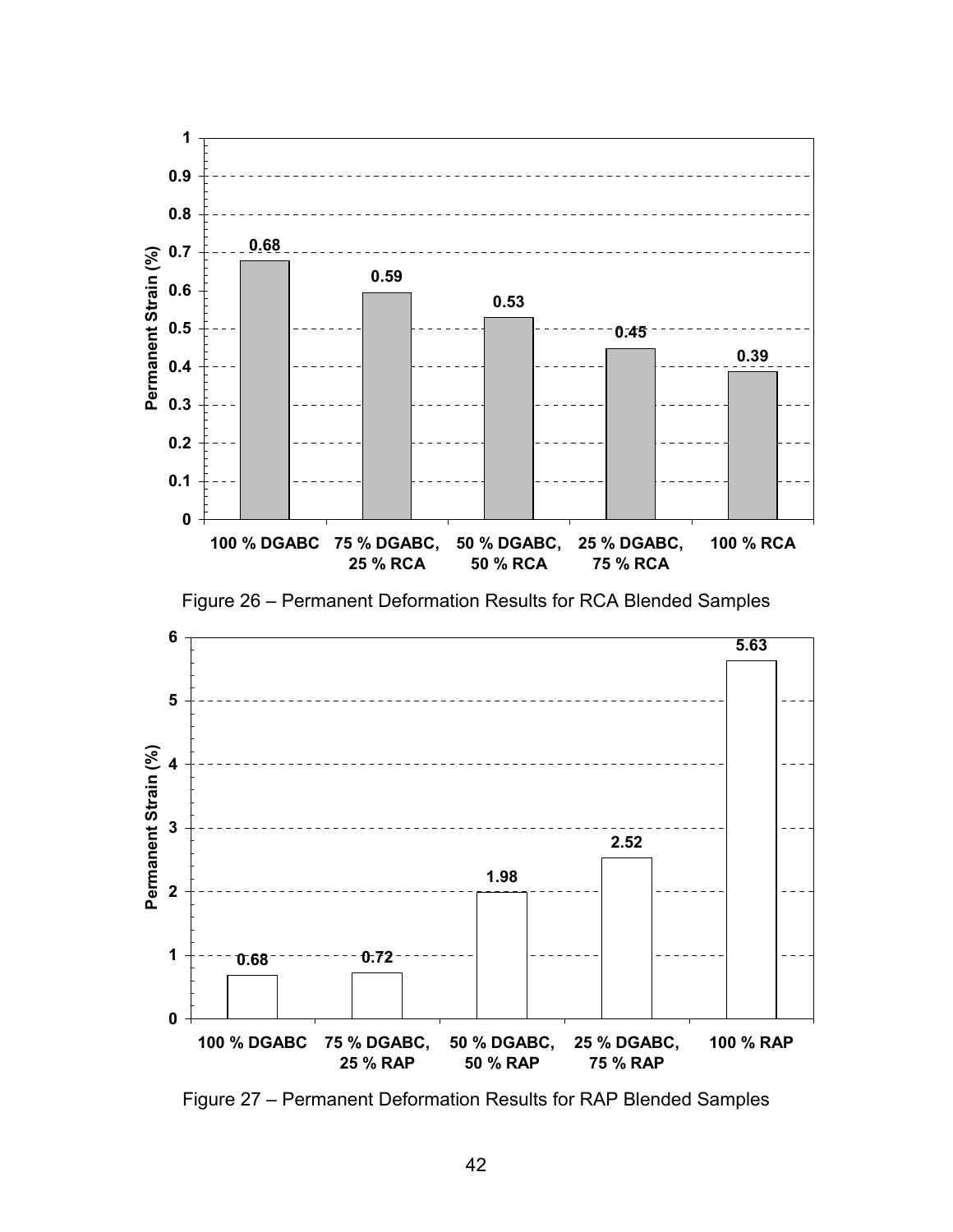Figure 26 – Permanent Deformation Results for RCA Blended Samples

Figure 27 – Permanent Deformation Results for RAP Blended Samples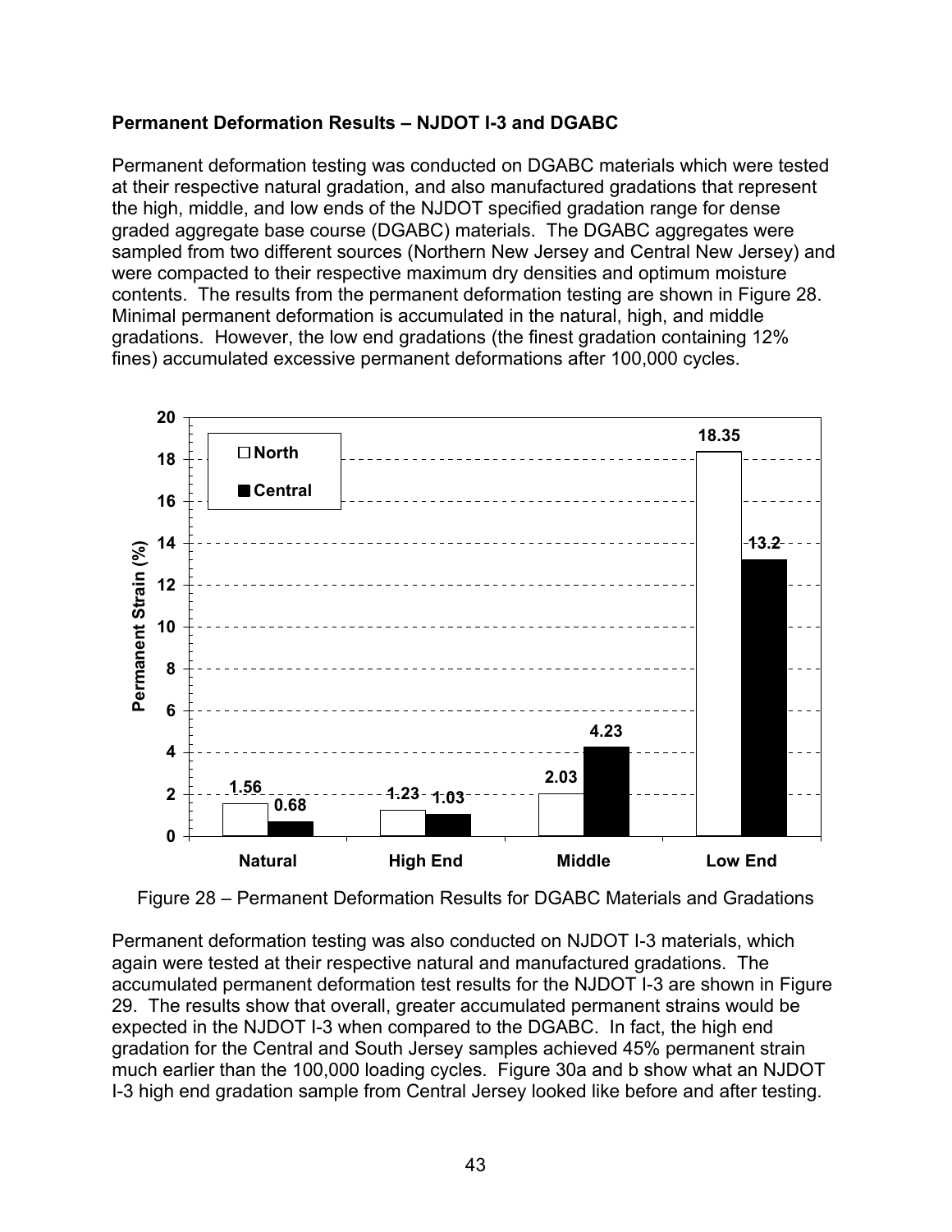**Permanent Deformation Results – NJDOT I-3 and DGABC**

Permanent deformation testing was conducted on DGABC materials which were tested at their respective natural gradation, and also manufactured gradations that represent the high, middle, and low ends of the NJDOT specified gradation range for dense graded aggregate base course (DGABC) materials. The DGABC aggregates were sampled from two different sources (Northern New Jersey and Central New Jersey) and were compacted to their respective maximum dry densities and optimum moisture contents. The results from the permanent deformation testing are shown in Figure 28. Minimal permanent deformation is accumulated in the natural, high, and middle gradations. However, the low end gradations (the finest gradation containing 12% fines) accumulated excessive permanent deformations after 100,000 cycles.

| Gradation | North Permanent Strain (%) | Central Permanent Strain (%) |
|---|---|---|
| Natural | 1.56 | 0.68 |
| High End | 1.23 | 1.03 |
| Middle | 2.03 | 4.23 |
| Low End | 18.35 | 13.2 |

Figure 28 – Permanent Deformation Results for DGABC Materials and Gradations

Permanent deformation testing was also conducted on NJDOT I-3 materials, which again were tested at their respective natural and manufactured gradations. The accumulated permanent deformation test results for the NJDOT I-3 are shown in Figure 29. The results show that overall, greater accumulated permanent strains would be expected in the NJDOT I-3 when compared to the DGABC. In fact, the high end gradation for the Central and South Jersey samples achieved 45% permanent strain much earlier than the 100,000 loading cycles. Figure 30a and b show what an NJDOT I-3 high end gradation sample from Central Jersey looked like before and after testing.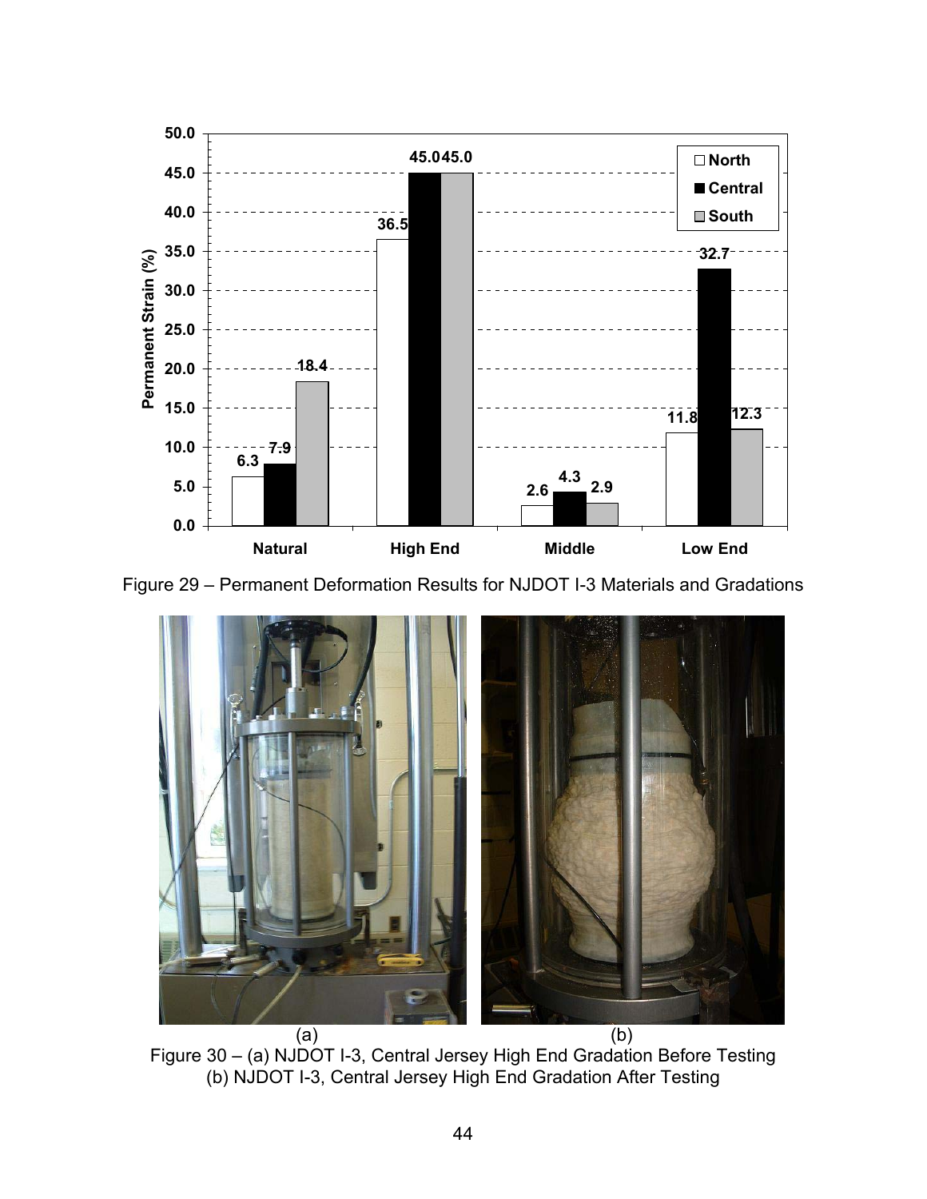Figure 29 – Permanent Deformation Results for NJDOT I-3 Materials and Gradations

(a) (b)

Figure 30 – (a) NJDOT I-3, Central Jersey High End Gradation Before Testing
(b) NJDOT I-3, Central Jersey High End Gradation After Testing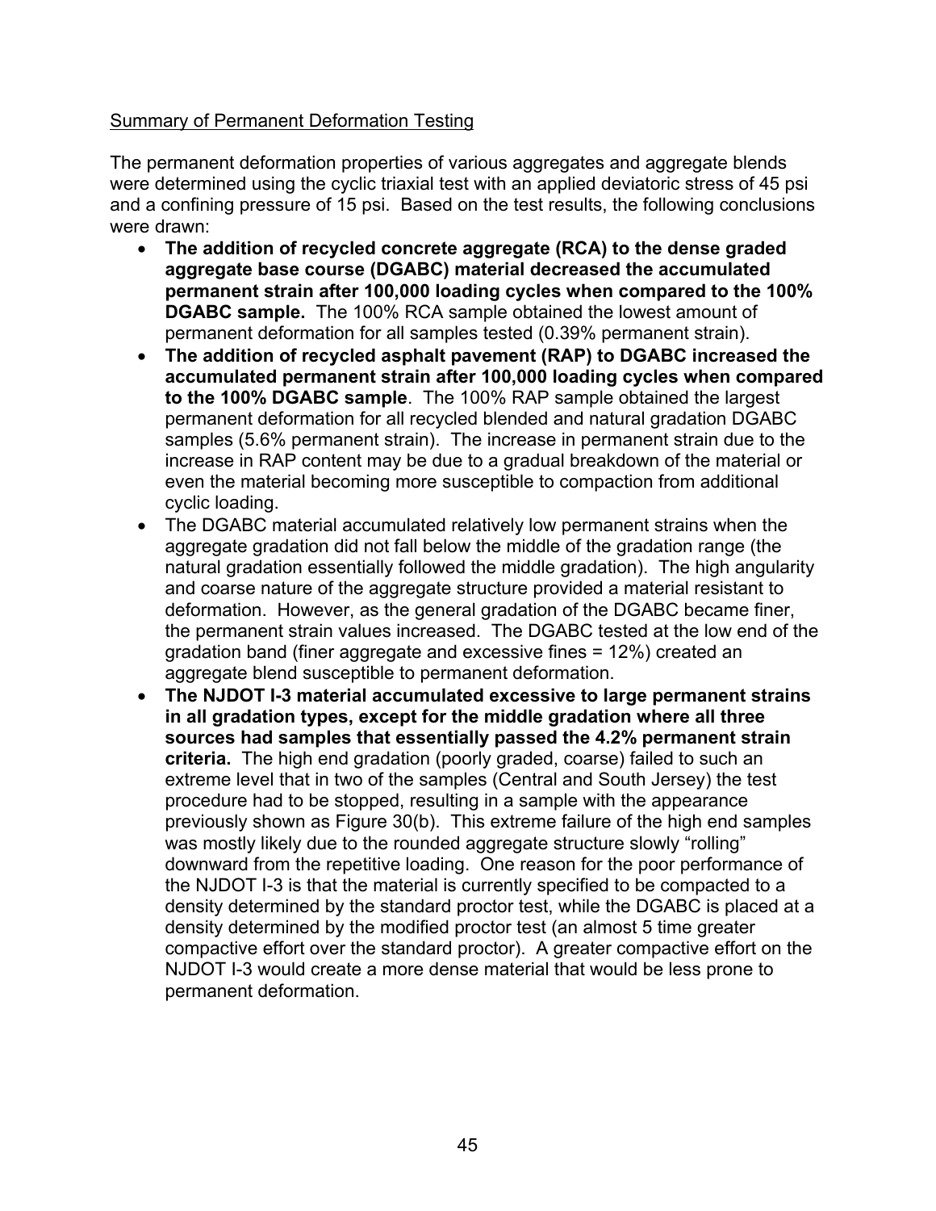Summary of Permanent Deformation Testing

The permanent deformation properties of various aggregates and aggregate blends were determined using the cyclic triaxial test with an applied deviatoric stress of 45 psi and a confining pressure of 15 psi. Based on the test results, the following conclusions were drawn:

- **The addition of recycled concrete aggregate (RCA) to the dense graded aggregate base course (DGABC) material decreased the accumulated permanent strain after 100,000 loading cycles when compared to the 100% DGABC sample.** The 100% RCA sample obtained the lowest amount of permanent deformation for all samples tested (0.39% permanent strain).
- **The addition of recycled asphalt pavement (RAP) to DGABC increased the accumulated permanent strain after 100,000 loading cycles when compared to the 100% DGABC sample**. The 100% RAP sample obtained the largest permanent deformation for all recycled blended and natural gradation DGABC samples (5.6% permanent strain). The increase in permanent strain due to the increase in RAP content may be due to a gradual breakdown of the material or even the material becoming more susceptible to compaction from additional cyclic loading.
- The DGABC material accumulated relatively low permanent strains when the aggregate gradation did not fall below the middle of the gradation range (the natural gradation essentially followed the middle gradation). The high angularity and coarse nature of the aggregate structure provided a material resistant to deformation. However, as the general gradation of the DGABC became finer, the permanent strain values increased. The DGABC tested at the low end of the gradation band (finer aggregate and excessive fines = 12%) created an aggregate blend susceptible to permanent deformation.
- **The NJDOT I-3 material accumulated excessive to large permanent strains in all gradation types, except for the middle gradation where all three sources had samples that essentially passed the 4.2% permanent strain criteria.** The high end gradation (poorly graded, coarse) failed to such an extreme level that in two of the samples (Central and South Jersey) the test procedure had to be stopped, resulting in a sample with the appearance previously shown as Figure 30(b). This extreme failure of the high end samples was mostly likely due to the rounded aggregate structure slowly "rolling" downward from the repetitive loading. One reason for the poor performance of the NJDOT I-3 is that the material is currently specified to be compacted to a density determined by the standard proctor test, while the DGABC is placed at a density determined by the modified proctor test (an almost 5 time greater compactive effort over the standard proctor). A greater compactive effort on the NJDOT I-3 would create a more dense material that would be less prone to permanent deformation.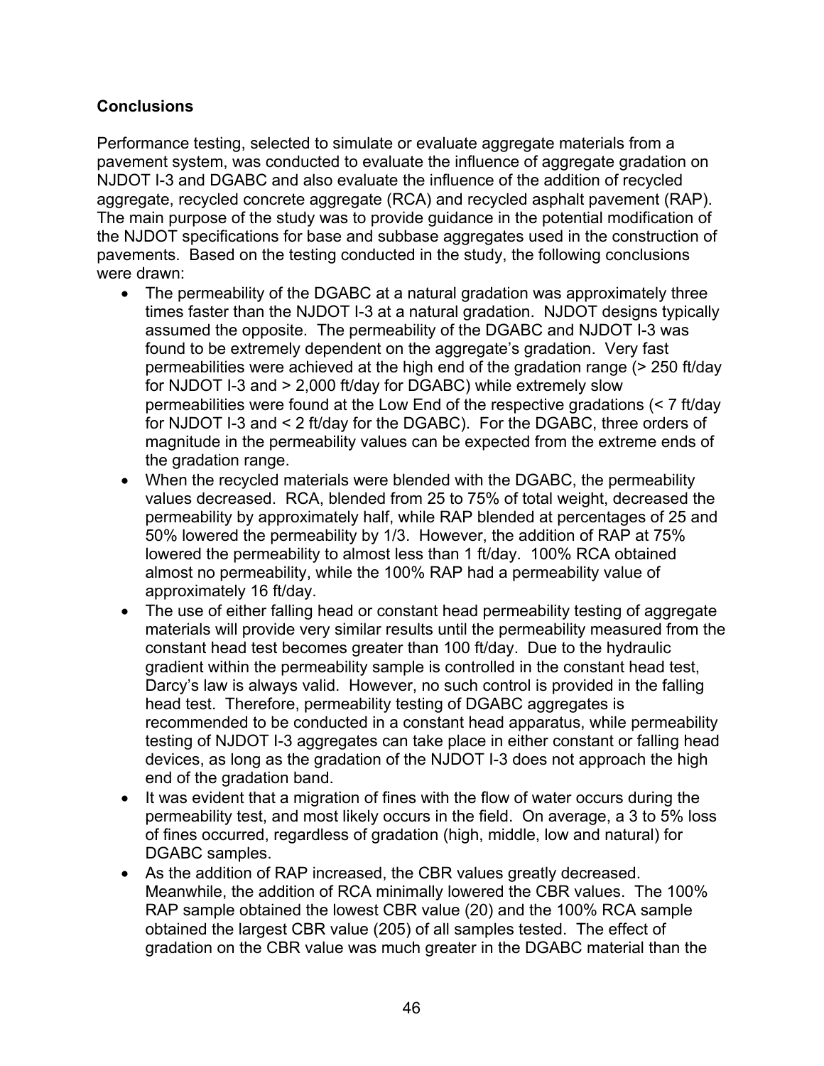## Conclusions

Performance testing, selected to simulate or evaluate aggregate materials from a pavement system, was conducted to evaluate the influence of aggregate gradation on NJDOT I-3 and DGABC and also evaluate the influence of the addition of recycled aggregate, recycled concrete aggregate (RCA) and recycled asphalt pavement (RAP). The main purpose of the study was to provide guidance in the potential modification of the NJDOT specifications for base and subbase aggregates used in the construction of pavements. Based on the testing conducted in the study, the following conclusions were drawn:

- The permeability of the DGABC at a natural gradation was approximately three times faster than the NJDOT I-3 at a natural gradation. NJDOT designs typically assumed the opposite. The permeability of the DGABC and NJDOT I-3 was found to be extremely dependent on the aggregate's gradation. Very fast permeabilities were achieved at the high end of the gradation range (> 250 ft/day for NJDOT I-3 and > 2,000 ft/day for DGABC) while extremely slow permeabilities were found at the Low End of the respective gradations (< 7 ft/day for NJDOT I-3 and < 2 ft/day for the DGABC). For the DGABC, three orders of magnitude in the permeability values can be expected from the extreme ends of the gradation range.
- When the recycled materials were blended with the DGABC, the permeability values decreased. RCA, blended from 25 to 75% of total weight, decreased the permeability by approximately half, while RAP blended at percentages of 25 and 50% lowered the permeability by 1/3. However, the addition of RAP at 75% lowered the permeability to almost less than 1 ft/day. 100% RCA obtained almost no permeability, while the 100% RAP had a permeability value of approximately 16 ft/day.
- The use of either falling head or constant head permeability testing of aggregate materials will provide very similar results until the permeability measured from the constant head test becomes greater than 100 ft/day. Due to the hydraulic gradient within the permeability sample is controlled in the constant head test, Darcy's law is always valid. However, no such control is provided in the falling head test. Therefore, permeability testing of DGABC aggregates is recommended to be conducted in a constant head apparatus, while permeability testing of NJDOT I-3 aggregates can take place in either constant or falling head devices, as long as the gradation of the NJDOT I-3 does not approach the high end of the gradation band.
- It was evident that a migration of fines with the flow of water occurs during the permeability test, and most likely occurs in the field. On average, a 3 to 5% loss of fines occurred, regardless of gradation (high, middle, low and natural) for DGABC samples.
- As the addition of RAP increased, the CBR values greatly decreased. Meanwhile, the addition of RCA minimally lowered the CBR values. The 100% RAP sample obtained the lowest CBR value (20) and the 100% RCA sample obtained the largest CBR value (205) of all samples tested. The effect of gradation on the CBR value was much greater in the DGABC material than the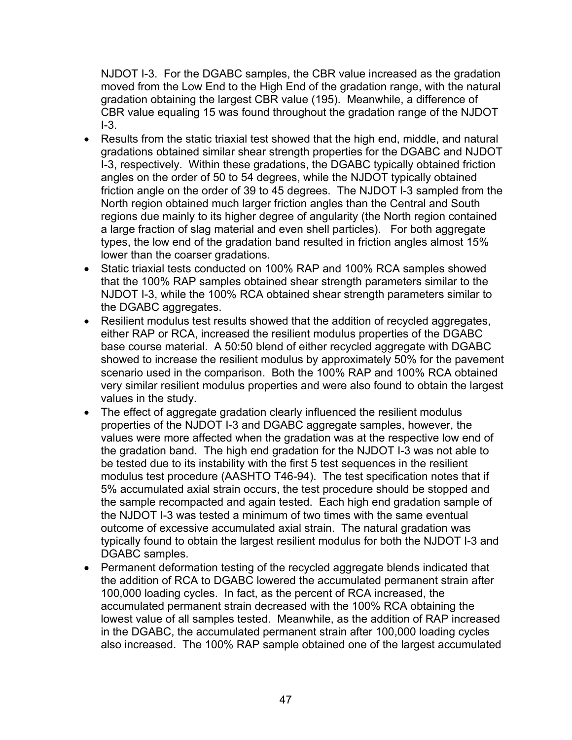NJDOT I-3. For the DGABC samples, the CBR value increased as the gradation moved from the Low End to the High End of the gradation range, with the natural gradation obtaining the largest CBR value (195). Meanwhile, a difference of CBR value equaling 15 was found throughout the gradation range of the NJDOT I-3.

- Results from the static triaxial test showed that the high end, middle, and natural gradations obtained similar shear strength properties for the DGABC and NJDOT I-3, respectively. Within these gradations, the DGABC typically obtained friction angles on the order of 50 to 54 degrees, while the NJDOT typically obtained friction angle on the order of 39 to 45 degrees. The NJDOT I-3 sampled from the North region obtained much larger friction angles than the Central and South regions due mainly to its higher degree of angularity (the North region contained a large fraction of slag material and even shell particles). For both aggregate types, the low end of the gradation band resulted in friction angles almost 15% lower than the coarser gradations.
- Static triaxial tests conducted on 100% RAP and 100% RCA samples showed that the 100% RAP samples obtained shear strength parameters similar to the NJDOT I-3, while the 100% RCA obtained shear strength parameters similar to the DGABC aggregates.
- Resilient modulus test results showed that the addition of recycled aggregates, either RAP or RCA, increased the resilient modulus properties of the DGABC base course material. A 50:50 blend of either recycled aggregate with DGABC showed to increase the resilient modulus by approximately 50% for the pavement scenario used in the comparison. Both the 100% RAP and 100% RCA obtained very similar resilient modulus properties and were also found to obtain the largest values in the study.
- The effect of aggregate gradation clearly influenced the resilient modulus properties of the NJDOT I-3 and DGABC aggregate samples, however, the values were more affected when the gradation was at the respective low end of the gradation band. The high end gradation for the NJDOT I-3 was not able to be tested due to its instability with the first 5 test sequences in the resilient modulus test procedure (AASHTO T46-94). The test specification notes that if 5% accumulated axial strain occurs, the test procedure should be stopped and the sample recompacted and again tested. Each high end gradation sample of the NJDOT I-3 was tested a minimum of two times with the same eventual outcome of excessive accumulated axial strain. The natural gradation was typically found to obtain the largest resilient modulus for both the NJDOT I-3 and DGABC samples.
- Permanent deformation testing of the recycled aggregate blends indicated that the addition of RCA to DGABC lowered the accumulated permanent strain after 100,000 loading cycles. In fact, as the percent of RCA increased, the accumulated permanent strain decreased with the 100% RCA obtaining the lowest value of all samples tested. Meanwhile, as the addition of RAP increased in the DGABC, the accumulated permanent strain after 100,000 loading cycles also increased. The 100% RAP sample obtained one of the largest accumulated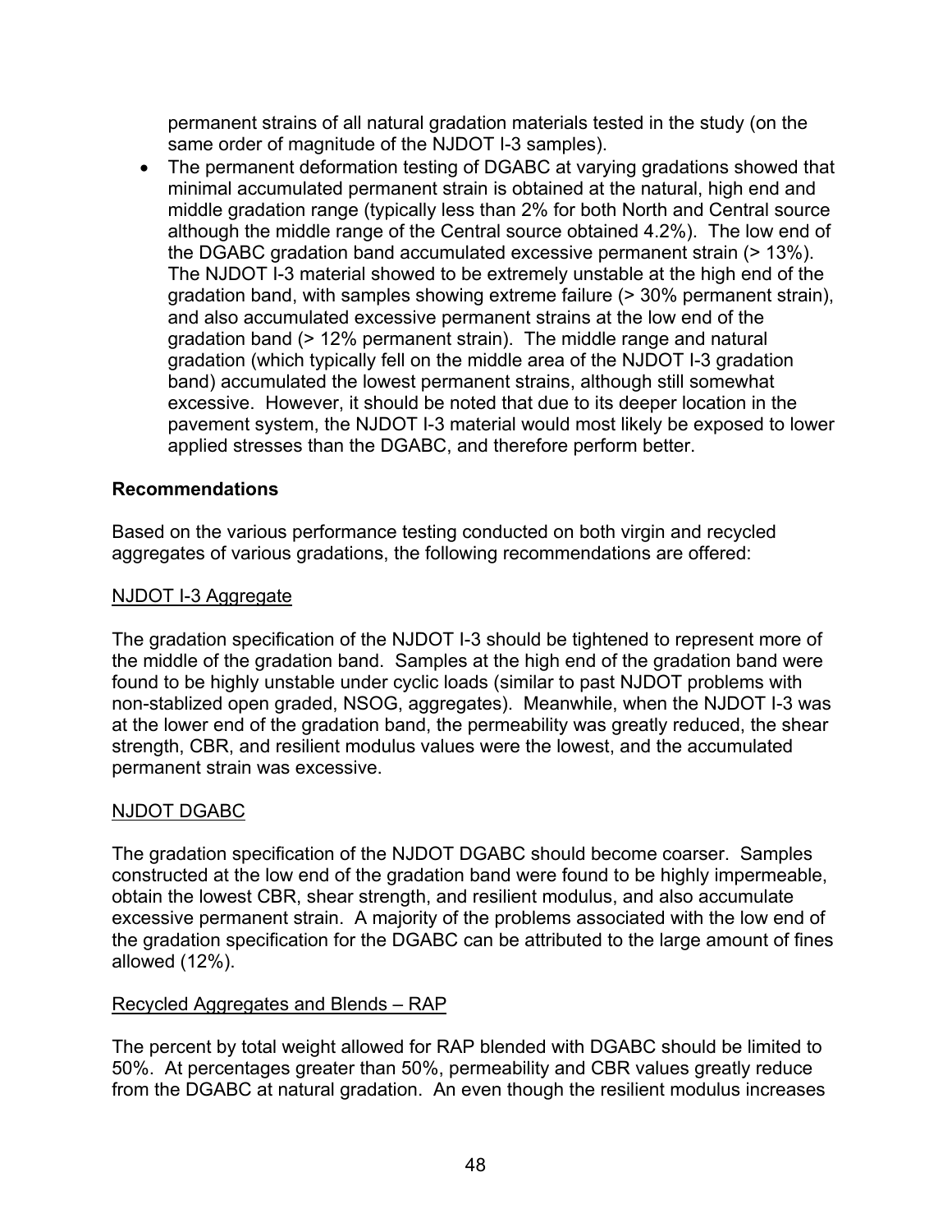permanent strains of all natural gradation materials tested in the study (on the same order of magnitude of the NJDOT I-3 samples).

- The permanent deformation testing of DGABC at varying gradations showed that minimal accumulated permanent strain is obtained at the natural, high end and middle gradation range (typically less than 2% for both North and Central source although the middle range of the Central source obtained 4.2%). The low end of the DGABC gradation band accumulated excessive permanent strain (> 13%). The NJDOT I-3 material showed to be extremely unstable at the high end of the gradation band, with samples showing extreme failure (> 30% permanent strain), and also accumulated excessive permanent strains at the low end of the gradation band (> 12% permanent strain). The middle range and natural gradation (which typically fell on the middle area of the NJDOT I-3 gradation band) accumulated the lowest permanent strains, although still somewhat excessive. However, it should be noted that due to its deeper location in the pavement system, the NJDOT I-3 material would most likely be exposed to lower applied stresses than the DGABC, and therefore perform better.

**Recommendations**

Based on the various performance testing conducted on both virgin and recycled aggregates of various gradations, the following recommendations are offered:

<u>NJDOT I-3 Aggregate</u>

The gradation specification of the NJDOT I-3 should be tightened to represent more of the middle of the gradation band. Samples at the high end of the gradation band were found to be highly unstable under cyclic loads (similar to past NJDOT problems with non-stablized open graded, NSOG, aggregates). Meanwhile, when the NJDOT I-3 was at the lower end of the gradation band, the permeability was greatly reduced, the shear strength, CBR, and resilient modulus values were the lowest, and the accumulated permanent strain was excessive.

<u>NJDOT DGABC</u>

The gradation specification of the NJDOT DGABC should become coarser. Samples constructed at the low end of the gradation band were found to be highly impermeable, obtain the lowest CBR, shear strength, and resilient modulus, and also accumulate excessive permanent strain. A majority of the problems associated with the low end of the gradation specification for the DGABC can be attributed to the large amount of fines allowed (12%).

<u>Recycled Aggregates and Blends – RAP</u>

The percent by total weight allowed for RAP blended with DGABC should be limited to 50%. At percentages greater than 50%, permeability and CBR values greatly reduce from the DGABC at natural gradation. An even though the resilient modulus increases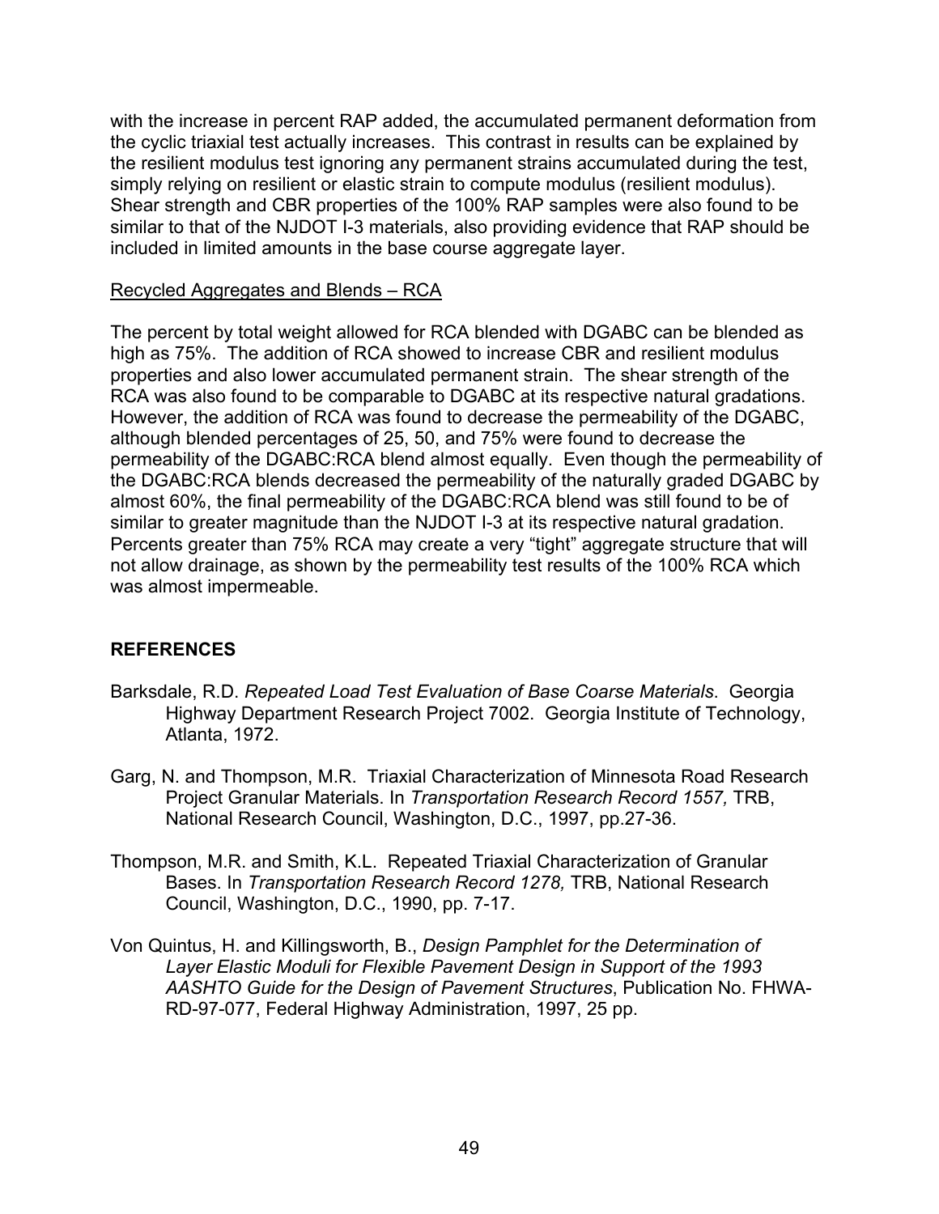with the increase in percent RAP added, the accumulated permanent deformation from the cyclic triaxial test actually increases. This contrast in results can be explained by the resilient modulus test ignoring any permanent strains accumulated during the test, simply relying on resilient or elastic strain to compute modulus (resilient modulus). Shear strength and CBR properties of the 100% RAP samples were also found to be similar to that of the NJDOT I-3 materials, also providing evidence that RAP should be included in limited amounts in the base course aggregate layer.

<u>Recycled Aggregates and Blends – RCA</u>

The percent by total weight allowed for RCA blended with DGABC can be blended as high as 75%. The addition of RCA showed to increase CBR and resilient modulus properties and also lower accumulated permanent strain. The shear strength of the RCA was also found to be comparable to DGABC at its respective natural gradations. However, the addition of RCA was found to decrease the permeability of the DGABC, although blended percentages of 25, 50, and 75% were found to decrease the permeability of the DGABC:RCA blend almost equally. Even though the permeability of the DGABC:RCA blends decreased the permeability of the naturally graded DGABC by almost 60%, the final permeability of the DGABC:RCA blend was still found to be of similar to greater magnitude than the NJDOT I-3 at its respective natural gradation. Percents greater than 75% RCA may create a very "tight" aggregate structure that will not allow drainage, as shown by the permeability test results of the 100% RCA which was almost impermeable.

## REFERENCES

Barksdale, R.D. *Repeated Load Test Evaluation of Base Coarse Materials*. Georgia Highway Department Research Project 7002. Georgia Institute of Technology, Atlanta, 1972.

Garg, N. and Thompson, M.R. Triaxial Characterization of Minnesota Road Research Project Granular Materials. In *Transportation Research Record 1557,* TRB, National Research Council, Washington, D.C., 1997, pp.27-36.

Thompson, M.R. and Smith, K.L. Repeated Triaxial Characterization of Granular Bases. In *Transportation Research Record 1278,* TRB, National Research Council, Washington, D.C., 1990, pp. 7-17.

Von Quintus, H. and Killingsworth, B., *Design Pamphlet for the Determination of Layer Elastic Moduli for Flexible Pavement Design in Support of the 1993 AASHTO Guide for the Design of Pavement Structures*, Publication No. FHWA-RD-97-077, Federal Highway Administration, 1997, 25 pp.